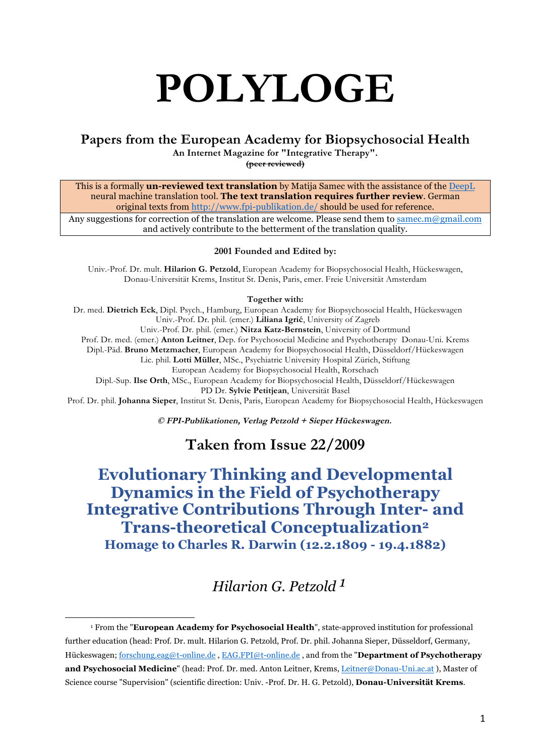# POLYLOGE

## Papers from the European Academy for Biopsychosocial Health

**An Internet Magazine for "Integrative Therapy".**

~~(peer reviewed)~~

This is a formally **un-reviewed text translation** by Matija Samec with the assistance of the DeepL neural machine translation tool. **The text translation requires further review**. German original texts from http://www.fpi-publikation.de/ should be used for reference.

Any suggestions for correction of the translation are welcome. Please send them to samec.m@gmail.com and actively contribute to the betterment of the translation quality.

**2001 Founded and Edited by:**

Univ.-Prof. Dr. mult. **Hilarion G. Petzold**, European Academy for Biopsychosocial Health, Hückeswagen, Donau-Universität Krems, Institut St. Denis, Paris, emer. Freie Universität Amsterdam

**Together with:**

Dr. med. **Dietrich Eck**, Dipl. Psych., Hamburg, European Academy for Biopsychosocial Health, Hückeswagen
Univ.-Prof. Dr. phil. (emer.) **Liliana Igrić**, University of Zagreb
Univ.-Prof. Dr. phil. (emer.) **Nitza Katz-Bernstein**, University of Dortmund
Prof. Dr. med. (emer.) **Anton Leitner**, Dep. for Psychosocial Medicine and Psychotherapy Donau-Uni. Krems
Dipl.-Päd. **Bruno Metzmacher**, European Academy for Biopsychosocial Health, Düsseldorf/Hückeswagen
Lic. phil. **Lotti Müller**, MSc., Psychiatric University Hospital Zürich, Stiftung
European Academy for Biopsychosocial Health, Rorschach
Dipl.-Sup. **Ilse Orth**, MSc., European Academy for Biopsychosocial Health, Düsseldorf/Hückeswagen
PD Dr. **Sylvie Petitjean**, Universität Basel
Prof. Dr. phil. **Johanna Sieper**, Institut St. Denis, Paris, European Academy for Biopsychosocial Health, Hückeswagen

***© FPI-Publikationen, Verlag Petzold + Sieper Hückeswagen.***

## Taken from Issue 22/2009

# Evolutionary Thinking and Developmental Dynamics in the Field of Psychotherapy Integrative Contributions Through Inter- and Trans-theoretical Conceptualization[2]

### Homage to Charles R. Darwin (12.2.1809 - 19.4.1882)

*Hilarion G. Petzold* [1]

[1] From the "**European Academy for Psychosocial Health**", state-approved institution for professional further education (head: Prof. Dr. mult. Hilarion G. Petzold, Prof. Dr. phil. Johanna Sieper, Düsseldorf, Germany, Hückeswagen; forschung.eag@t-online.de , EAG.FPI@t-online.de , and from the "**Department of Psychotherapy and Psychosocial Medicine**" (head: Prof. Dr. med. Anton Leitner, Krems, Leitner@Donau-Uni.ac.at ), Master of Science course "Supervision" (scientific direction: Univ. -Prof. Dr. H. G. Petzold), **Donau-Universität Krems**.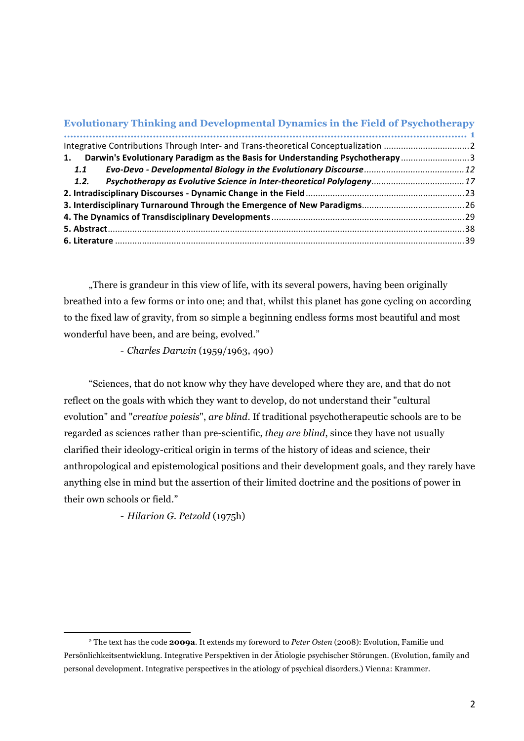**Evolutionary Thinking and Developmental Dynamics in the Field of Psychotherapy ........ 1**

Integrative Contributions Through Inter- and Trans-theoretical Conceptualization ........ 2

**1. Darwin's Evolutionary Paradigm as the Basis for Understanding Psychotherapy ........ 3**

***1.1 Evo-Devo - Developmental Biology in the Evolutionary Discourse ........ 12***

***1.2. Psychotherapy as Evolutive Science in Inter-theoretical Polylogeny ........ 17***

**2. Intradisciplinary Discourses - Dynamic Change in the Field ........ 23**

**3. Interdisciplinary Turnaround Through the Emergence of New Paradigms ........ 26**

**4. The Dynamics of Transdisciplinary Developments ........ 29**

**5. Abstract ........ 38**

**6. Literature ........ 39**

„There is grandeur in this view of life, with its several powers, having been originally breathed into a few forms or into one; and that, whilst this planet has gone cycling on according to the fixed law of gravity, from so simple a beginning endless forms most beautiful and most wonderful have been, and are being, evolved."

- *Charles Darwin* (1959/1963, 490)

"Sciences, that do not know why they have developed where they are, and that do not reflect on the goals with which they want to develop, do not understand their "cultural evolution" and "*creative poiesis*", *are blind*. If traditional psychotherapeutic schools are to be regarded as sciences rather than pre-scientific, *they are blind*, since they have not usually clarified their ideology-critical origin in terms of the history of ideas and science, their anthropological and epistemological positions and their development goals, and they rarely have anything else in mind but the assertion of their limited doctrine and the positions of power in their own schools or field."

- *Hilarion G. Petzold* (1975h)

---

[2] The text has the code **2009a**. It extends my foreword to *Peter Osten* (2008): Evolution, Familie und Persönlichkeitsentwicklung. Integrative Perspektiven in der Ätiologie psychischer Störungen. (Evolution, family and personal development. Integrative perspectives in the atiology of psychical disorders.) Vienna: Krammer.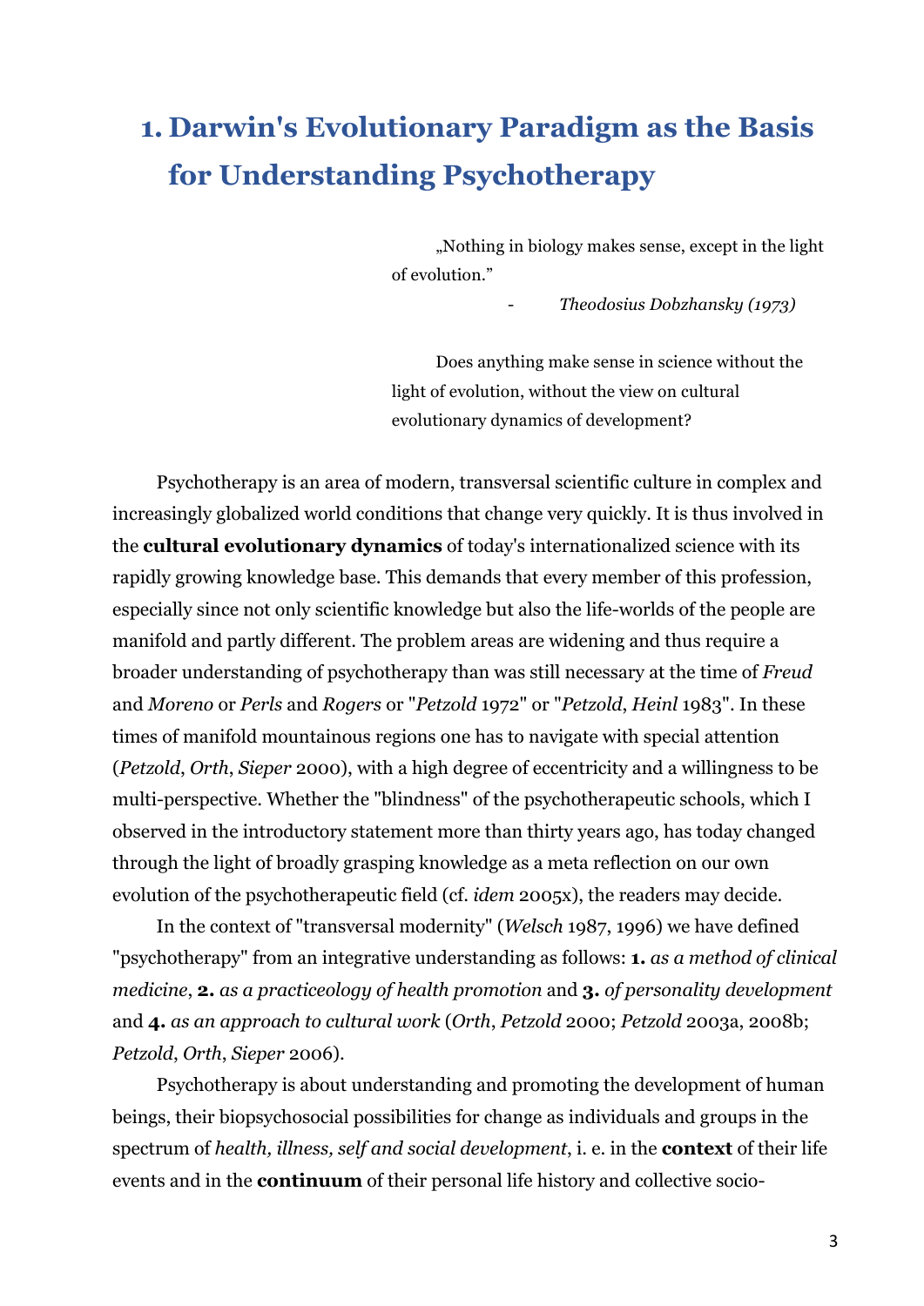# 1. Darwin's Evolutionary Paradigm as the Basis for Understanding Psychotherapy

> „Nothing in biology makes sense, except in the light of evolution."
>
> - *Theodosius Dobzhansky (1973)*

> Does anything make sense in science without the light of evolution, without the view on cultural evolutionary dynamics of development?

Psychotherapy is an area of modern, transversal scientific culture in complex and increasingly globalized world conditions that change very quickly. It is thus involved in the **cultural evolutionary dynamics** of today's internationalized science with its rapidly growing knowledge base. This demands that every member of this profession, especially since not only scientific knowledge but also the life-worlds of the people are manifold and partly different. The problem areas are widening and thus require a broader understanding of psychotherapy than was still necessary at the time of *Freud* and *Moreno* or *Perls* and *Rogers* or "*Petzold* 1972" or "*Petzold*, *Heinl* 1983". In these times of manifold mountainous regions one has to navigate with special attention (*Petzold*, *Orth*, *Sieper* 2000), with a high degree of eccentricity and a willingness to be multi-perspective. Whether the "blindness" of the psychotherapeutic schools, which I observed in the introductory statement more than thirty years ago, has today changed through the light of broadly grasping knowledge as a meta reflection on our own evolution of the psychotherapeutic field (cf. *idem* 2005x), the readers may decide.

In the context of "transversal modernity" (*Welsch* 1987, 1996) we have defined "psychotherapy" from an integrative understanding as follows: **1.** *as a method of clinical medicine*, **2.** *as a practiceology of health promotion* and **3.** *of personality development* and **4.** *as an approach to cultural work* (*Orth*, *Petzold* 2000; *Petzold* 2003a, 2008b; *Petzold*, *Orth*, *Sieper* 2006).

Psychotherapy is about understanding and promoting the development of human beings, their biopsychosocial possibilities for change as individuals and groups in the spectrum of *health, illness, self and social development*, i. e. in the **context** of their life events and in the **continuum** of their personal life history and collective socio-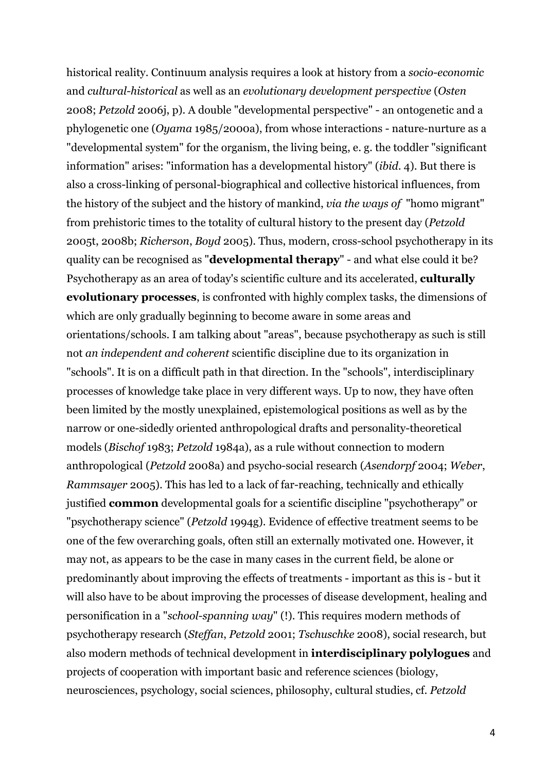historical reality. Continuum analysis requires a look at history from a *socio-economic* and *cultural-historical* as well as an *evolutionary development perspective* (*Osten* 2008; *Petzold* 2006j, p). A double "developmental perspective" - an ontogenetic and a phylogenetic one (*Oyama* 1985/2000a), from whose interactions - nature-nurture as a "developmental system" for the organism, the living being, e. g. the toddler "significant information" arises: "information has a developmental history" (*ibid.* 4). But there is also a cross-linking of personal-biographical and collective historical influences, from the history of the subject and the history of mankind, *via the ways of* "homo migrant" from prehistoric times to the totality of cultural history to the present day (*Petzold* 2005t, 2008b; *Richerson*, *Boyd* 2005). Thus, modern, cross-school psychotherapy in its quality can be recognised as "**developmental therapy**" - and what else could it be? Psychotherapy as an area of today's scientific culture and its accelerated, **culturally evolutionary processes**, is confronted with highly complex tasks, the dimensions of which are only gradually beginning to become aware in some areas and orientations/schools. I am talking about "areas", because psychotherapy as such is still not *an independent and coherent* scientific discipline due to its organization in "schools". It is on a difficult path in that direction. In the "schools", interdisciplinary processes of knowledge take place in very different ways. Up to now, they have often been limited by the mostly unexplained, epistemological positions as well as by the narrow or one-sidedly oriented anthropological drafts and personality-theoretical models (*Bischof* 1983; *Petzold* 1984a), as a rule without connection to modern anthropological (*Petzold* 2008a) and psycho-social research (*Asendorpf* 2004; *Weber*, *Rammsayer* 2005). This has led to a lack of far-reaching, technically and ethically justified **common** developmental goals for a scientific discipline "psychotherapy" or "psychotherapy science" (*Petzold* 1994g). Evidence of effective treatment seems to be one of the few overarching goals, often still an externally motivated one. However, it may not, as appears to be the case in many cases in the current field, be alone or predominantly about improving the effects of treatments - important as this is - but it will also have to be about improving the processes of disease development, healing and personification in a "*school-spanning way*" (!). This requires modern methods of psychotherapy research (*Steffan*, *Petzold* 2001; *Tschuschke* 2008), social research, but also modern methods of technical development in **interdisciplinary polylogues** and projects of cooperation with important basic and reference sciences (biology, neurosciences, psychology, social sciences, philosophy, cultural studies, cf. *Petzold*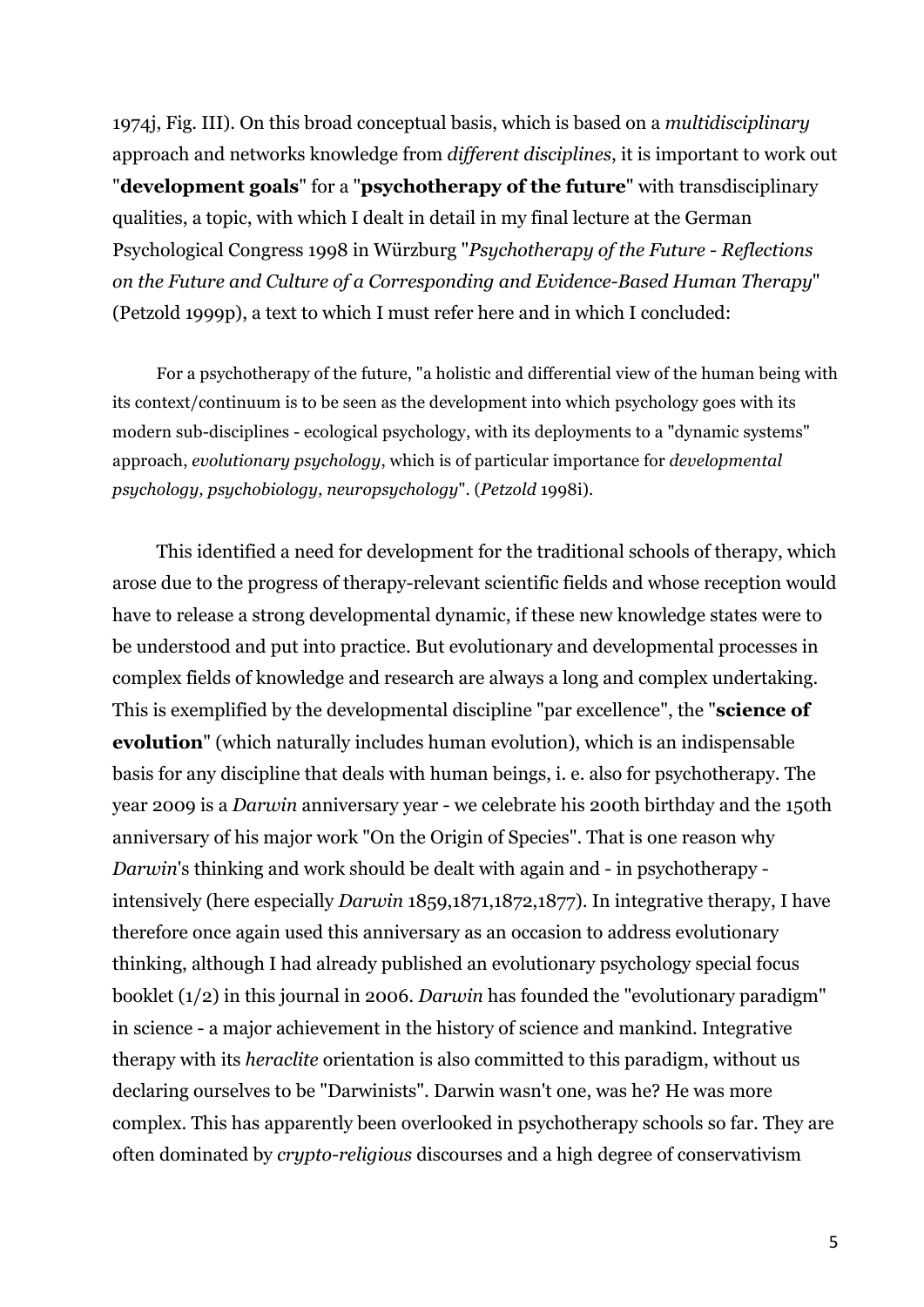1974j, Fig. III). On this broad conceptual basis, which is based on a *multidisciplinary* approach and networks knowledge from *different disciplines*, it is important to work out "**development goals**" for a "**psychotherapy of the future**" with transdisciplinary qualities, a topic, with which I dealt in detail in my final lecture at the German Psychological Congress 1998 in Würzburg "*Psychotherapy of the Future - Reflections on the Future and Culture of a Corresponding and Evidence-Based Human Therapy*" (Petzold 1999p), a text to which I must refer here and in which I concluded:

> For a psychotherapy of the future, "a holistic and differential view of the human being with its context/continuum is to be seen as the development into which psychology goes with its modern sub-disciplines - ecological psychology, with its deployments to a "dynamic systems" approach, *evolutionary psychology*, which is of particular importance for *developmental psychology, psychobiology, neuropsychology*". (*Petzold* 1998i).

This identified a need for development for the traditional schools of therapy, which arose due to the progress of therapy-relevant scientific fields and whose reception would have to release a strong developmental dynamic, if these new knowledge states were to be understood and put into practice. But evolutionary and developmental processes in complex fields of knowledge and research are always a long and complex undertaking. This is exemplified by the developmental discipline "par excellence", the "**science of evolution**" (which naturally includes human evolution), which is an indispensable basis for any discipline that deals with human beings, i. e. also for psychotherapy. The year 2009 is a *Darwin* anniversary year - we celebrate his 200th birthday and the 150th anniversary of his major work "On the Origin of Species". That is one reason why *Darwin*'s thinking and work should be dealt with again and - in psychotherapy - intensively (here especially *Darwin* 1859,1871,1872,1877). In integrative therapy, I have therefore once again used this anniversary as an occasion to address evolutionary thinking, although I had already published an evolutionary psychology special focus booklet (1/2) in this journal in 2006. *Darwin* has founded the "evolutionary paradigm" in science - a major achievement in the history of science and mankind. Integrative therapy with its *heraclite* orientation is also committed to this paradigm, without us declaring ourselves to be "Darwinists". Darwin wasn't one, was he? He was more complex. This has apparently been overlooked in psychotherapy schools so far. They are often dominated by *crypto-religious* discourses and a high degree of conservativism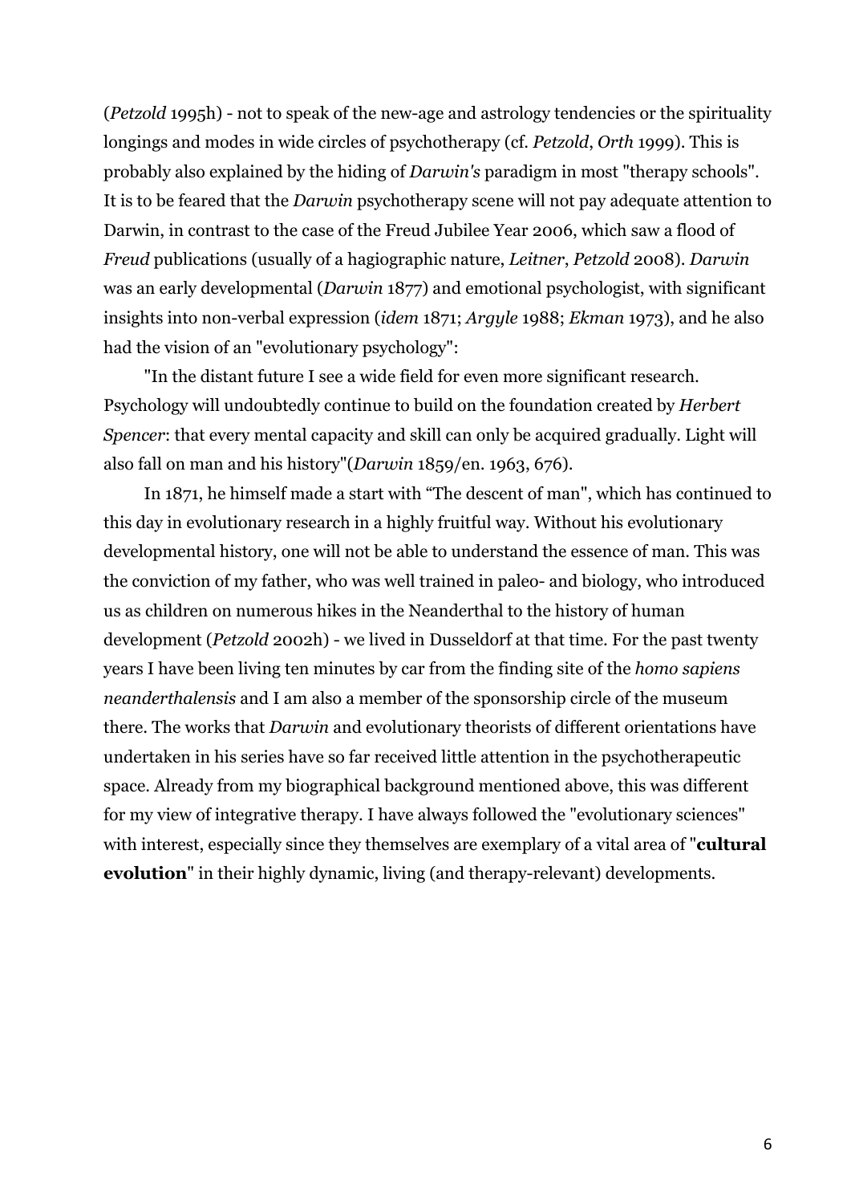(*Petzold* 1995h) - not to speak of the new-age and astrology tendencies or the spirituality longings and modes in wide circles of psychotherapy (cf. *Petzold*, *Orth* 1999). This is probably also explained by the hiding of *Darwin's* paradigm in most "therapy schools". It is to be feared that the *Darwin* psychotherapy scene will not pay adequate attention to Darwin, in contrast to the case of the Freud Jubilee Year 2006, which saw a flood of *Freud* publications (usually of a hagiographic nature, *Leitner*, *Petzold* 2008). *Darwin* was an early developmental (*Darwin* 1877) and emotional psychologist, with significant insights into non-verbal expression (*idem* 1871; *Argyle* 1988; *Ekman* 1973), and he also had the vision of an "evolutionary psychology":

"In the distant future I see a wide field for even more significant research. Psychology will undoubtedly continue to build on the foundation created by *Herbert Spencer*: that every mental capacity and skill can only be acquired gradually. Light will also fall on man and his history"(*Darwin* 1859/en. 1963, 676).

In 1871, he himself made a start with "The descent of man", which has continued to this day in evolutionary research in a highly fruitful way. Without his evolutionary developmental history, one will not be able to understand the essence of man. This was the conviction of my father, who was well trained in paleo- and biology, who introduced us as children on numerous hikes in the Neanderthal to the history of human development (*Petzold* 2002h) - we lived in Dusseldorf at that time. For the past twenty years I have been living ten minutes by car from the finding site of the *homo sapiens neanderthalensis* and I am also a member of the sponsorship circle of the museum there. The works that *Darwin* and evolutionary theorists of different orientations have undertaken in his series have so far received little attention in the psychotherapeutic space. Already from my biographical background mentioned above, this was different for my view of integrative therapy. I have always followed the "evolutionary sciences" with interest, especially since they themselves are exemplary of a vital area of "**cultural evolution**" in their highly dynamic, living (and therapy-relevant) developments.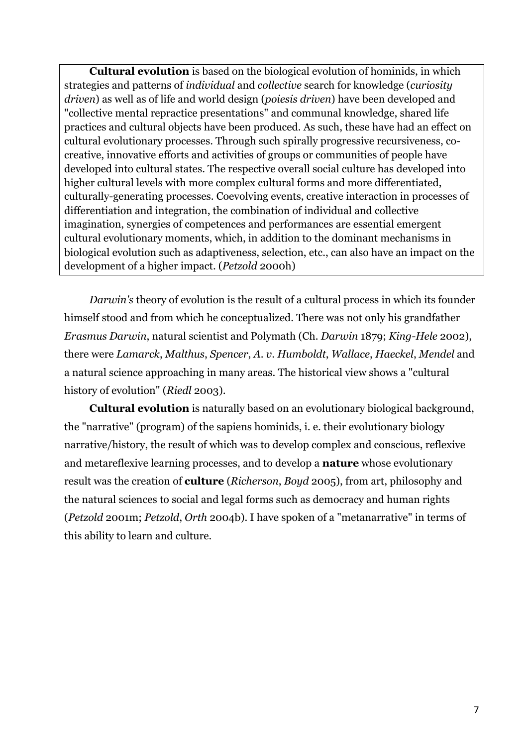**Cultural evolution** is based on the biological evolution of hominids, in which strategies and patterns of *individual* and *collective* search for knowledge (*curiosity driven*) as well as of life and world design (*poiesis driven*) have been developed and "collective mental repractice presentations" and communal knowledge, shared life practices and cultural objects have been produced. As such, these have had an effect on cultural evolutionary processes. Through such spirally progressive recursiveness, co-creative, innovative efforts and activities of groups or communities of people have developed into cultural states. The respective overall social culture has developed into higher cultural levels with more complex cultural forms and more differentiated, culturally-generating processes. Coevolving events, creative interaction in processes of differentiation and integration, the combination of individual and collective imagination, synergies of competences and performances are essential emergent cultural evolutionary moments, which, in addition to the dominant mechanisms in biological evolution such as adaptiveness, selection, etc., can also have an impact on the development of a higher impact. (*Petzold* 2000h)

*Darwin's* theory of evolution is the result of a cultural process in which its founder himself stood and from which he conceptualized. There was not only his grandfather *Erasmus Darwin*, natural scientist and Polymath (Ch. *Darwin* 1879; *King-Hele* 2002), there were *Lamarck*, *Malthus*, *Spencer*, *A. v. Humboldt*, *Wallace*, *Haeckel*, *Mendel* and a natural science approaching in many areas. The historical view shows a "cultural history of evolution" (*Riedl* 2003).

**Cultural evolution** is naturally based on an evolutionary biological background, the "narrative" (program) of the sapiens hominids, i. e. their evolutionary biology narrative/history, the result of which was to develop complex and conscious, reflexive and metareflexive learning processes, and to develop a **nature** whose evolutionary result was the creation of **culture** (*Richerson*, *Boyd* 2005), from art, philosophy and the natural sciences to social and legal forms such as democracy and human rights (*Petzold* 2001m; *Petzold*, *Orth* 2004b). I have spoken of a "metanarrative" in terms of this ability to learn and culture.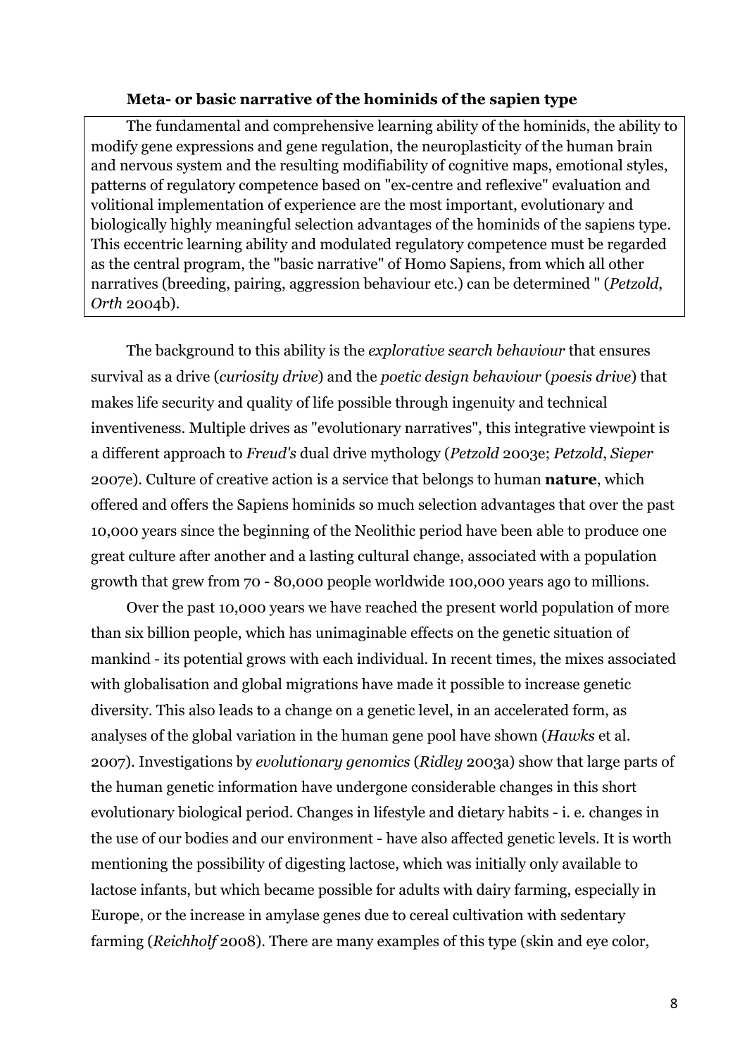**Meta- or basic narrative of the hominids of the sapien type**

> The fundamental and comprehensive learning ability of the hominids, the ability to modify gene expressions and gene regulation, the neuroplasticity of the human brain and nervous system and the resulting modifiability of cognitive maps, emotional styles, patterns of regulatory competence based on "ex-centre and reflexive" evaluation and volitional implementation of experience are the most important, evolutionary and biologically highly meaningful selection advantages of the hominids of the sapiens type. This eccentric learning ability and modulated regulatory competence must be regarded as the central program, the "basic narrative" of Homo Sapiens, from which all other narratives (breeding, pairing, aggression behaviour etc.) can be determined " (*Petzold*, *Orth* 2004b).

The background to this ability is the *explorative search behaviour* that ensures survival as a drive (*curiosity drive*) and the *poetic design behaviour* (*poesis drive*) that makes life security and quality of life possible through ingenuity and technical inventiveness. Multiple drives as "evolutionary narratives", this integrative viewpoint is a different approach to *Freud's* dual drive mythology (*Petzold* 2003e; *Petzold*, *Sieper* 2007e). Culture of creative action is a service that belongs to human **nature**, which offered and offers the Sapiens hominids so much selection advantages that over the past 10,000 years since the beginning of the Neolithic period have been able to produce one great culture after another and a lasting cultural change, associated with a population growth that grew from 70 - 80,000 people worldwide 100,000 years ago to millions.

Over the past 10,000 years we have reached the present world population of more than six billion people, which has unimaginable effects on the genetic situation of mankind - its potential grows with each individual. In recent times, the mixes associated with globalisation and global migrations have made it possible to increase genetic diversity. This also leads to a change on a genetic level, in an accelerated form, as analyses of the global variation in the human gene pool have shown (*Hawks* et al. 2007). Investigations by *evolutionary genomics* (*Ridley* 2003a) show that large parts of the human genetic information have undergone considerable changes in this short evolutionary biological period. Changes in lifestyle and dietary habits - i. e. changes in the use of our bodies and our environment - have also affected genetic levels. It is worth mentioning the possibility of digesting lactose, which was initially only available to lactose infants, but which became possible for adults with dairy farming, especially in Europe, or the increase in amylase genes due to cereal cultivation with sedentary farming (*Reichholf* 2008). There are many examples of this type (skin and eye color,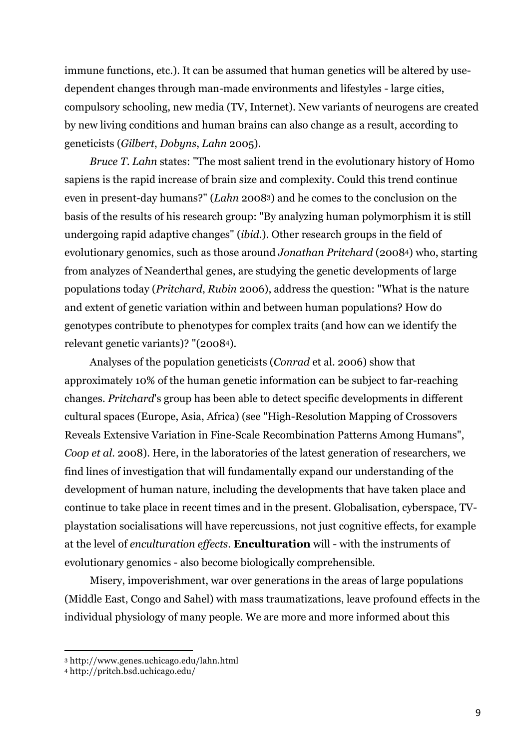immune functions, etc.). It can be assumed that human genetics will be altered by use-dependent changes through man-made environments and lifestyles - large cities, compulsory schooling, new media (TV, Internet). New variants of neurogens are created by new living conditions and human brains can also change as a result, according to geneticists (*Gilbert*, *Dobyns*, *Lahn* 2005).

*Bruce T. Lahn* states: "The most salient trend in the evolutionary history of Homo sapiens is the rapid increase of brain size and complexity. Could this trend continue even in present-day humans?" (*Lahn* 2008[3]) and he comes to the conclusion on the basis of the results of his research group: "By analyzing human polymorphism it is still undergoing rapid adaptive changes" (*ibid.*). Other research groups in the field of evolutionary genomics, such as those around *Jonathan Pritchard* (2008[4]) who, starting from analyzes of Neanderthal genes, are studying the genetic developments of large populations today (*Pritchard*, *Rubin* 2006), address the question: "What is the nature and extent of genetic variation within and between human populations? How do genotypes contribute to phenotypes for complex traits (and how can we identify the relevant genetic variants)? "(2008[4]).

Analyses of the population geneticists (*Conrad* et al. 2006) show that approximately 10% of the human genetic information can be subject to far-reaching changes. *Pritchard*'s group has been able to detect specific developments in different cultural spaces (Europe, Asia, Africa) (see "High-Resolution Mapping of Crossovers Reveals Extensive Variation in Fine-Scale Recombination Patterns Among Humans", *Coop et al.* 2008). Here, in the laboratories of the latest generation of researchers, we find lines of investigation that will fundamentally expand our understanding of the development of human nature, including the developments that have taken place and continue to take place in recent times and in the present. Globalisation, cyberspace, TV-playstation socialisations will have repercussions, not just cognitive effects, for example at the level of *enculturation effects*. **Enculturation** will - with the instruments of evolutionary genomics - also become biologically comprehensible.

Misery, impoverishment, war over generations in the areas of large populations (Middle East, Congo and Sahel) with mass traumatizations, leave profound effects in the individual physiology of many people. We are more and more informed about this

---

[3] http://www.genes.uchicago.edu/lahn.html

[4] http://pritch.bsd.uchicago.edu/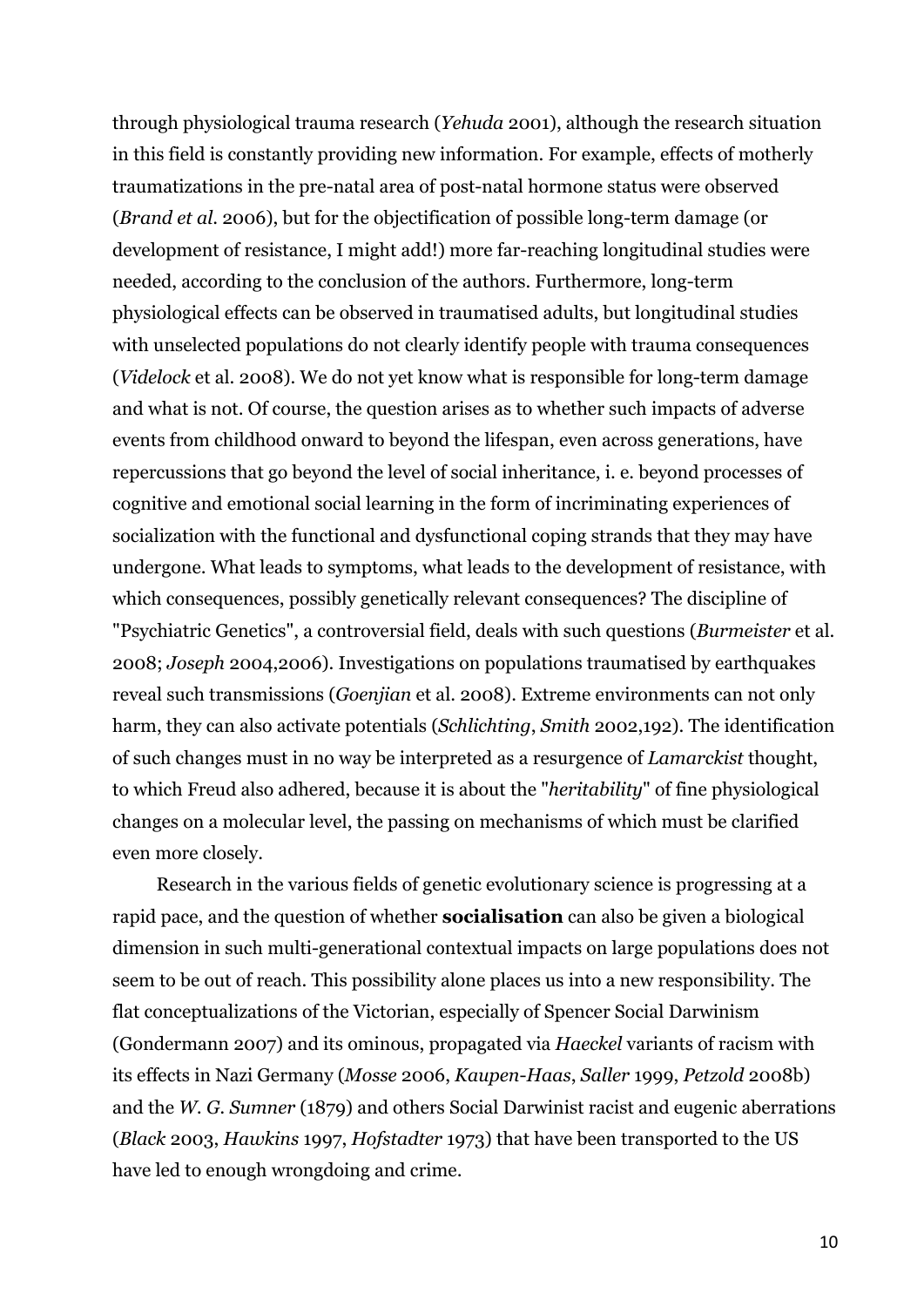through physiological trauma research (*Yehuda* 2001), although the research situation in this field is constantly providing new information. For example, effects of motherly traumatizations in the pre-natal area of post-natal hormone status were observed (*Brand et al.* 2006), but for the objectification of possible long-term damage (or development of resistance, I might add!) more far-reaching longitudinal studies were needed, according to the conclusion of the authors. Furthermore, long-term physiological effects can be observed in traumatised adults, but longitudinal studies with unselected populations do not clearly identify people with trauma consequences (*Videlock* et al. 2008). We do not yet know what is responsible for long-term damage and what is not. Of course, the question arises as to whether such impacts of adverse events from childhood onward to beyond the lifespan, even across generations, have repercussions that go beyond the level of social inheritance, i. e. beyond processes of cognitive and emotional social learning in the form of incriminating experiences of socialization with the functional and dysfunctional coping strands that they may have undergone. What leads to symptoms, what leads to the development of resistance, with which consequences, possibly genetically relevant consequences? The discipline of "Psychiatric Genetics", a controversial field, deals with such questions (*Burmeister* et al. 2008; *Joseph* 2004,2006). Investigations on populations traumatised by earthquakes reveal such transmissions (*Goenjian* et al. 2008). Extreme environments can not only harm, they can also activate potentials (*Schlichting*, *Smith* 2002,192). The identification of such changes must in no way be interpreted as a resurgence of *Lamarckist* thought, to which Freud also adhered, because it is about the "*heritability*" of fine physiological changes on a molecular level, the passing on mechanisms of which must be clarified even more closely.

Research in the various fields of genetic evolutionary science is progressing at a rapid pace, and the question of whether **socialisation** can also be given a biological dimension in such multi-generational contextual impacts on large populations does not seem to be out of reach. This possibility alone places us into a new responsibility. The flat conceptualizations of the Victorian, especially of Spencer Social Darwinism (Gondermann 2007) and its ominous, propagated via *Haeckel* variants of racism with its effects in Nazi Germany (*Mosse* 2006, *Kaupen-Haas*, *Saller* 1999, *Petzold* 2008b) and the *W. G. Sumner* (1879) and others Social Darwinist racist and eugenic aberrations (*Black* 2003, *Hawkins* 1997, *Hofstadter* 1973) that have been transported to the US have led to enough wrongdoing and crime.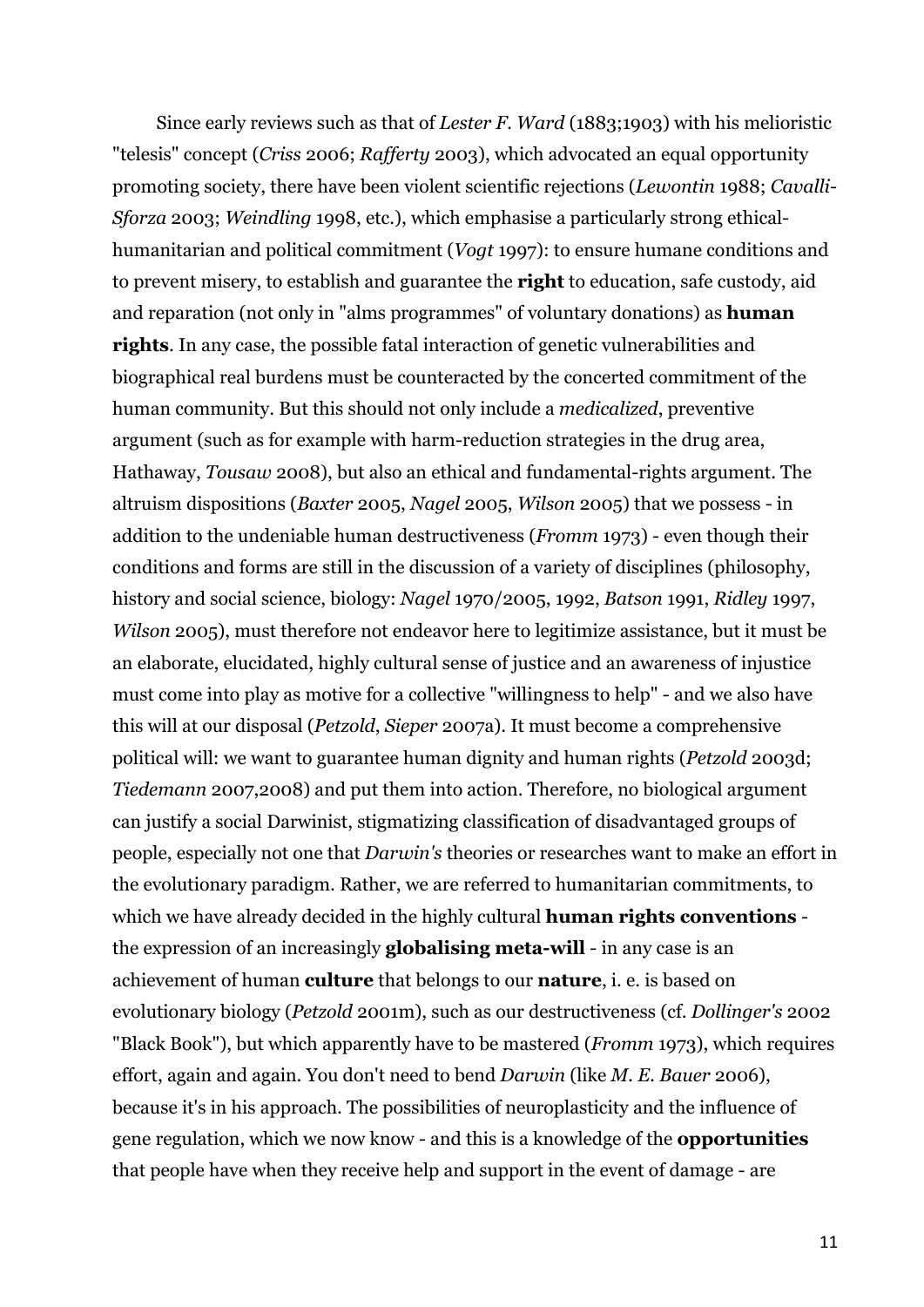Since early reviews such as that of *Lester F. Ward* (1883;1903) with his melioristic "telesis" concept (*Criss* 2006; *Rafferty* 2003), which advocated an equal opportunity promoting society, there have been violent scientific rejections (*Lewontin* 1988; *Cavalli-Sforza* 2003; *Weindling* 1998, etc.), which emphasise a particularly strong ethical-humanitarian and political commitment (*Vogt* 1997): to ensure humane conditions and to prevent misery, to establish and guarantee the **right** to education, safe custody, aid and reparation (not only in "alms programmes" of voluntary donations) as **human rights**. In any case, the possible fatal interaction of genetic vulnerabilities and biographical real burdens must be counteracted by the concerted commitment of the human community. But this should not only include a *medicalized*, preventive argument (such as for example with harm-reduction strategies in the drug area, Hathaway, *Tousaw* 2008), but also an ethical and fundamental-rights argument. The altruism dispositions (*Baxter* 2005, *Nagel* 2005, *Wilson* 2005) that we possess - in addition to the undeniable human destructiveness (*Fromm* 1973) - even though their conditions and forms are still in the discussion of a variety of disciplines (philosophy, history and social science, biology: *Nagel* 1970/2005, 1992, *Batson* 1991, *Ridley* 1997, *Wilson* 2005), must therefore not endeavor here to legitimize assistance, but it must be an elaborate, elucidated, highly cultural sense of justice and an awareness of injustice must come into play as motive for a collective "willingness to help" - and we also have this will at our disposal (*Petzold*, *Sieper* 2007a). It must become a comprehensive political will: we want to guarantee human dignity and human rights (*Petzold* 2003d; *Tiedemann* 2007,2008) and put them into action. Therefore, no biological argument can justify a social Darwinist, stigmatizing classification of disadvantaged groups of people, especially not one that *Darwin's* theories or researches want to make an effort in the evolutionary paradigm. Rather, we are referred to humanitarian commitments, to which we have already decided in the highly cultural **human rights conventions** - the expression of an increasingly **globalising meta-will** - in any case is an achievement of human **culture** that belongs to our **nature**, i. e. is based on evolutionary biology (*Petzold* 2001m), such as our destructiveness (cf. *Dollinger's* 2002 "Black Book"), but which apparently have to be mastered (*Fromm* 1973), which requires effort, again and again. You don't need to bend *Darwin* (like *M. E. Bauer* 2006), because it's in his approach. The possibilities of neuroplasticity and the influence of gene regulation, which we now know - and this is a knowledge of the **opportunities** that people have when they receive help and support in the event of damage - are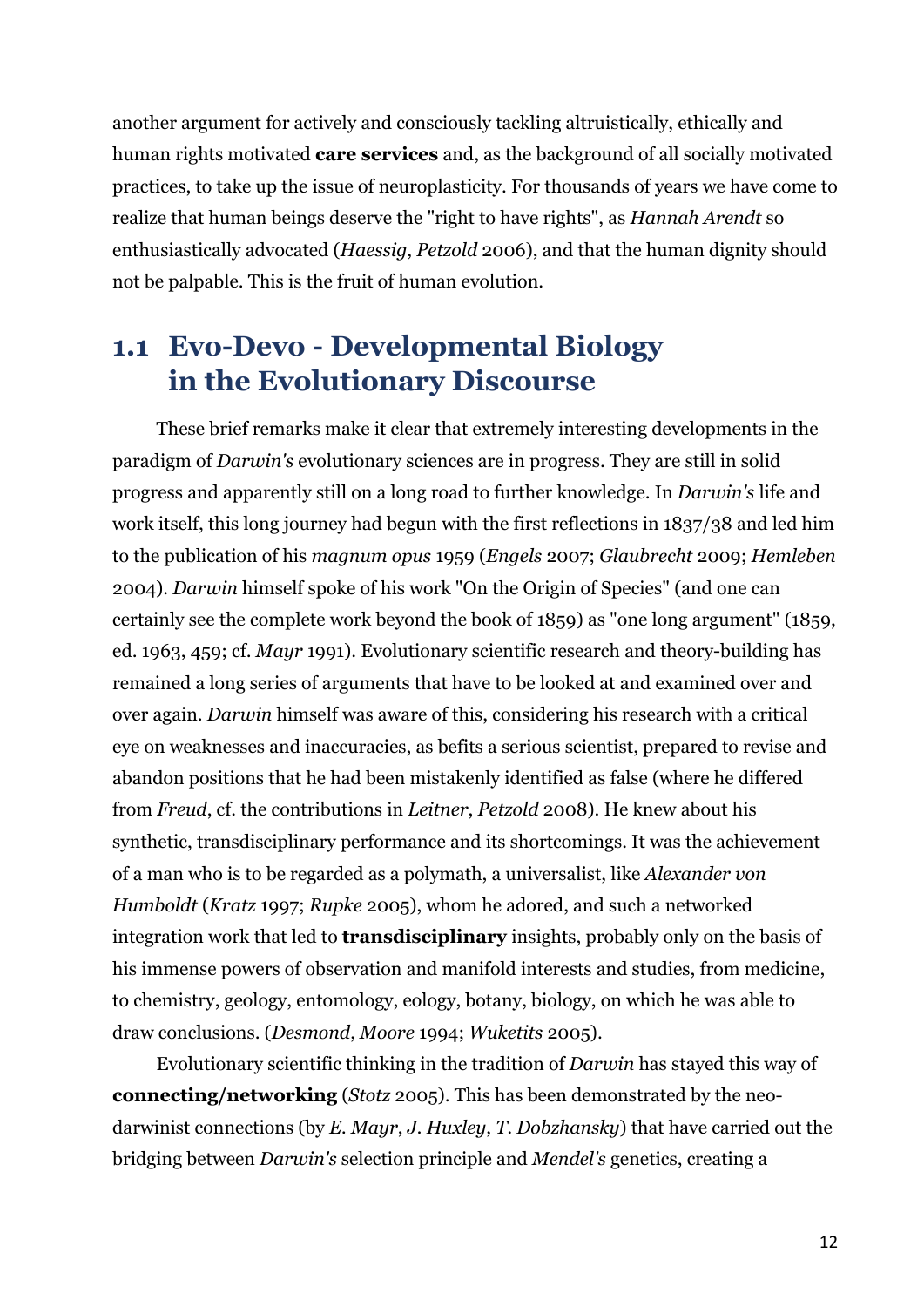another argument for actively and consciously tackling altruistically, ethically and human rights motivated **care services** and, as the background of all socially motivated practices, to take up the issue of neuroplasticity. For thousands of years we have come to realize that human beings deserve the "right to have rights", as *Hannah Arendt* so enthusiastically advocated (*Haessig*, *Petzold* 2006), and that the human dignity should not be palpable. This is the fruit of human evolution.

## 1.1 Evo-Devo - Developmental Biology in the Evolutionary Discourse

These brief remarks make it clear that extremely interesting developments in the paradigm of *Darwin's* evolutionary sciences are in progress. They are still in solid progress and apparently still on a long road to further knowledge. In *Darwin's* life and work itself, this long journey had begun with the first reflections in 1837/38 and led him to the publication of his *magnum opus* 1959 (*Engels* 2007; *Glaubrecht* 2009; *Hemleben* 2004). *Darwin* himself spoke of his work "On the Origin of Species" (and one can certainly see the complete work beyond the book of 1859) as "one long argument" (1859, ed. 1963, 459; cf. *Mayr* 1991). Evolutionary scientific research and theory-building has remained a long series of arguments that have to be looked at and examined over and over again. *Darwin* himself was aware of this, considering his research with a critical eye on weaknesses and inaccuracies, as befits a serious scientist, prepared to revise and abandon positions that he had been mistakenly identified as false (where he differed from *Freud*, cf. the contributions in *Leitner*, *Petzold* 2008). He knew about his synthetic, transdisciplinary performance and its shortcomings. It was the achievement of a man who is to be regarded as a polymath, a universalist, like *Alexander von Humboldt* (*Kratz* 1997; *Rupke* 2005), whom he adored, and such a networked integration work that led to **transdisciplinary** insights, probably only on the basis of his immense powers of observation and manifold interests and studies, from medicine, to chemistry, geology, entomology, eology, botany, biology, on which he was able to draw conclusions. (*Desmond*, *Moore* 1994; *Wuketits* 2005).

Evolutionary scientific thinking in the tradition of *Darwin* has stayed this way of **connecting/networking** (*Stotz* 2005). This has been demonstrated by the neo-darwinist connections (by *E. Mayr*, *J. Huxley*, *T. Dobzhansky*) that have carried out the bridging between *Darwin's* selection principle and *Mendel's* genetics, creating a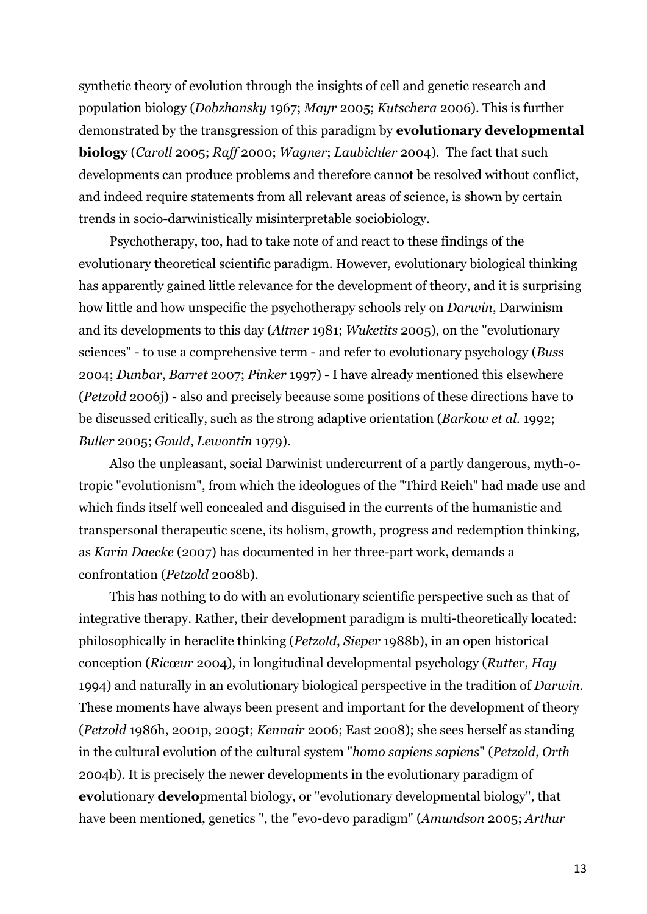synthetic theory of evolution through the insights of cell and genetic research and population biology (*Dobzhansky* 1967; *Mayr* 2005; *Kutschera* 2006). This is further demonstrated by the transgression of this paradigm by **evolutionary developmental biology** (*Caroll* 2005; *Raff* 2000; *Wagner*; *Laubichler* 2004). The fact that such developments can produce problems and therefore cannot be resolved without conflict, and indeed require statements from all relevant areas of science, is shown by certain trends in socio-darwinistically misinterpretable sociobiology.

Psychotherapy, too, had to take note of and react to these findings of the evolutionary theoretical scientific paradigm. However, evolutionary biological thinking has apparently gained little relevance for the development of theory, and it is surprising how little and how unspecific the psychotherapy schools rely on *Darwin*, Darwinism and its developments to this day (*Altner* 1981; *Wuketits* 2005), on the "evolutionary sciences" - to use a comprehensive term - and refer to evolutionary psychology (*Buss* 2004; *Dunbar*, *Barret* 2007; *Pinker* 1997) - I have already mentioned this elsewhere (*Petzold* 2006j) - also and precisely because some positions of these directions have to be discussed critically, such as the strong adaptive orientation (*Barkow et al.* 1992; *Buller* 2005; *Gould*, *Lewontin* 1979).

Also the unpleasant, social Darwinist undercurrent of a partly dangerous, myth-o-tropic "evolutionism", from which the ideologues of the "Third Reich" had made use and which finds itself well concealed and disguised in the currents of the humanistic and transpersonal therapeutic scene, its holism, growth, progress and redemption thinking, as *Karin Daecke* (2007) has documented in her three-part work, demands a confrontation (*Petzold* 2008b).

This has nothing to do with an evolutionary scientific perspective such as that of integrative therapy. Rather, their development paradigm is multi-theoretically located: philosophically in heraclite thinking (*Petzold*, *Sieper* 1988b), in an open historical conception (*Ricœur* 2004), in longitudinal developmental psychology (*Rutter*, *Hay* 1994) and naturally in an evolutionary biological perspective in the tradition of *Darwin*. These moments have always been present and important for the development of theory (*Petzold* 1986h, 2001p, 2005t; *Kennair* 2006; East 2008); she sees herself as standing in the cultural evolution of the cultural system "*homo sapiens sapiens*" (*Petzold*, *Orth* 2004b). It is precisely the newer developments in the evolutionary paradigm of **evo**lutionary **dev**el**o**pmental biology, or "evolutionary developmental biology", that have been mentioned, genetics ", the "evo-devo paradigm" (*Amundson* 2005; *Arthur*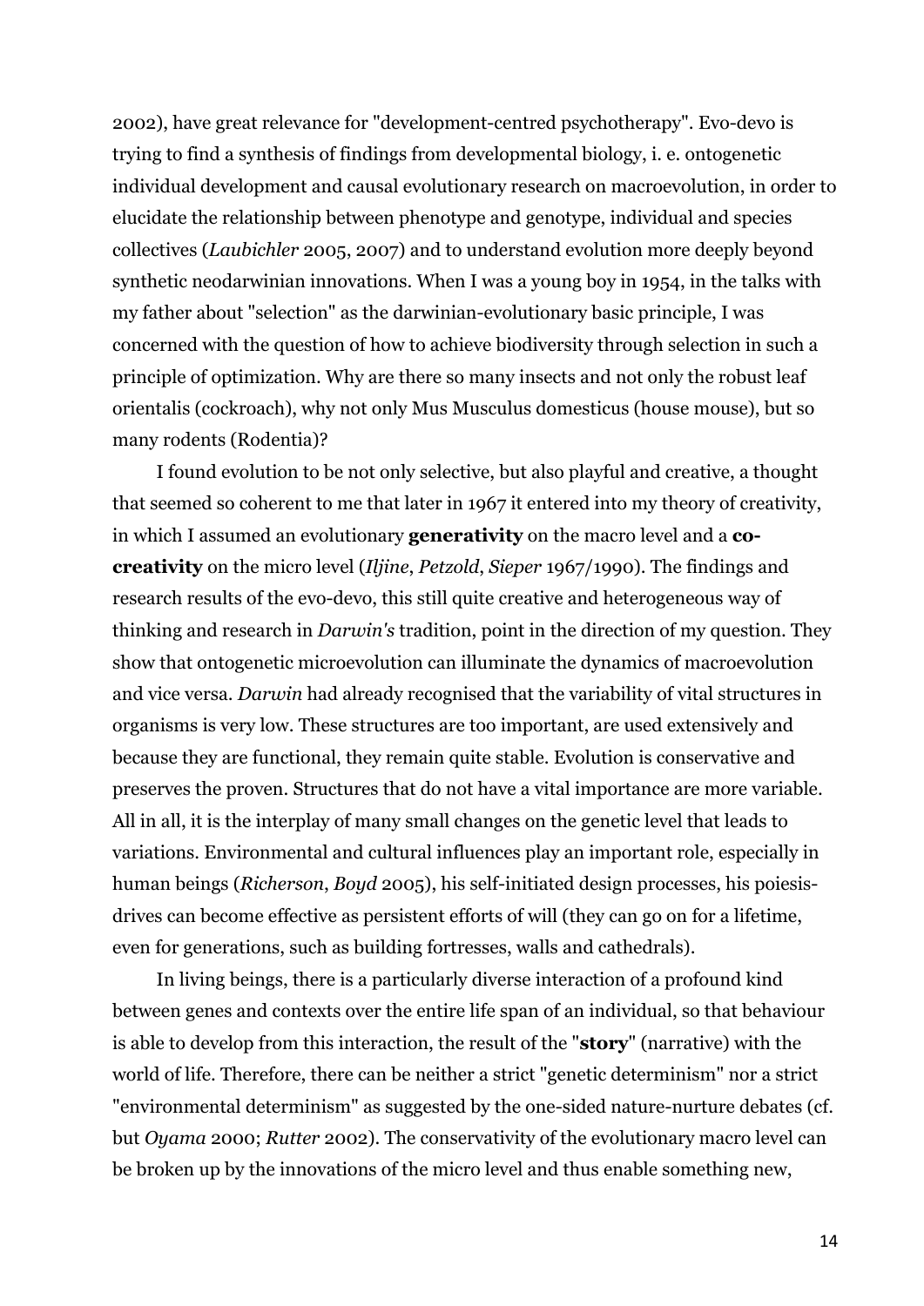2002), have great relevance for "development-centred psychotherapy". Evo-devo is trying to find a synthesis of findings from developmental biology, i. e. ontogenetic individual development and causal evolutionary research on macroevolution, in order to elucidate the relationship between phenotype and genotype, individual and species collectives (*Laubichler* 2005, 2007) and to understand evolution more deeply beyond synthetic neodarwinian innovations. When I was a young boy in 1954, in the talks with my father about "selection" as the darwinian-evolutionary basic principle, I was concerned with the question of how to achieve biodiversity through selection in such a principle of optimization. Why are there so many insects and not only the robust leaf orientalis (cockroach), why not only Mus Musculus domesticus (house mouse), but so many rodents (Rodentia)?

I found evolution to be not only selective, but also playful and creative, a thought that seemed so coherent to me that later in 1967 it entered into my theory of creativity, in which I assumed an evolutionary **generativity** on the macro level and a **co-creativity** on the micro level (*Iljine*, *Petzold*, *Sieper* 1967/1990). The findings and research results of the evo-devo, this still quite creative and heterogeneous way of thinking and research in *Darwin's* tradition, point in the direction of my question. They show that ontogenetic microevolution can illuminate the dynamics of macroevolution and vice versa. *Darwin* had already recognised that the variability of vital structures in organisms is very low. These structures are too important, are used extensively and because they are functional, they remain quite stable. Evolution is conservative and preserves the proven. Structures that do not have a vital importance are more variable. All in all, it is the interplay of many small changes on the genetic level that leads to variations. Environmental and cultural influences play an important role, especially in human beings (*Richerson*, *Boyd* 2005), his self-initiated design processes, his poiesis-drives can become effective as persistent efforts of will (they can go on for a lifetime, even for generations, such as building fortresses, walls and cathedrals).

In living beings, there is a particularly diverse interaction of a profound kind between genes and contexts over the entire life span of an individual, so that behaviour is able to develop from this interaction, the result of the "**story**" (narrative) with the world of life. Therefore, there can be neither a strict "genetic determinism" nor a strict "environmental determinism" as suggested by the one-sided nature-nurture debates (cf. but *Oyama* 2000; *Rutter* 2002). The conservativity of the evolutionary macro level can be broken up by the innovations of the micro level and thus enable something new,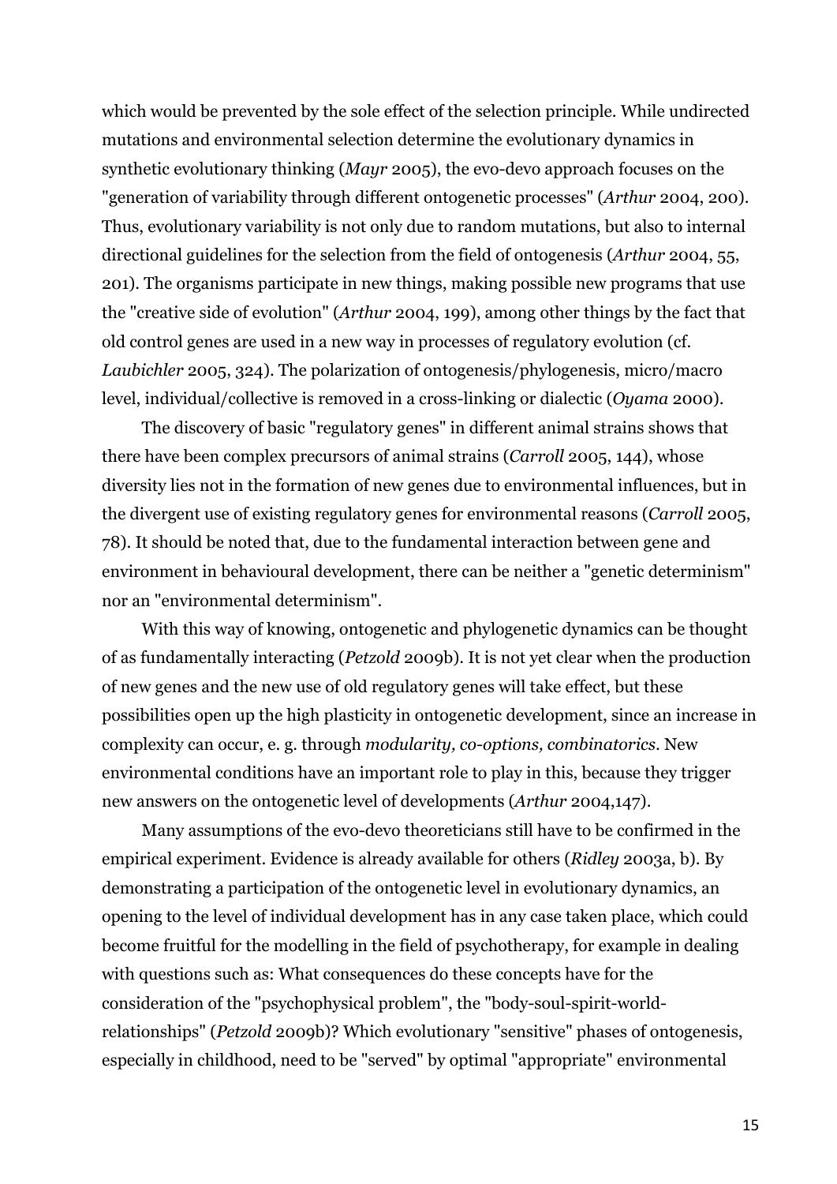which would be prevented by the sole effect of the selection principle. While undirected mutations and environmental selection determine the evolutionary dynamics in synthetic evolutionary thinking (*Mayr* 2005), the evo-devo approach focuses on the "generation of variability through different ontogenetic processes" (*Arthur* 2004, 200). Thus, evolutionary variability is not only due to random mutations, but also to internal directional guidelines for the selection from the field of ontogenesis (*Arthur* 2004, 55, 201). The organisms participate in new things, making possible new programs that use the "creative side of evolution" (*Arthur* 2004, 199), among other things by the fact that old control genes are used in a new way in processes of regulatory evolution (cf. *Laubichler* 2005, 324). The polarization of ontogenesis/phylogenesis, micro/macro level, individual/collective is removed in a cross-linking or dialectic (*Oyama* 2000).

The discovery of basic "regulatory genes" in different animal strains shows that there have been complex precursors of animal strains (*Carroll* 2005, 144), whose diversity lies not in the formation of new genes due to environmental influences, but in the divergent use of existing regulatory genes for environmental reasons (*Carroll* 2005, 78). It should be noted that, due to the fundamental interaction between gene and environment in behavioural development, there can be neither a "genetic determinism" nor an "environmental determinism".

With this way of knowing, ontogenetic and phylogenetic dynamics can be thought of as fundamentally interacting (*Petzold* 2009b). It is not yet clear when the production of new genes and the new use of old regulatory genes will take effect, but these possibilities open up the high plasticity in ontogenetic development, since an increase in complexity can occur, e. g. through *modularity, co-options, combinatorics*. New environmental conditions have an important role to play in this, because they trigger new answers on the ontogenetic level of developments (*Arthur* 2004,147).

Many assumptions of the evo-devo theoreticians still have to be confirmed in the empirical experiment. Evidence is already available for others (*Ridley* 2003a, b). By demonstrating a participation of the ontogenetic level in evolutionary dynamics, an opening to the level of individual development has in any case taken place, which could become fruitful for the modelling in the field of psychotherapy, for example in dealing with questions such as: What consequences do these concepts have for the consideration of the "psychophysical problem", the "body-soul-spirit-world-relationships" (*Petzold* 2009b)? Which evolutionary "sensitive" phases of ontogenesis, especially in childhood, need to be "served" by optimal "appropriate" environmental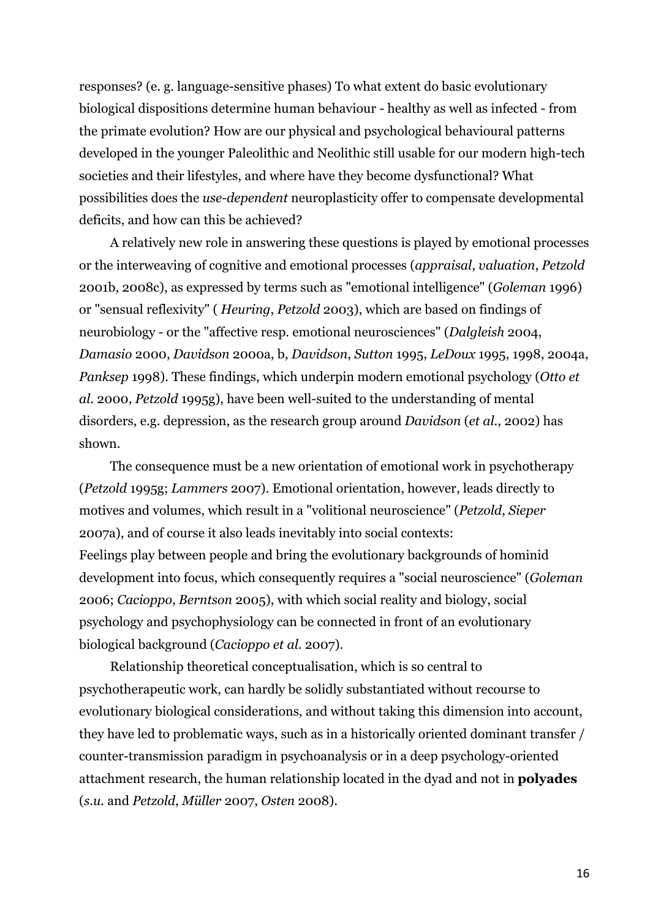responses? (e. g. language-sensitive phases) To what extent do basic evolutionary biological dispositions determine human behaviour - healthy as well as infected - from the primate evolution? How are our physical and psychological behavioural patterns developed in the younger Paleolithic and Neolithic still usable for our modern high-tech societies and their lifestyles, and where have they become dysfunctional? What possibilities does the *use-dependent* neuroplasticity offer to compensate developmental deficits, and how can this be achieved?

A relatively new role in answering these questions is played by emotional processes or the interweaving of cognitive and emotional processes (*appraisal*, *valuation*, *Petzold* 2001b, 2008c), as expressed by terms such as "emotional intelligence" (*Goleman* 1996) or "sensual reflexivity" ( *Heuring*, *Petzold* 2003), which are based on findings of neurobiology - or the "affective resp. emotional neurosciences" (*Dalgleish* 2004, *Damasio* 2000, *Davidson* 2000a, b, *Davidson*, *Sutton* 1995, *LeDoux* 1995, 1998, 2004a, *Panksep* 1998). These findings, which underpin modern emotional psychology (*Otto et al.* 2000, *Petzold* 1995g), have been well-suited to the understanding of mental disorders, e.g. depression, as the research group around *Davidson* (*et al.*, 2002) has shown.

The consequence must be a new orientation of emotional work in psychotherapy (*Petzold* 1995g; *Lammers* 2007). Emotional orientation, however, leads directly to motives and volumes, which result in a "volitional neuroscience" (*Petzold*, *Sieper* 2007a), and of course it also leads inevitably into social contexts:
Feelings play between people and bring the evolutionary backgrounds of hominid development into focus, which consequently requires a "social neuroscience" (*Goleman* 2006; *Cacioppo*, *Berntson* 2005), with which social reality and biology, social psychology and psychophysiology can be connected in front of an evolutionary biological background (*Cacioppo et al.* 2007).

Relationship theoretical conceptualisation, which is so central to psychotherapeutic work, can hardly be solidly substantiated without recourse to evolutionary biological considerations, and without taking this dimension into account, they have led to problematic ways, such as in a historically oriented dominant transfer / counter-transmission paradigm in psychoanalysis or in a deep psychology-oriented attachment research, the human relationship located in the dyad and not in **polyades** (*s.u.* and *Petzold*, *Müller* 2007, *Osten* 2008).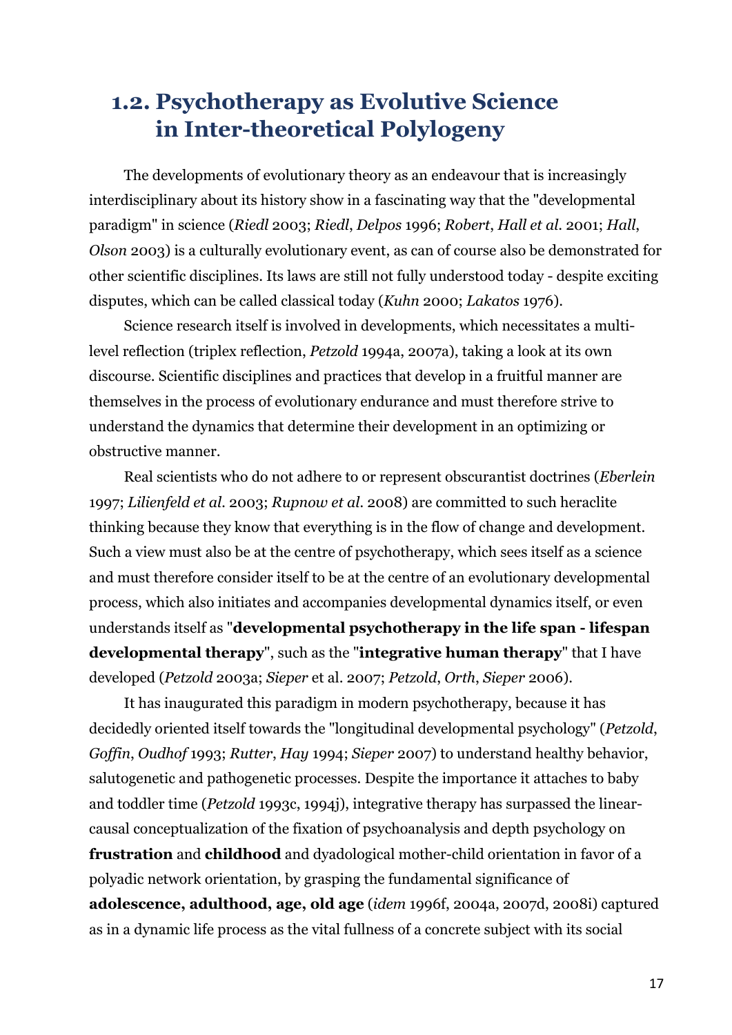## 1.2. Psychotherapy as Evolutive Science in Inter-theoretical Polylogeny

The developments of evolutionary theory as an endeavour that is increasingly interdisciplinary about its history show in a fascinating way that the "developmental paradigm" in science (*Riedl* 2003; *Riedl*, *Delpos* 1996; *Robert*, *Hall et al.* 2001; *Hall*, *Olson* 2003) is a culturally evolutionary event, as can of course also be demonstrated for other scientific disciplines. Its laws are still not fully understood today - despite exciting disputes, which can be called classical today (*Kuhn* 2000; *Lakatos* 1976).

Science research itself is involved in developments, which necessitates a multi-level reflection (triplex reflection, *Petzold* 1994a, 2007a), taking a look at its own discourse. Scientific disciplines and practices that develop in a fruitful manner are themselves in the process of evolutionary endurance and must therefore strive to understand the dynamics that determine their development in an optimizing or obstructive manner.

Real scientists who do not adhere to or represent obscurantist doctrines (*Eberlein* 1997; *Lilienfeld et al.* 2003; *Rupnow et al.* 2008) are committed to such heraclite thinking because they know that everything is in the flow of change and development. Such a view must also be at the centre of psychotherapy, which sees itself as a science and must therefore consider itself to be at the centre of an evolutionary developmental process, which also initiates and accompanies developmental dynamics itself, or even understands itself as "**developmental psychotherapy in the life span - lifespan developmental therapy**", such as the "**integrative human therapy**" that I have developed (*Petzold* 2003a; *Sieper* et al. 2007; *Petzold*, *Orth*, *Sieper* 2006).

It has inaugurated this paradigm in modern psychotherapy, because it has decidedly oriented itself towards the "longitudinal developmental psychology" (*Petzold*, *Goffin*, *Oudhof* 1993; *Rutter*, *Hay* 1994; *Sieper* 2007) to understand healthy behavior, salutogenetic and pathogenetic processes. Despite the importance it attaches to baby and toddler time (*Petzold* 1993c, 1994j), integrative therapy has surpassed the linear-causal conceptualization of the fixation of psychoanalysis and depth psychology on **frustration** and **childhood** and dyadological mother-child orientation in favor of a polyadic network orientation, by grasping the fundamental significance of **adolescence, adulthood, age, old age** (*idem* 1996f, 2004a, 2007d, 2008i) captured as in a dynamic life process as the vital fullness of a concrete subject with its social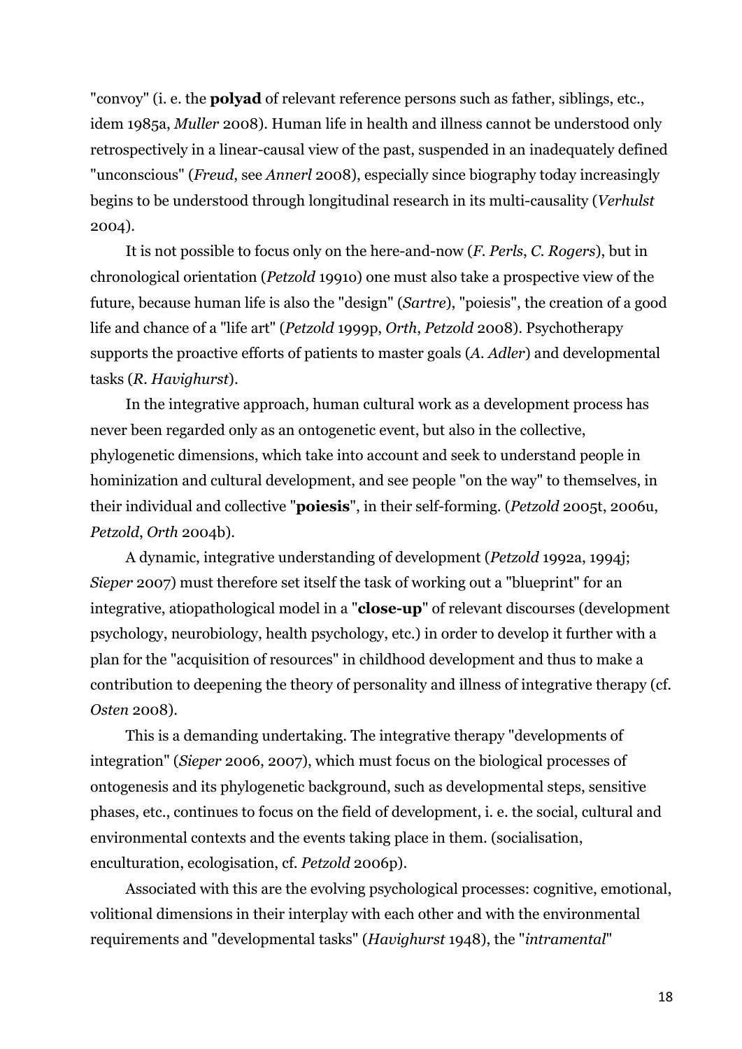"convoy" (i. e. the **polyad** of relevant reference persons such as father, siblings, etc., idem 1985a, *Muller* 2008). Human life in health and illness cannot be understood only retrospectively in a linear-causal view of the past, suspended in an inadequately defined "unconscious" (*Freud*, see *Annerl* 2008), especially since biography today increasingly begins to be understood through longitudinal research in its multi-causality (*Verhulst* 2004).

It is not possible to focus only on the here-and-now (*F. Perls*, *C. Rogers*), but in chronological orientation (*Petzold* 1991o) one must also take a prospective view of the future, because human life is also the "design" (*Sartre*), "poiesis", the creation of a good life and chance of a "life art" (*Petzold* 1999p, *Orth*, *Petzold* 2008). Psychotherapy supports the proactive efforts of patients to master goals (*A. Adler*) and developmental tasks (*R. Havighurst*).

In the integrative approach, human cultural work as a development process has never been regarded only as an ontogenetic event, but also in the collective, phylogenetic dimensions, which take into account and seek to understand people in hominization and cultural development, and see people "on the way" to themselves, in their individual and collective "**poiesis**", in their self-forming. (*Petzold* 2005t, 2006u, *Petzold*, *Orth* 2004b).

A dynamic, integrative understanding of development (*Petzold* 1992a, 1994j; *Sieper* 2007) must therefore set itself the task of working out a "blueprint" for an integrative, atiopathological model in a "**close-up**" of relevant discourses (development psychology, neurobiology, health psychology, etc.) in order to develop it further with a plan for the "acquisition of resources" in childhood development and thus to make a contribution to deepening the theory of personality and illness of integrative therapy (cf. *Osten* 2008).

This is a demanding undertaking. The integrative therapy "developments of integration" (*Sieper* 2006, 2007), which must focus on the biological processes of ontogenesis and its phylogenetic background, such as developmental steps, sensitive phases, etc., continues to focus on the field of development, i. e. the social, cultural and environmental contexts and the events taking place in them. (socialisation, enculturation, ecologisation, cf. *Petzold* 2006p).

Associated with this are the evolving psychological processes: cognitive, emotional, volitional dimensions in their interplay with each other and with the environmental requirements and "developmental tasks" (*Havighurst* 1948), the "*intramental*"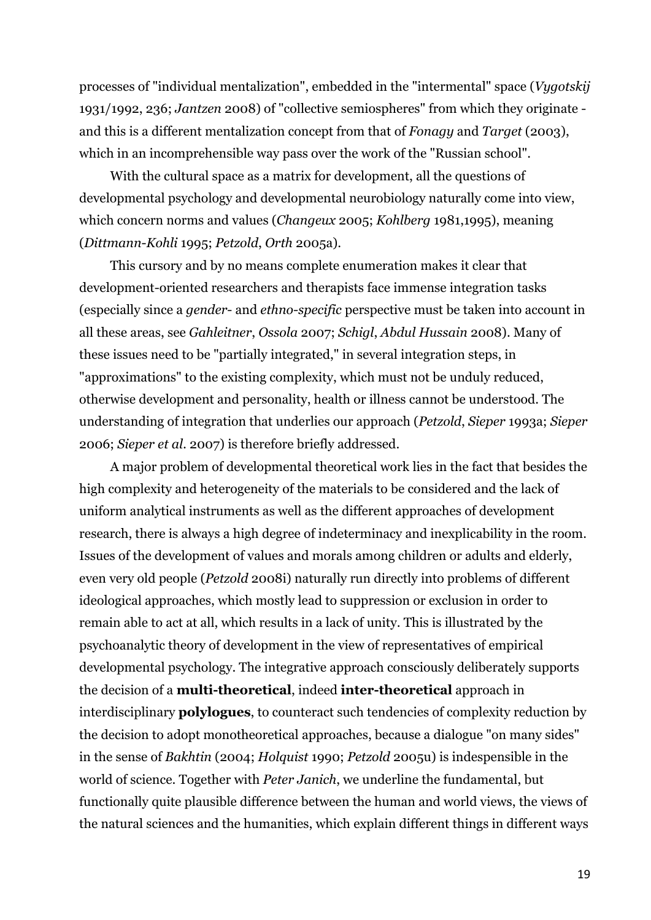processes of "individual mentalization", embedded in the "intermental" space (*Vygotskij* 1931/1992, 236; *Jantzen* 2008) of "collective semiospheres" from which they originate - and this is a different mentalization concept from that of *Fonagy* and *Target* (2003), which in an incomprehensible way pass over the work of the "Russian school".

With the cultural space as a matrix for development, all the questions of developmental psychology and developmental neurobiology naturally come into view, which concern norms and values (*Changeux* 2005; *Kohlberg* 1981,1995), meaning (*Dittmann-Kohli* 1995; *Petzold*, *Orth* 2005a).

This cursory and by no means complete enumeration makes it clear that development-oriented researchers and therapists face immense integration tasks (especially since a *gender*- and *ethno-specific* perspective must be taken into account in all these areas, see *Gahleitner*, *Ossola* 2007; *Schigl*, *Abdul Hussain* 2008). Many of these issues need to be "partially integrated," in several integration steps, in "approximations" to the existing complexity, which must not be unduly reduced, otherwise development and personality, health or illness cannot be understood. The understanding of integration that underlies our approach (*Petzold*, *Sieper* 1993a; *Sieper* 2006; *Sieper et al.* 2007) is therefore briefly addressed.

A major problem of developmental theoretical work lies in the fact that besides the high complexity and heterogeneity of the materials to be considered and the lack of uniform analytical instruments as well as the different approaches of development research, there is always a high degree of indeterminacy and inexplicability in the room. Issues of the development of values and morals among children or adults and elderly, even very old people (*Petzold* 2008i) naturally run directly into problems of different ideological approaches, which mostly lead to suppression or exclusion in order to remain able to act at all, which results in a lack of unity. This is illustrated by the psychoanalytic theory of development in the view of representatives of empirical developmental psychology. The integrative approach consciously deliberately supports the decision of a **multi-theoretical**, indeed **inter-theoretical** approach in interdisciplinary **polylogues**, to counteract such tendencies of complexity reduction by the decision to adopt monotheoretical approaches, because a dialogue "on many sides" in the sense of *Bakhtin* (2004; *Holquist* 1990; *Petzold* 2005u) is indespensible in the world of science. Together with *Peter Janich*, we underline the fundamental, but functionally quite plausible difference between the human and world views, the views of the natural sciences and the humanities, which explain different things in different ways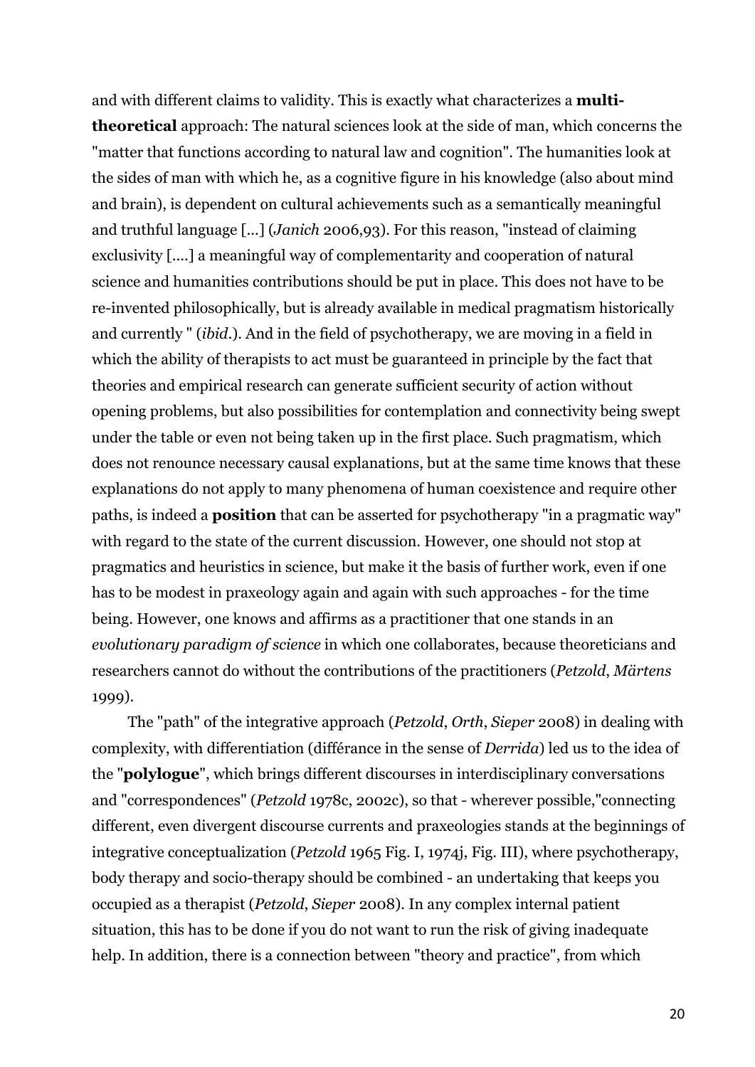and with different claims to validity. This is exactly what characterizes a **multi-theoretical** approach: The natural sciences look at the side of man, which concerns the "matter that functions according to natural law and cognition". The humanities look at the sides of man with which he, as a cognitive figure in his knowledge (also about mind and brain), is dependent on cultural achievements such as a semantically meaningful and truthful language [...] (*Janich* 2006,93). For this reason, "instead of claiming exclusivity [....] a meaningful way of complementarity and cooperation of natural science and humanities contributions should be put in place. This does not have to be re-invented philosophically, but is already available in medical pragmatism historically and currently " (*ibid*.). And in the field of psychotherapy, we are moving in a field in which the ability of therapists to act must be guaranteed in principle by the fact that theories and empirical research can generate sufficient security of action without opening problems, but also possibilities for contemplation and connectivity being swept under the table or even not being taken up in the first place. Such pragmatism, which does not renounce necessary causal explanations, but at the same time knows that these explanations do not apply to many phenomena of human coexistence and require other paths, is indeed a **position** that can be asserted for psychotherapy "in a pragmatic way" with regard to the state of the current discussion. However, one should not stop at pragmatics and heuristics in science, but make it the basis of further work, even if one has to be modest in praxeology again and again with such approaches - for the time being. However, one knows and affirms as a practitioner that one stands in an *evolutionary paradigm of science* in which one collaborates, because theoreticians and researchers cannot do without the contributions of the practitioners (*Petzold*, *Märtens* 1999).

The "path" of the integrative approach (*Petzold*, *Orth*, *Sieper* 2008) in dealing with complexity, with differentiation (différance in the sense of *Derrida*) led us to the idea of the "**polylogue**", which brings different discourses in interdisciplinary conversations and "correspondences" (*Petzold* 1978c, 2002c), so that - wherever possible,"connecting different, even divergent discourse currents and praxeologies stands at the beginnings of integrative conceptualization (*Petzold* 1965 Fig. I, 1974j, Fig. III), where psychotherapy, body therapy and socio-therapy should be combined - an undertaking that keeps you occupied as a therapist (*Petzold*, *Sieper* 2008). In any complex internal patient situation, this has to be done if you do not want to run the risk of giving inadequate help. In addition, there is a connection between "theory and practice", from which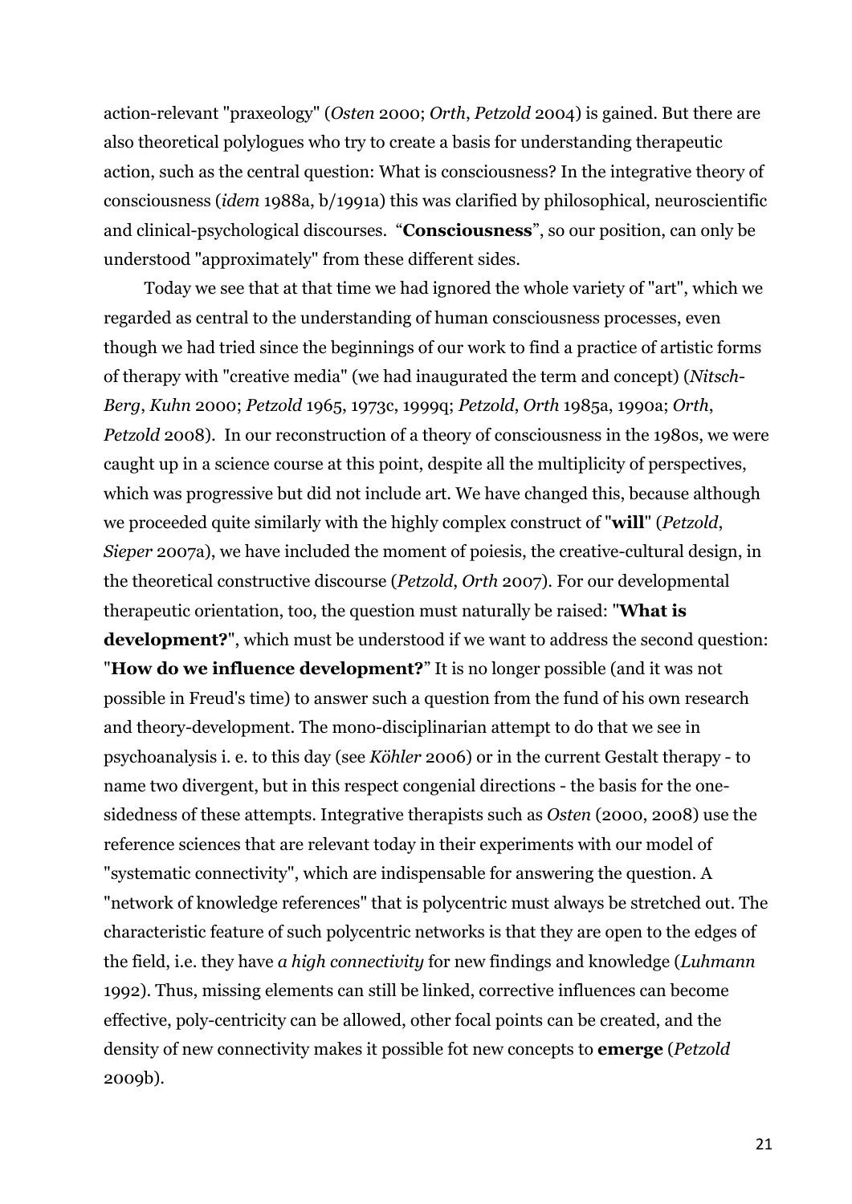action-relevant "praxeology" (*Osten* 2000; *Orth*, *Petzold* 2004) is gained. But there are also theoretical polylogues who try to create a basis for understanding therapeutic action, such as the central question: What is consciousness? In the integrative theory of consciousness (*idem* 1988a, b/1991a) this was clarified by philosophical, neuroscientific and clinical-psychological discourses. "**Consciousness**", so our position, can only be understood "approximately" from these different sides.

Today we see that at that time we had ignored the whole variety of "art", which we regarded as central to the understanding of human consciousness processes, even though we had tried since the beginnings of our work to find a practice of artistic forms of therapy with "creative media" (we had inaugurated the term and concept) (*Nitsch-Berg*, *Kuhn* 2000; *Petzold* 1965, 1973c, 1999q; *Petzold*, *Orth* 1985a, 1990a; *Orth*, *Petzold* 2008). In our reconstruction of a theory of consciousness in the 1980s, we were caught up in a science course at this point, despite all the multiplicity of perspectives, which was progressive but did not include art. We have changed this, because although we proceeded quite similarly with the highly complex construct of "**will**" (*Petzold*, *Sieper* 2007a), we have included the moment of poiesis, the creative-cultural design, in the theoretical constructive discourse (*Petzold*, *Orth* 2007). For our developmental therapeutic orientation, too, the question must naturally be raised: "**What is development?**", which must be understood if we want to address the second question: "**How do we influence development?**" It is no longer possible (and it was not possible in Freud's time) to answer such a question from the fund of his own research and theory-development. The mono-disciplinarian attempt to do that we see in psychoanalysis i. e. to this day (see *Köhler* 2006) or in the current Gestalt therapy - to name two divergent, but in this respect congenial directions - the basis for the one-sidedness of these attempts. Integrative therapists such as *Osten* (2000, 2008) use the reference sciences that are relevant today in their experiments with our model of "systematic connectivity", which are indispensable for answering the question. A "network of knowledge references" that is polycentric must always be stretched out. The characteristic feature of such polycentric networks is that they are open to the edges of the field, i.e. they have *a high connectivity* for new findings and knowledge (*Luhmann* 1992). Thus, missing elements can still be linked, corrective influences can become effective, poly-centricity can be allowed, other focal points can be created, and the density of new connectivity makes it possible fot new concepts to **emerge** (*Petzold* 2009b).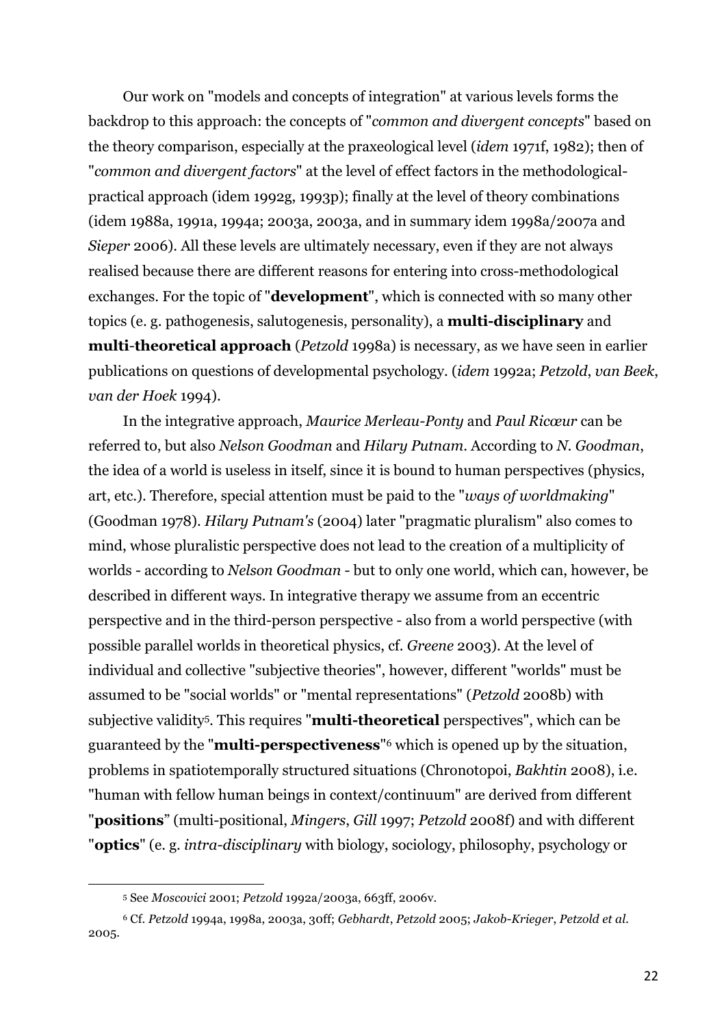Our work on "models and concepts of integration" at various levels forms the backdrop to this approach: the concepts of "*common and divergent concepts*" based on the theory comparison, especially at the praxeological level (*idem* 1971f, 1982); then of "*common and divergent factors*" at the level of effect factors in the methodological-practical approach (idem 1992g, 1993p); finally at the level of theory combinations (idem 1988a, 1991a, 1994a; 2003a, 2003a, and in summary idem 1998a/2007a and *Sieper* 2006). All these levels are ultimately necessary, even if they are not always realised because there are different reasons for entering into cross-methodological exchanges. For the topic of "**development**", which is connected with so many other topics (e. g. pathogenesis, salutogenesis, personality), a **multi-disciplinary** and **multi-theoretical approach** (*Petzold* 1998a) is necessary, as we have seen in earlier publications on questions of developmental psychology. (*idem* 1992a; *Petzold*, *van Beek*, *van der Hoek* 1994).

In the integrative approach, *Maurice Merleau-Ponty* and *Paul Ricœur* can be referred to, but also *Nelson Goodman* and *Hilary Putnam*. According to *N. Goodman*, the idea of a world is useless in itself, since it is bound to human perspectives (physics, art, etc.). Therefore, special attention must be paid to the "*ways of worldmaking*" (Goodman 1978). *Hilary Putnam's* (2004) later "pragmatic pluralism" also comes to mind, whose pluralistic perspective does not lead to the creation of a multiplicity of worlds - according to *Nelson Goodman* - but to only one world, which can, however, be described in different ways. In integrative therapy we assume from an eccentric perspective and in the third-person perspective - also from a world perspective (with possible parallel worlds in theoretical physics, cf. *Greene* 2003). At the level of individual and collective "subjective theories", however, different "worlds" must be assumed to be "social worlds" or "mental representations" (*Petzold* 2008b) with subjective validity[5]. This requires "**multi-theoretical** perspectives", which can be guaranteed by the "**multi-perspectiveness**"[6] which is opened up by the situation, problems in spatiotemporally structured situations (Chronotopoi, *Bakhtin* 2008), i.e. "human with fellow human beings in context/continuum" are derived from different "**positions**" (multi-positional, *Mingers*, *Gill* 1997; *Petzold* 2008f) and with different "**optics**" (e. g. *intra-disciplinary* with biology, sociology, philosophy, psychology or

---

[5] See *Moscovici* 2001; *Petzold* 1992a/2003a, 663ff, 2006v.

[6] Cf. *Petzold* 1994a, 1998a, 2003a, 30ff; *Gebhardt*, *Petzold* 2005; *Jakob-Krieger*, *Petzold et al.* 2005.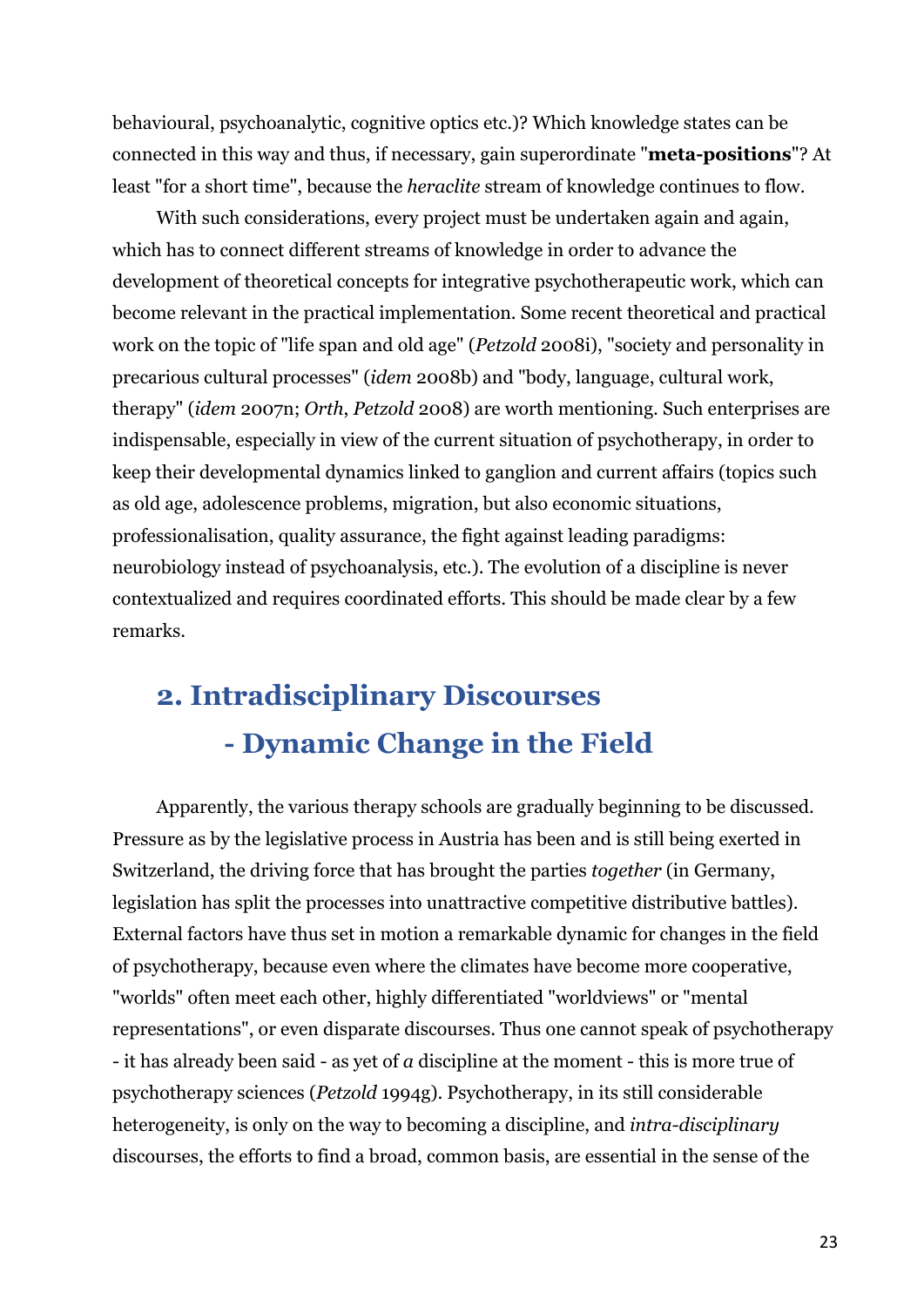behavioural, psychoanalytic, cognitive optics etc.)? Which knowledge states can be connected in this way and thus, if necessary, gain superordinate "**meta-positions**"? At least "for a short time", because the *heraclite* stream of knowledge continues to flow.

With such considerations, every project must be undertaken again and again, which has to connect different streams of knowledge in order to advance the development of theoretical concepts for integrative psychotherapeutic work, which can become relevant in the practical implementation. Some recent theoretical and practical work on the topic of "life span and old age" (*Petzold* 2008i), "society and personality in precarious cultural processes" (*idem* 2008b) and "body, language, cultural work, therapy" (*idem* 2007n; *Orth*, *Petzold* 2008) are worth mentioning. Such enterprises are indispensable, especially in view of the current situation of psychotherapy, in order to keep their developmental dynamics linked to ganglion and current affairs (topics such as old age, adolescence problems, migration, but also economic situations, professionalisation, quality assurance, the fight against leading paradigms: neurobiology instead of psychoanalysis, etc.). The evolution of a discipline is never contextualized and requires coordinated efforts. This should be made clear by a few remarks.

## 2. Intradisciplinary Discourses - Dynamic Change in the Field

Apparently, the various therapy schools are gradually beginning to be discussed. Pressure as by the legislative process in Austria has been and is still being exerted in Switzerland, the driving force that has brought the parties *together* (in Germany, legislation has split the processes into unattractive competitive distributive battles). External factors have thus set in motion a remarkable dynamic for changes in the field of psychotherapy, because even where the climates have become more cooperative, "worlds" often meet each other, highly differentiated "worldviews" or "mental representations", or even disparate discourses. Thus one cannot speak of psychotherapy - it has already been said - as yet of *a* discipline at the moment - this is more true of psychotherapy sciences (*Petzold* 1994g). Psychotherapy, in its still considerable heterogeneity, is only on the way to becoming a discipline, and *intra-disciplinary* discourses, the efforts to find a broad, common basis, are essential in the sense of the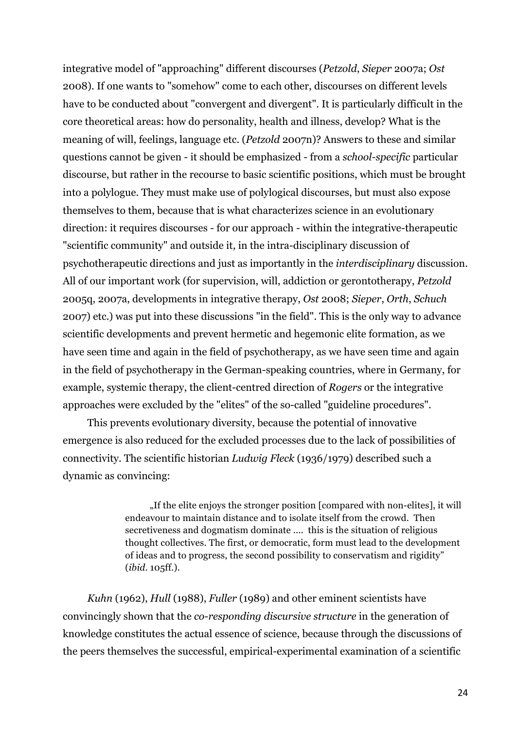integrative model of "approaching" different discourses (*Petzold*, *Sieper* 2007a; *Ost* 2008). If one wants to "somehow" come to each other, discourses on different levels have to be conducted about "convergent and divergent". It is particularly difficult in the core theoretical areas: how do personality, health and illness, develop? What is the meaning of will, feelings, language etc. (*Petzold* 2007n)? Answers to these and similar questions cannot be given - it should be emphasized - from a *school-specific* particular discourse, but rather in the recourse to basic scientific positions, which must be brought into a polylogue. They must make use of polylogical discourses, but must also expose themselves to them, because that is what characterizes science in an evolutionary direction: it requires discourses - for our approach - within the integrative-therapeutic "scientific community" and outside it, in the intra-disciplinary discussion of psychotherapeutic directions and just as importantly in the *interdisciplinary* discussion. All of our important work (for supervision, will, addiction or gerontotherapy, *Petzold* 2005q, 2007a, developments in integrative therapy, *Ost* 2008; *Sieper*, *Orth*, *Schuch* 2007) etc.) was put into these discussions "in the field". This is the only way to advance scientific developments and prevent hermetic and hegemonic elite formation, as we have seen time and again in the field of psychotherapy, as we have seen time and again in the field of psychotherapy in the German-speaking countries, where in Germany, for example, systemic therapy, the client-centred direction of *Rogers* or the integrative approaches were excluded by the "elites" of the so-called "guideline procedures".

This prevents evolutionary diversity, because the potential of innovative emergence is also reduced for the excluded processes due to the lack of possibilities of connectivity. The scientific historian *Ludwig Fleck* (1936/1979) described such a dynamic as convincing:

> „If the elite enjoys the stronger position [compared with non-elites], it will endeavour to maintain distance and to isolate itself from the crowd. Then secretiveness and dogmatism dominate .... this is the situation of religious thought collectives. The first, or democratic, form must lead to the development of ideas and to progress, the second possibility to conservatism and rigidity" (*ibid*. 105ff.).

*Kuhn* (1962), *Hull* (1988), *Fuller* (1989) and other eminent scientists have convincingly shown that the *co-responding discursive structure* in the generation of knowledge constitutes the actual essence of science, because through the discussions of the peers themselves the successful, empirical-experimental examination of a scientific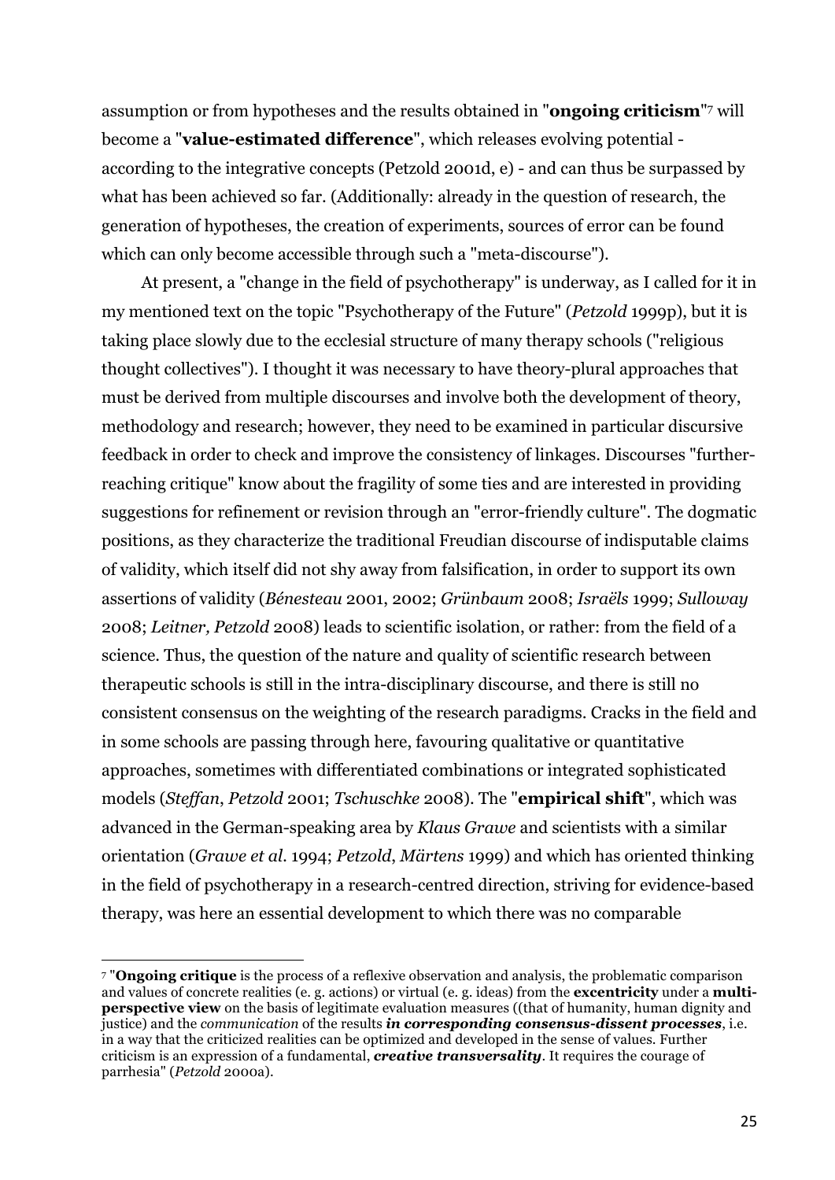assumption or from hypotheses and the results obtained in "**ongoing criticism**"[7] will become a "**value-estimated difference**", which releases evolving potential - according to the integrative concepts (Petzold 2001d, e) - and can thus be surpassed by what has been achieved so far. (Additionally: already in the question of research, the generation of hypotheses, the creation of experiments, sources of error can be found which can only become accessible through such a "meta-discourse").

At present, a "change in the field of psychotherapy" is underway, as I called for it in my mentioned text on the topic "Psychotherapy of the Future" (*Petzold* 1999p), but it is taking place slowly due to the ecclesial structure of many therapy schools ("religious thought collectives"). I thought it was necessary to have theory-plural approaches that must be derived from multiple discourses and involve both the development of theory, methodology and research; however, they need to be examined in particular discursive feedback in order to check and improve the consistency of linkages. Discourses "further-reaching critique" know about the fragility of some ties and are interested in providing suggestions for refinement or revision through an "error-friendly culture". The dogmatic positions, as they characterize the traditional Freudian discourse of indisputable claims of validity, which itself did not shy away from falsification, in order to support its own assertions of validity (*Bénesteau* 2001, 2002; *Grünbaum* 2008; *Israëls* 1999; *Sulloway* 2008; *Leitner, Petzold* 2008) leads to scientific isolation, or rather: from the field of a science. Thus, the question of the nature and quality of scientific research between therapeutic schools is still in the intra-disciplinary discourse, and there is still no consistent consensus on the weighting of the research paradigms. Cracks in the field and in some schools are passing through here, favouring qualitative or quantitative approaches, sometimes with differentiated combinations or integrated sophisticated models (*Steffan, Petzold* 2001; *Tschuschke* 2008). The "**empirical shift**", which was advanced in the German-speaking area by *Klaus Grawe* and scientists with a similar orientation (*Grawe et al.* 1994; *Petzold, Märtens* 1999) and which has oriented thinking in the field of psychotherapy in a research-centred direction, striving for evidence-based therapy, was here an essential development to which there was no comparable

---

[7] "**Ongoing critique** is the process of a reflexive observation and analysis, the problematic comparison and values of concrete realities (e. g. actions) or virtual (e. g. ideas) from the **excentricity** under a **multi-perspective view** on the basis of legitimate evaluation measures ((that of humanity, human dignity and justice) and the *communication* of the results ***in corresponding consensus-dissent processes***, i.e. in a way that the criticized realities can be optimized and developed in the sense of values. Further criticism is an expression of a fundamental, ***creative transversality***. It requires the courage of parrhesia" (*Petzold* 2000a).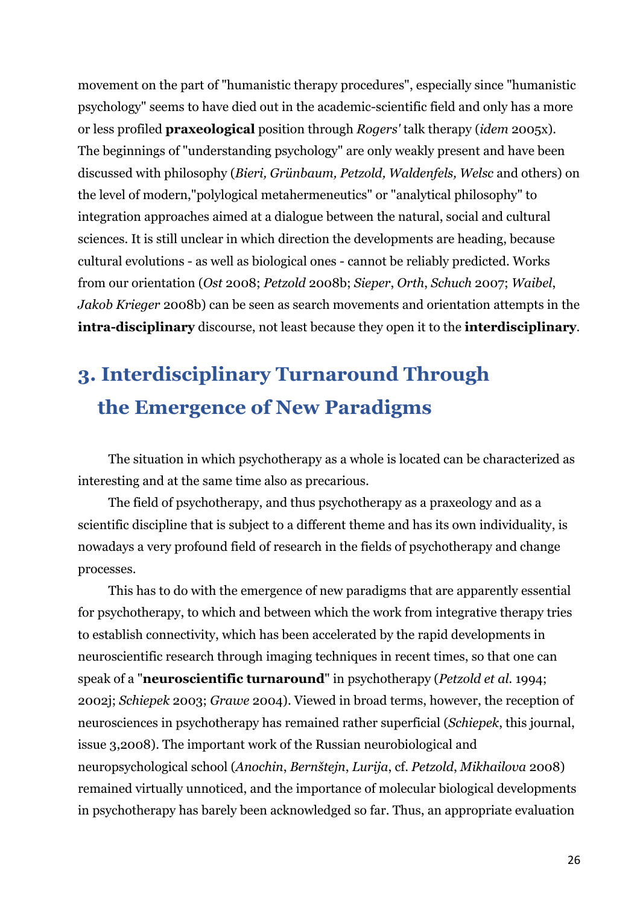movement on the part of "humanistic therapy procedures", especially since "humanistic psychology" seems to have died out in the academic-scientific field and only has a more or less profiled **praxeological** position through *Rogers'* talk therapy (*idem* 2005x). The beginnings of "understanding psychology" are only weakly present and have been discussed with philosophy (*Bieri, Grünbaum, Petzold, Waldenfels, Welsc* and others) on the level of modern,"polylogical metahermeneutics" or "analytical philosophy" to integration approaches aimed at a dialogue between the natural, social and cultural sciences. It is still unclear in which direction the developments are heading, because cultural evolutions - as well as biological ones - cannot be reliably predicted. Works from our orientation (*Ost* 2008; *Petzold* 2008b; *Sieper*, *Orth*, *Schuch* 2007; *Waibel*, *Jakob Krieger* 2008b) can be seen as search movements and orientation attempts in the **intra-disciplinary** discourse, not least because they open it to the **interdisciplinary**.

## 3. Interdisciplinary Turnaround Through the Emergence of New Paradigms

The situation in which psychotherapy as a whole is located can be characterized as interesting and at the same time also as precarious.

The field of psychotherapy, and thus psychotherapy as a praxeology and as a scientific discipline that is subject to a different theme and has its own individuality, is nowadays a very profound field of research in the fields of psychotherapy and change processes.

This has to do with the emergence of new paradigms that are apparently essential for psychotherapy, to which and between which the work from integrative therapy tries to establish connectivity, which has been accelerated by the rapid developments in neuroscientific research through imaging techniques in recent times, so that one can speak of a "**neuroscientific turnaround**" in psychotherapy (*Petzold et al.* 1994; 2002j; *Schiepek* 2003; *Grawe* 2004). Viewed in broad terms, however, the reception of neurosciences in psychotherapy has remained rather superficial (*Schiepek*, this journal, issue 3,2008). The important work of the Russian neurobiological and neuropsychological school (*Anochin*, *Bernštejn*, *Lurija*, cf. *Petzold*, *Mikhailova* 2008) remained virtually unnoticed, and the importance of molecular biological developments in psychotherapy has barely been acknowledged so far. Thus, an appropriate evaluation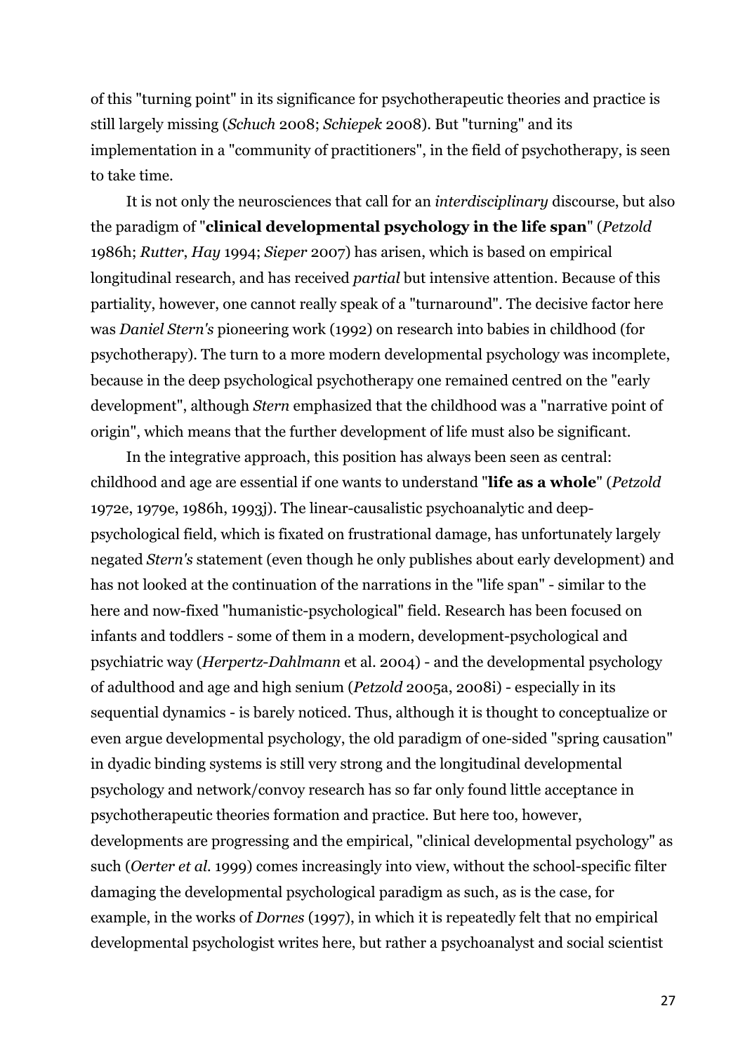of this "turning point" in its significance for psychotherapeutic theories and practice is still largely missing (*Schuch* 2008; *Schiepek* 2008). But "turning" and its implementation in a "community of practitioners", in the field of psychotherapy, is seen to take time.

It is not only the neurosciences that call for an *interdisciplinary* discourse, but also the paradigm of "**clinical developmental psychology in the life span**" (*Petzold* 1986h; *Rutter*, *Hay* 1994; *Sieper* 2007) has arisen, which is based on empirical longitudinal research, and has received *partial* but intensive attention. Because of this partiality, however, one cannot really speak of a "turnaround". The decisive factor here was *Daniel Stern's* pioneering work (1992) on research into babies in childhood (for psychotherapy). The turn to a more modern developmental psychology was incomplete, because in the deep psychological psychotherapy one remained centred on the "early development", although *Stern* emphasized that the childhood was a "narrative point of origin", which means that the further development of life must also be significant.

In the integrative approach, this position has always been seen as central: childhood and age are essential if one wants to understand "**life as a whole**" (*Petzold* 1972e, 1979e, 1986h, 1993j). The linear-causalistic psychoanalytic and deep-psychological field, which is fixated on frustrational damage, has unfortunately largely negated *Stern's* statement (even though he only publishes about early development) and has not looked at the continuation of the narrations in the "life span" - similar to the here and now-fixed "humanistic-psychological" field. Research has been focused on infants and toddlers - some of them in a modern, development-psychological and psychiatric way (*Herpertz-Dahlmann* et al. 2004) - and the developmental psychology of adulthood and age and high senium (*Petzold* 2005a, 2008i) - especially in its sequential dynamics - is barely noticed. Thus, although it is thought to conceptualize or even argue developmental psychology, the old paradigm of one-sided "spring causation" in dyadic binding systems is still very strong and the longitudinal developmental psychology and network/convoy research has so far only found little acceptance in psychotherapeutic theories formation and practice. But here too, however, developments are progressing and the empirical, "clinical developmental psychology" as such (*Oerter et al.* 1999) comes increasingly into view, without the school-specific filter damaging the developmental psychological paradigm as such, as is the case, for example, in the works of *Dornes* (1997), in which it is repeatedly felt that no empirical developmental psychologist writes here, but rather a psychoanalyst and social scientist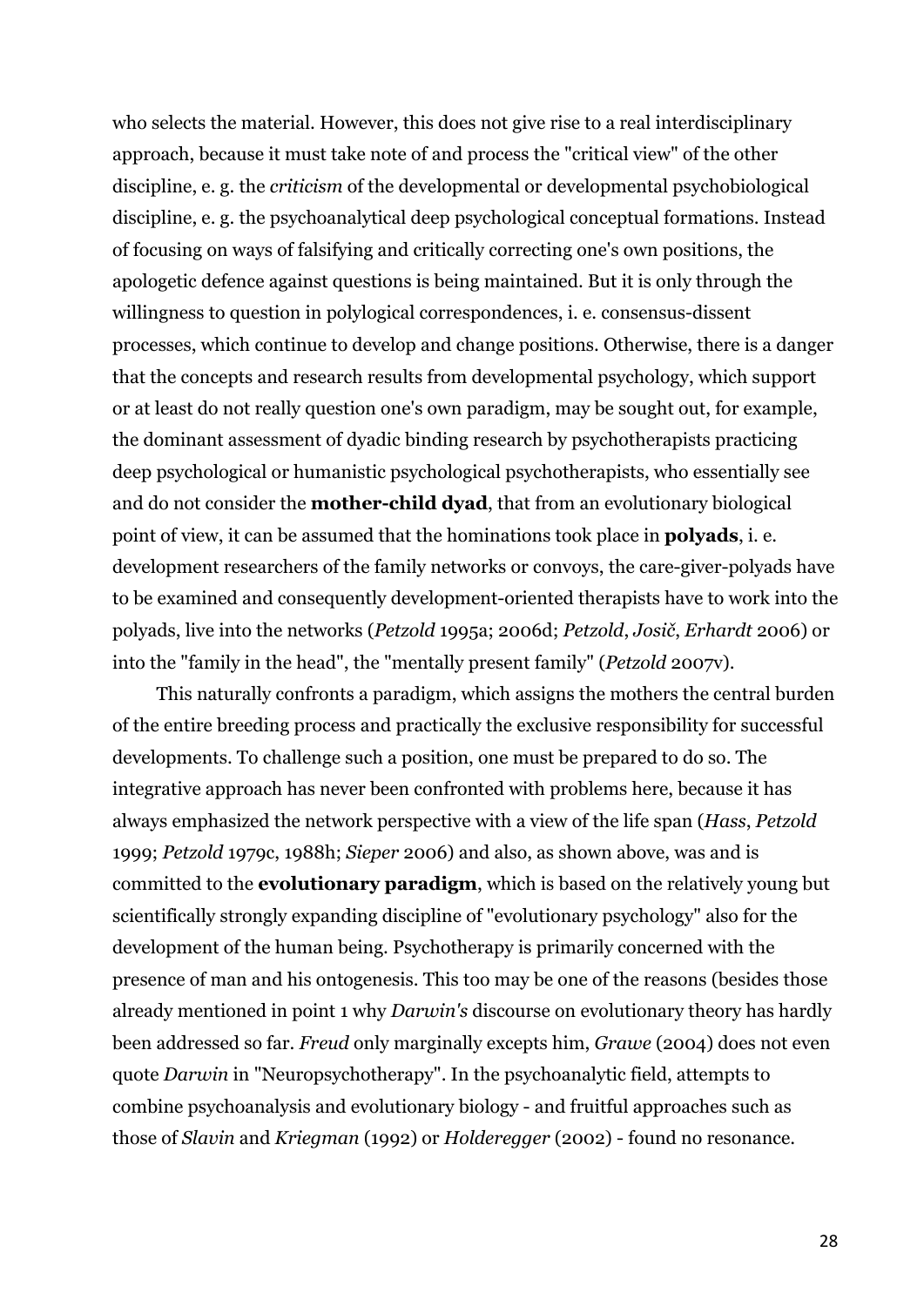who selects the material. However, this does not give rise to a real interdisciplinary approach, because it must take note of and process the "critical view" of the other discipline, e. g. the *criticism* of the developmental or developmental psychobiological discipline, e. g. the psychoanalytical deep psychological conceptual formations. Instead of focusing on ways of falsifying and critically correcting one's own positions, the apologetic defence against questions is being maintained. But it is only through the willingness to question in polylogical correspondences, i. e. consensus-dissent processes, which continue to develop and change positions. Otherwise, there is a danger that the concepts and research results from developmental psychology, which support or at least do not really question one's own paradigm, may be sought out, for example, the dominant assessment of dyadic binding research by psychotherapists practicing deep psychological or humanistic psychological psychotherapists, who essentially see and do not consider the **mother-child dyad**, that from an evolutionary biological point of view, it can be assumed that the hominations took place in **polyads**, i. e. development researchers of the family networks or convoys, the care-giver-polyads have to be examined and consequently development-oriented therapists have to work into the polyads, live into the networks (*Petzold* 1995a; 2006d; *Petzold*, *Josič*, *Erhardt* 2006) or into the "family in the head", the "mentally present family" (*Petzold* 2007v).

This naturally confronts a paradigm, which assigns the mothers the central burden of the entire breeding process and practically the exclusive responsibility for successful developments. To challenge such a position, one must be prepared to do so. The integrative approach has never been confronted with problems here, because it has always emphasized the network perspective with a view of the life span (*Hass*, *Petzold* 1999; *Petzold* 1979c, 1988h; *Sieper* 2006) and also, as shown above, was and is committed to the **evolutionary paradigm**, which is based on the relatively young but scientifically strongly expanding discipline of "evolutionary psychology" also for the development of the human being. Psychotherapy is primarily concerned with the presence of man and his ontogenesis. This too may be one of the reasons (besides those already mentioned in point 1 why *Darwin's* discourse on evolutionary theory has hardly been addressed so far. *Freud* only marginally excepts him, *Grawe* (2004) does not even quote *Darwin* in "Neuropsychotherapy". In the psychoanalytic field, attempts to combine psychoanalysis and evolutionary biology - and fruitful approaches such as those of *Slavin* and *Kriegman* (1992) or *Holderegger* (2002) - found no resonance.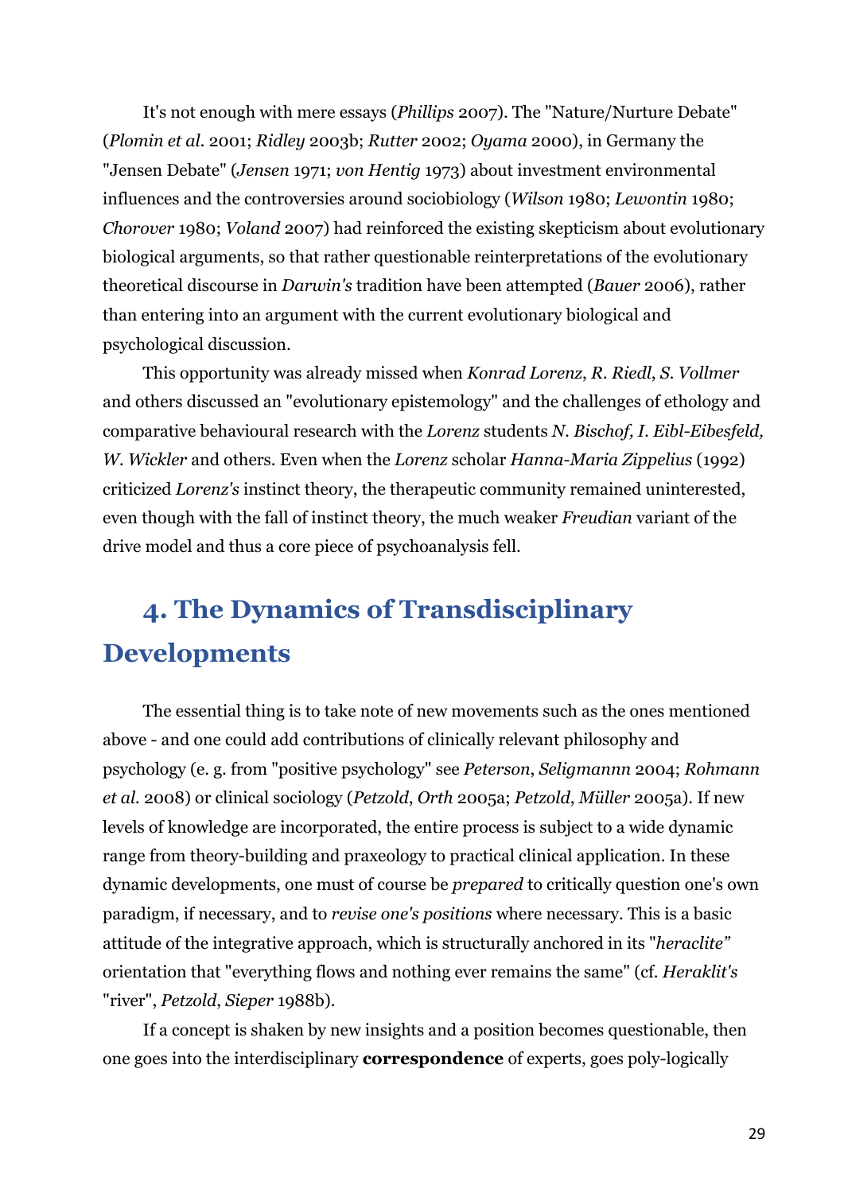It's not enough with mere essays (*Phillips* 2007). The "Nature/Nurture Debate" (*Plomin et al.* 2001; *Ridley* 2003b; *Rutter* 2002; *Oyama* 2000), in Germany the "Jensen Debate" (*Jensen* 1971; *von Hentig* 1973) about investment environmental influences and the controversies around sociobiology (*Wilson* 1980; *Lewontin* 1980; *Chorover* 1980; *Voland* 2007) had reinforced the existing skepticism about evolutionary biological arguments, so that rather questionable reinterpretations of the evolutionary theoretical discourse in *Darwin's* tradition have been attempted (*Bauer* 2006), rather than entering into an argument with the current evolutionary biological and psychological discussion.

This opportunity was already missed when *Konrad Lorenz*, *R. Riedl*, *S. Vollmer* and others discussed an "evolutionary epistemology" and the challenges of ethology and comparative behavioural research with the *Lorenz* students *N. Bischof, I. Eibl-Eibesfeld, W. Wickler* and others. Even when the *Lorenz* scholar *Hanna-Maria Zippelius* (1992) criticized *Lorenz's* instinct theory, the therapeutic community remained uninterested, even though with the fall of instinct theory, the much weaker *Freudian* variant of the drive model and thus a core piece of psychoanalysis fell.

## 4. The Dynamics of Transdisciplinary Developments

The essential thing is to take note of new movements such as the ones mentioned above - and one could add contributions of clinically relevant philosophy and psychology (e. g. from "positive psychology" see *Peterson*, *Seligmannn* 2004; *Rohmann et al.* 2008) or clinical sociology (*Petzold*, *Orth* 2005a; *Petzold*, *Müller* 2005a). If new levels of knowledge are incorporated, the entire process is subject to a wide dynamic range from theory-building and praxeology to practical clinical application. In these dynamic developments, one must of course be *prepared* to critically question one's own paradigm, if necessary, and to *revise one's positions* where necessary. This is a basic attitude of the integrative approach, which is structurally anchored in its "*heraclite"* orientation that "everything flows and nothing ever remains the same" (cf. *Heraklit's* "river", *Petzold*, *Sieper* 1988b).

If a concept is shaken by new insights and a position becomes questionable, then one goes into the interdisciplinary **correspondence** of experts, goes poly-logically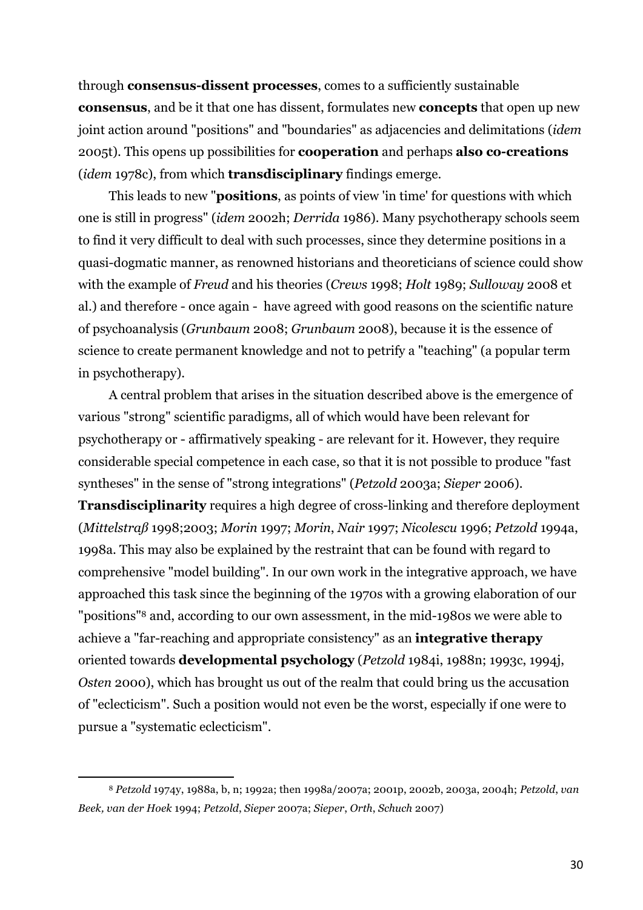through **consensus-dissent processes**, comes to a sufficiently sustainable **consensus**, and be it that one has dissent, formulates new **concepts** that open up new joint action around "positions" and "boundaries" as adjacencies and delimitations (*idem* 2005t). This opens up possibilities for **cooperation** and perhaps **also co-creations** (*idem* 1978c), from which **transdisciplinary** findings emerge.

This leads to new "**positions**, as points of view 'in time' for questions with which one is still in progress" (*idem* 2002h; *Derrida* 1986). Many psychotherapy schools seem to find it very difficult to deal with such processes, since they determine positions in a quasi-dogmatic manner, as renowned historians and theoreticians of science could show with the example of *Freud* and his theories (*Crews* 1998; *Holt* 1989; *Sulloway* 2008 et al.) and therefore - once again - have agreed with good reasons on the scientific nature of psychoanalysis (*Grunbaum* 2008; *Grunbaum* 2008), because it is the essence of science to create permanent knowledge and not to petrify a "teaching" (a popular term in psychotherapy).

A central problem that arises in the situation described above is the emergence of various "strong" scientific paradigms, all of which would have been relevant for psychotherapy or - affirmatively speaking - are relevant for it. However, they require considerable special competence in each case, so that it is not possible to produce "fast syntheses" in the sense of "strong integrations" (*Petzold* 2003a; *Sieper* 2006). **Transdisciplinarity** requires a high degree of cross-linking and therefore deployment (*Mittelstraß* 1998;2003; *Morin* 1997; *Morin*, *Nair* 1997; *Nicolescu* 1996; *Petzold* 1994a, 1998a. This may also be explained by the restraint that can be found with regard to comprehensive "model building". In our own work in the integrative approach, we have approached this task since the beginning of the 1970s with a growing elaboration of our "positions"[8] and, according to our own assessment, in the mid-1980s we were able to achieve a "far-reaching and appropriate consistency" as an **integrative therapy** oriented towards **developmental psychology** (*Petzold* 1984i, 1988n; 1993c, 1994j, *Osten* 2000), which has brought us out of the realm that could bring us the accusation of "eclecticism". Such a position would not even be the worst, especially if one were to pursue a "systematic eclecticism".

---

[8] *Petzold* 1974y, 1988a, b, n; 1992a; then 1998a/2007a; 2001p, 2002b, 2003a, 2004h; *Petzold*, *van Beek, van der Hoek* 1994; *Petzold*, *Sieper* 2007a; *Sieper*, *Orth*, *Schuch* 2007)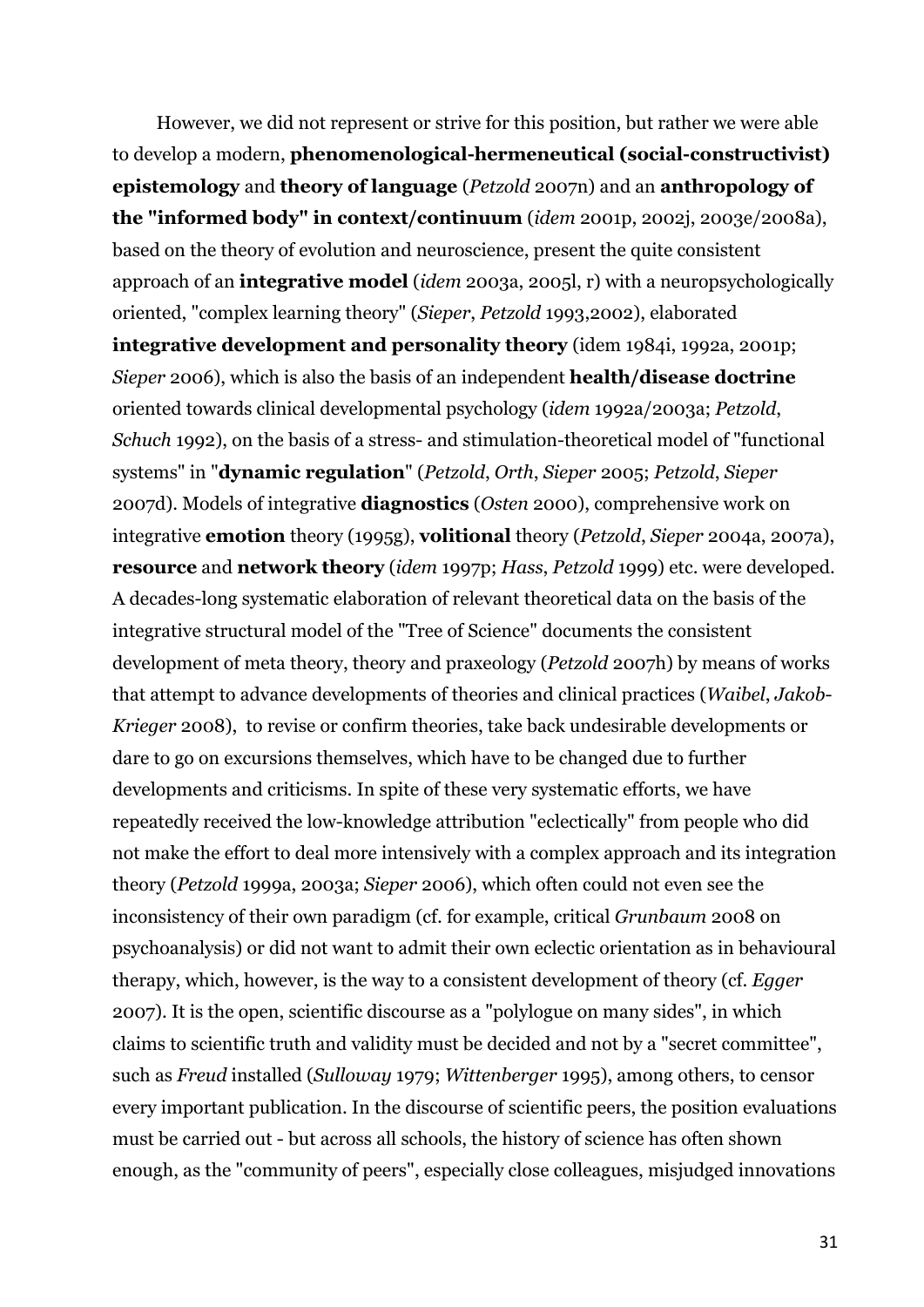However, we did not represent or strive for this position, but rather we were able to develop a modern, **phenomenological-hermeneutical (social-constructivist) epistemology** and **theory of language** (*Petzold* 2007n) and an **anthropology of the "informed body" in context/continuum** (*idem* 2001p, 2002j, 2003e/2008a), based on the theory of evolution and neuroscience, present the quite consistent approach of an **integrative model** (*idem* 2003a, 2005l, r) with a neuropsychologically oriented, "complex learning theory" (*Sieper*, *Petzold* 1993,2002), elaborated **integrative development and personality theory** (idem 1984i, 1992a, 2001p; *Sieper* 2006), which is also the basis of an independent **health/disease doctrine** oriented towards clinical developmental psychology (*idem* 1992a/2003a; *Petzold*, *Schuch* 1992), on the basis of a stress- and stimulation-theoretical model of "functional systems" in "**dynamic regulation**" (*Petzold*, *Orth*, *Sieper* 2005; *Petzold*, *Sieper* 2007d). Models of integrative **diagnostics** (*Osten* 2000), comprehensive work on integrative **emotion** theory (1995g), **volitional** theory (*Petzold*, *Sieper* 2004a, 2007a), **resource** and **network theory** (*idem* 1997p; *Hass*, *Petzold* 1999) etc. were developed. A decades-long systematic elaboration of relevant theoretical data on the basis of the integrative structural model of the "Tree of Science" documents the consistent development of meta theory, theory and praxeology (*Petzold* 2007h) by means of works that attempt to advance developments of theories and clinical practices (*Waibel*, *Jakob-Krieger* 2008), to revise or confirm theories, take back undesirable developments or dare to go on excursions themselves, which have to be changed due to further developments and criticisms. In spite of these very systematic efforts, we have repeatedly received the low-knowledge attribution "eclectically" from people who did not make the effort to deal more intensively with a complex approach and its integration theory (*Petzold* 1999a, 2003a; *Sieper* 2006), which often could not even see the inconsistency of their own paradigm (cf. for example, critical *Grunbaum* 2008 on psychoanalysis) or did not want to admit their own eclectic orientation as in behavioural therapy, which, however, is the way to a consistent development of theory (cf. *Egger* 2007). It is the open, scientific discourse as a "polylogue on many sides", in which claims to scientific truth and validity must be decided and not by a "secret committee", such as *Freud* installed (*Sulloway* 1979; *Wittenberger* 1995), among others, to censor every important publication. In the discourse of scientific peers, the position evaluations must be carried out - but across all schools, the history of science has often shown enough, as the "community of peers", especially close colleagues, misjudged innovations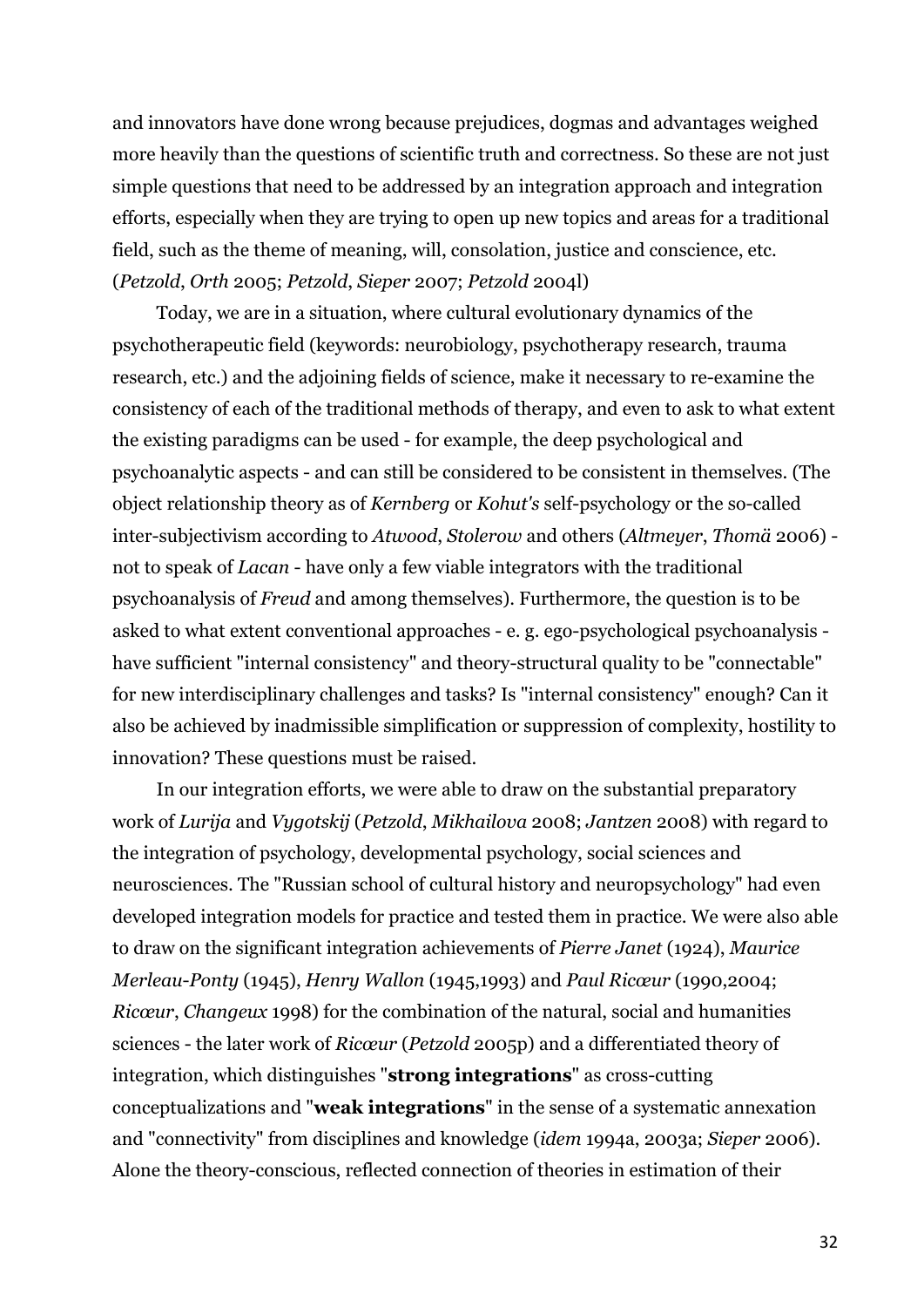and innovators have done wrong because prejudices, dogmas and advantages weighed more heavily than the questions of scientific truth and correctness. So these are not just simple questions that need to be addressed by an integration approach and integration efforts, especially when they are trying to open up new topics and areas for a traditional field, such as the theme of meaning, will, consolation, justice and conscience, etc. (*Petzold*, *Orth* 2005; *Petzold*, *Sieper* 2007; *Petzold* 2004l)

Today, we are in a situation, where cultural evolutionary dynamics of the psychotherapeutic field (keywords: neurobiology, psychotherapy research, trauma research, etc.) and the adjoining fields of science, make it necessary to re-examine the consistency of each of the traditional methods of therapy, and even to ask to what extent the existing paradigms can be used - for example, the deep psychological and psychoanalytic aspects - and can still be considered to be consistent in themselves. (The object relationship theory as of *Kernberg* or *Kohut's* self-psychology or the so-called inter-subjectivism according to *Atwood*, *Stolerow* and others (*Altmeyer*, *Thomä* 2006) - not to speak of *Lacan* - have only a few viable integrators with the traditional psychoanalysis of *Freud* and among themselves). Furthermore, the question is to be asked to what extent conventional approaches - e. g. ego-psychological psychoanalysis - have sufficient "internal consistency" and theory-structural quality to be "connectable" for new interdisciplinary challenges and tasks? Is "internal consistency" enough? Can it also be achieved by inadmissible simplification or suppression of complexity, hostility to innovation? These questions must be raised.

In our integration efforts, we were able to draw on the substantial preparatory work of *Lurija* and *Vygotskij* (*Petzold*, *Mikhailova* 2008; *Jantzen* 2008) with regard to the integration of psychology, developmental psychology, social sciences and neurosciences. The "Russian school of cultural history and neuropsychology" had even developed integration models for practice and tested them in practice. We were also able to draw on the significant integration achievements of *Pierre Janet* (1924), *Maurice Merleau-Ponty* (1945), *Henry Wallon* (1945,1993) and *Paul Ricœur* (1990,2004; *Ricœur*, *Changeux* 1998) for the combination of the natural, social and humanities sciences - the later work of *Ricœur* (*Petzold* 2005p) and a differentiated theory of integration, which distinguishes "**strong integrations**" as cross-cutting conceptualizations and "**weak integrations**" in the sense of a systematic annexation and "connectivity" from disciplines and knowledge (*idem* 1994a, 2003a; *Sieper* 2006). Alone the theory-conscious, reflected connection of theories in estimation of their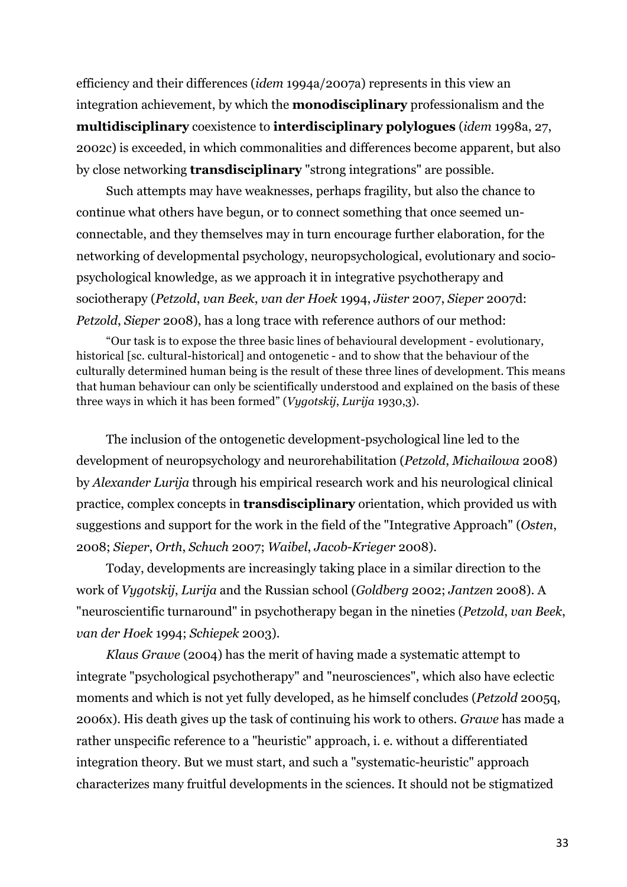efficiency and their differences (*idem* 1994a/2007a) represents in this view an integration achievement, by which the **monodisciplinary** professionalism and the **multidisciplinary** coexistence to **interdisciplinary polylogues** (*idem* 1998a, 27, 2002c) is exceeded, in which commonalities and differences become apparent, but also by close networking **transdisciplinary** "strong integrations" are possible.

Such attempts may have weaknesses, perhaps fragility, but also the chance to continue what others have begun, or to connect something that once seemed un-connectable, and they themselves may in turn encourage further elaboration, for the networking of developmental psychology, neuropsychological, evolutionary and socio-psychological knowledge, as we approach it in integrative psychotherapy and sociotherapy (*Petzold*, *van Beek*, *van der Hoek* 1994, *Jüster* 2007, *Sieper* 2007d: *Petzold*, *Sieper* 2008), has a long trace with reference authors of our method:

> "Our task is to expose the three basic lines of behavioural development - evolutionary, historical [sc. cultural-historical] and ontogenetic - and to show that the behaviour of the culturally determined human being is the result of these three lines of development. This means that human behaviour can only be scientifically understood and explained on the basis of these three ways in which it has been formed" (*Vygotskij*, *Lurija* 1930,3).

The inclusion of the ontogenetic development-psychological line led to the development of neuropsychology and neurorehabilitation (*Petzold*, *Michailowa* 2008) by *Alexander Lurija* through his empirical research work and his neurological clinical practice, complex concepts in **transdisciplinary** orientation, which provided us with suggestions and support for the work in the field of the "Integrative Approach" (*Osten*, 2008; *Sieper*, *Orth*, *Schuch* 2007; *Waibel*, *Jacob-Krieger* 2008).

Today, developments are increasingly taking place in a similar direction to the work of *Vygotskij*, *Lurija* and the Russian school (*Goldberg* 2002; *Jantzen* 2008). A "neuroscientific turnaround" in psychotherapy began in the nineties (*Petzold*, *van Beek*, *van der Hoek* 1994; *Schiepek* 2003).

*Klaus Grawe* (2004) has the merit of having made a systematic attempt to integrate "psychological psychotherapy" and "neurosciences", which also have eclectic moments and which is not yet fully developed, as he himself concludes (*Petzold* 2005q, 2006x). His death gives up the task of continuing his work to others. *Grawe* has made a rather unspecific reference to a "heuristic" approach, i. e. without a differentiated integration theory. But we must start, and such a "systematic-heuristic" approach characterizes many fruitful developments in the sciences. It should not be stigmatized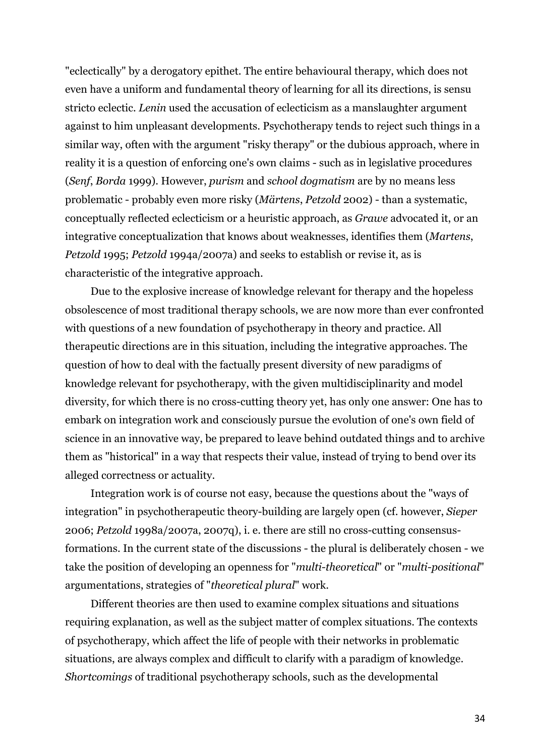"eclectically" by a derogatory epithet. The entire behavioural therapy, which does not even have a uniform and fundamental theory of learning for all its directions, is sensu stricto eclectic. *Lenin* used the accusation of eclecticism as a manslaughter argument against to him unpleasant developments. Psychotherapy tends to reject such things in a similar way, often with the argument "risky therapy" or the dubious approach, where in reality it is a question of enforcing one's own claims - such as in legislative procedures (*Senf*, *Borda* 1999). However, *purism* and *school dogmatism* are by no means less problematic - probably even more risky (*Märtens*, *Petzold* 2002) - than a systematic, conceptually reflected eclecticism or a heuristic approach, as *Grawe* advocated it, or an integrative conceptualization that knows about weaknesses, identifies them (*Martens*, *Petzold* 1995; *Petzold* 1994a/2007a) and seeks to establish or revise it, as is characteristic of the integrative approach.

Due to the explosive increase of knowledge relevant for therapy and the hopeless obsolescence of most traditional therapy schools, we are now more than ever confronted with questions of a new foundation of psychotherapy in theory and practice. All therapeutic directions are in this situation, including the integrative approaches. The question of how to deal with the factually present diversity of new paradigms of knowledge relevant for psychotherapy, with the given multidisciplinarity and model diversity, for which there is no cross-cutting theory yet, has only one answer: One has to embark on integration work and consciously pursue the evolution of one's own field of science in an innovative way, be prepared to leave behind outdated things and to archive them as "historical" in a way that respects their value, instead of trying to bend over its alleged correctness or actuality.

Integration work is of course not easy, because the questions about the "ways of integration" in psychotherapeutic theory-building are largely open (cf. however, *Sieper* 2006; *Petzold* 1998a/2007a, 2007q), i. e. there are still no cross-cutting consensus-formations. In the current state of the discussions - the plural is deliberately chosen - we take the position of developing an openness for "*multi-theoretical*" or "*multi-positional*" argumentations, strategies of "*theoretical plural*" work.

Different theories are then used to examine complex situations and situations requiring explanation, as well as the subject matter of complex situations. The contexts of psychotherapy, which affect the life of people with their networks in problematic situations, are always complex and difficult to clarify with a paradigm of knowledge. *Shortcomings* of traditional psychotherapy schools, such as the developmental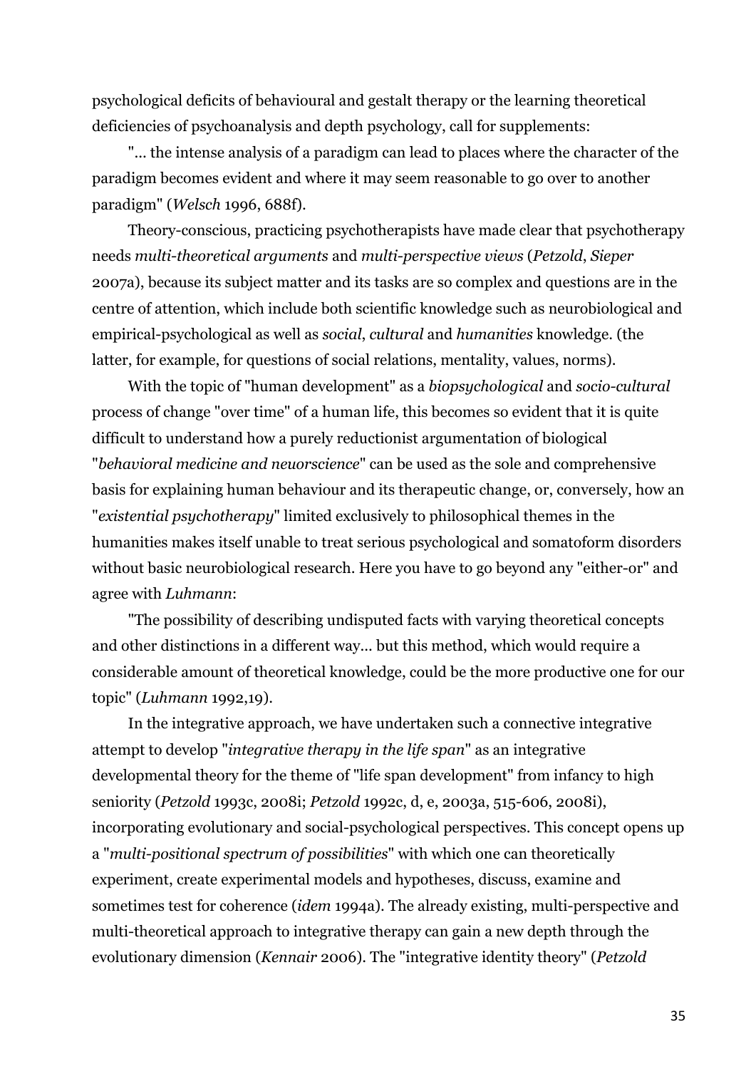psychological deficits of behavioural and gestalt therapy or the learning theoretical deficiencies of psychoanalysis and depth psychology, call for supplements:

"... the intense analysis of a paradigm can lead to places where the character of the paradigm becomes evident and where it may seem reasonable to go over to another paradigm" (*Welsch* 1996, 688f).

Theory-conscious, practicing psychotherapists have made clear that psychotherapy needs *multi-theoretical arguments* and *multi-perspective views* (*Petzold*, *Sieper* 2007a), because its subject matter and its tasks are so complex and questions are in the centre of attention, which include both scientific knowledge such as neurobiological and empirical-psychological as well as *social*, *cultural* and *humanities* knowledge. (the latter, for example, for questions of social relations, mentality, values, norms).

With the topic of "human development" as a *biopsychological* and *socio-cultural* process of change "over time" of a human life, this becomes so evident that it is quite difficult to understand how a purely reductionist argumentation of biological "*behavioral medicine and neuorscience*" can be used as the sole and comprehensive basis for explaining human behaviour and its therapeutic change, or, conversely, how an "*existential psychotherapy*" limited exclusively to philosophical themes in the humanities makes itself unable to treat serious psychological and somatoform disorders without basic neurobiological research. Here you have to go beyond any "either-or" and agree with *Luhmann*:

"The possibility of describing undisputed facts with varying theoretical concepts and other distinctions in a different way... but this method, which would require a considerable amount of theoretical knowledge, could be the more productive one for our topic" (*Luhmann* 1992,19).

In the integrative approach, we have undertaken such a connective integrative attempt to develop "*integrative therapy in the life span*" as an integrative developmental theory for the theme of "life span development" from infancy to high seniority (*Petzold* 1993c, 2008i; *Petzold* 1992c, d, e, 2003a, 515-606, 2008i), incorporating evolutionary and social-psychological perspectives. This concept opens up a "*multi-positional spectrum of possibilities*" with which one can theoretically experiment, create experimental models and hypotheses, discuss, examine and sometimes test for coherence (*idem* 1994a). The already existing, multi-perspective and multi-theoretical approach to integrative therapy can gain a new depth through the evolutionary dimension (*Kennair* 2006). The "integrative identity theory" (*Petzold*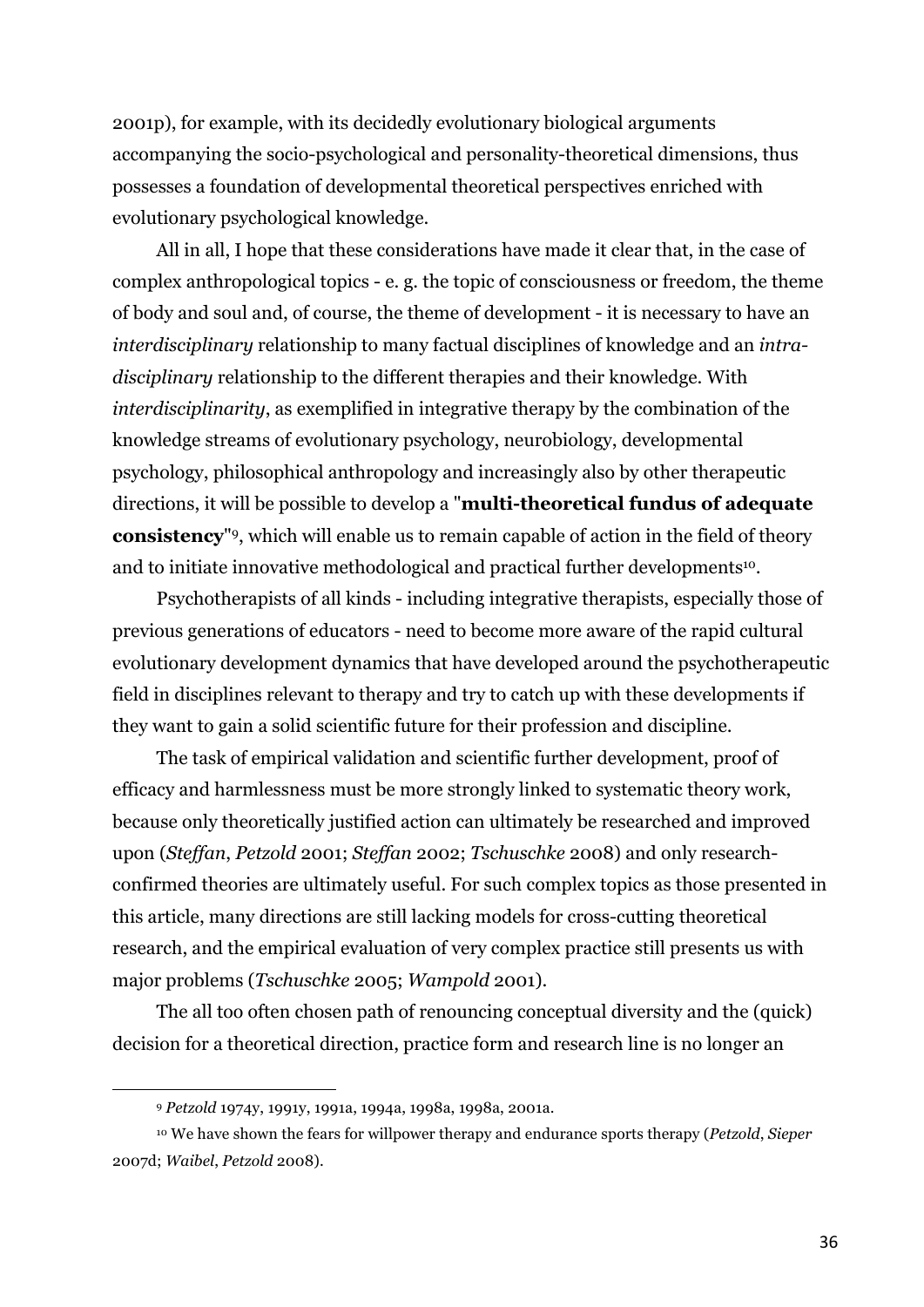2001p), for example, with its decidedly evolutionary biological arguments accompanying the socio-psychological and personality-theoretical dimensions, thus possesses a foundation of developmental theoretical perspectives enriched with evolutionary psychological knowledge.

All in all, I hope that these considerations have made it clear that, in the case of complex anthropological topics - e. g. the topic of consciousness or freedom, the theme of body and soul and, of course, the theme of development - it is necessary to have an *interdisciplinary* relationship to many factual disciplines of knowledge and an *intra-disciplinary* relationship to the different therapies and their knowledge. With *interdisciplinarity*, as exemplified in integrative therapy by the combination of the knowledge streams of evolutionary psychology, neurobiology, developmental psychology, philosophical anthropology and increasingly also by other therapeutic directions, it will be possible to develop a "**multi-theoretical fundus of adequate consistency**"[9], which will enable us to remain capable of action in the field of theory and to initiate innovative methodological and practical further developments[10].

Psychotherapists of all kinds - including integrative therapists, especially those of previous generations of educators - need to become more aware of the rapid cultural evolutionary development dynamics that have developed around the psychotherapeutic field in disciplines relevant to therapy and try to catch up with these developments if they want to gain a solid scientific future for their profession and discipline.

The task of empirical validation and scientific further development, proof of efficacy and harmlessness must be more strongly linked to systematic theory work, because only theoretically justified action can ultimately be researched and improved upon (*Steffan*, *Petzold* 2001; *Steffan* 2002; *Tschuschke* 2008) and only research-confirmed theories are ultimately useful. For such complex topics as those presented in this article, many directions are still lacking models for cross-cutting theoretical research, and the empirical evaluation of very complex practice still presents us with major problems (*Tschuschke* 2005; *Wampold* 2001).

The all too often chosen path of renouncing conceptual diversity and the (quick) decision for a theoretical direction, practice form and research line is no longer an

---

[9] *Petzold* 1974y, 1991y, 1991a, 1994a, 1998a, 1998a, 2001a.

[10] We have shown the fears for willpower therapy and endurance sports therapy (*Petzold*, *Sieper* 2007d; *Waibel*, *Petzold* 2008).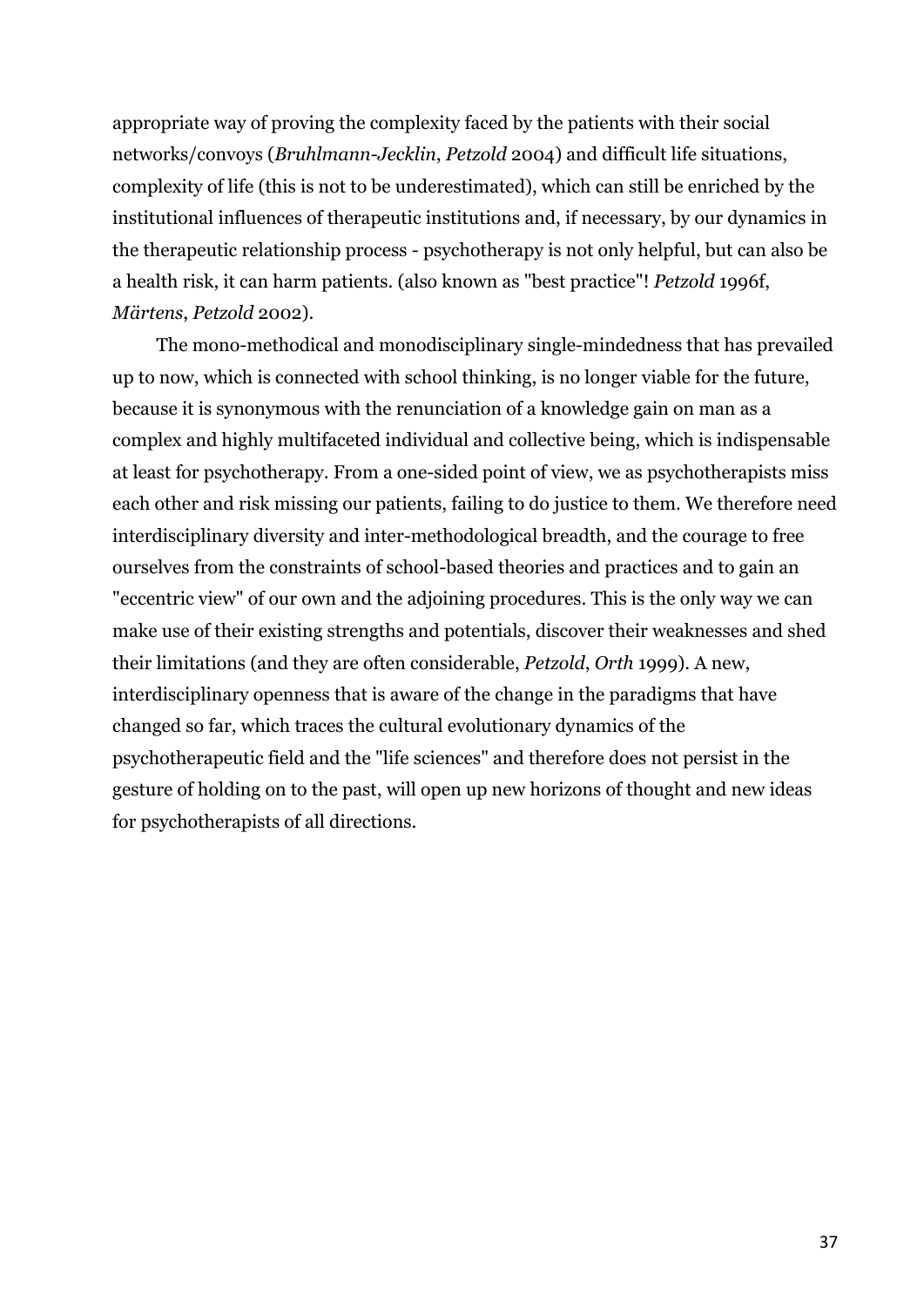appropriate way of proving the complexity faced by the patients with their social networks/convoys (*Bruhlmann-Jecklin*, *Petzold* 2004) and difficult life situations, complexity of life (this is not to be underestimated), which can still be enriched by the institutional influences of therapeutic institutions and, if necessary, by our dynamics in the therapeutic relationship process - psychotherapy is not only helpful, but can also be a health risk, it can harm patients. (also known as "best practice"! *Petzold* 1996f, *Märtens*, *Petzold* 2002).

The mono-methodical and monodisciplinary single-mindedness that has prevailed up to now, which is connected with school thinking, is no longer viable for the future, because it is synonymous with the renunciation of a knowledge gain on man as a complex and highly multifaceted individual and collective being, which is indispensable at least for psychotherapy. From a one-sided point of view, we as psychotherapists miss each other and risk missing our patients, failing to do justice to them. We therefore need interdisciplinary diversity and inter-methodological breadth, and the courage to free ourselves from the constraints of school-based theories and practices and to gain an "eccentric view" of our own and the adjoining procedures. This is the only way we can make use of their existing strengths and potentials, discover their weaknesses and shed their limitations (and they are often considerable, *Petzold*, *Orth* 1999). A new, interdisciplinary openness that is aware of the change in the paradigms that have changed so far, which traces the cultural evolutionary dynamics of the psychotherapeutic field and the "life sciences" and therefore does not persist in the gesture of holding on to the past, will open up new horizons of thought and new ideas for psychotherapists of all directions.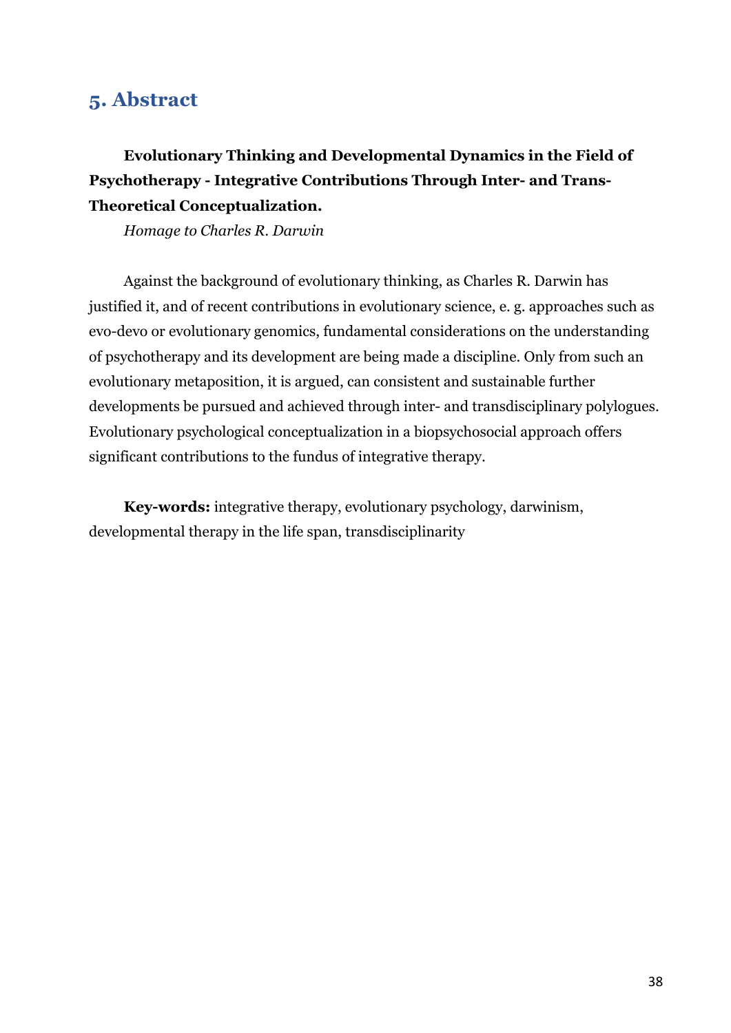## 5. Abstract

**Evolutionary Thinking and Developmental Dynamics in the Field of Psychotherapy - Integrative Contributions Through Inter- and Trans-Theoretical Conceptualization.**

*Homage to Charles R. Darwin*

Against the background of evolutionary thinking, as Charles R. Darwin has justified it, and of recent contributions in evolutionary science, e. g. approaches such as evo-devo or evolutionary genomics, fundamental considerations on the understanding of psychotherapy and its development are being made a discipline. Only from such an evolutionary metaposition, it is argued, can consistent and sustainable further developments be pursued and achieved through inter- and transdisciplinary polylogues. Evolutionary psychological conceptualization in a biopsychosocial approach offers significant contributions to the fundus of integrative therapy.

**Key-words:** integrative therapy, evolutionary psychology, darwinism, developmental therapy in the life span, transdisciplinarity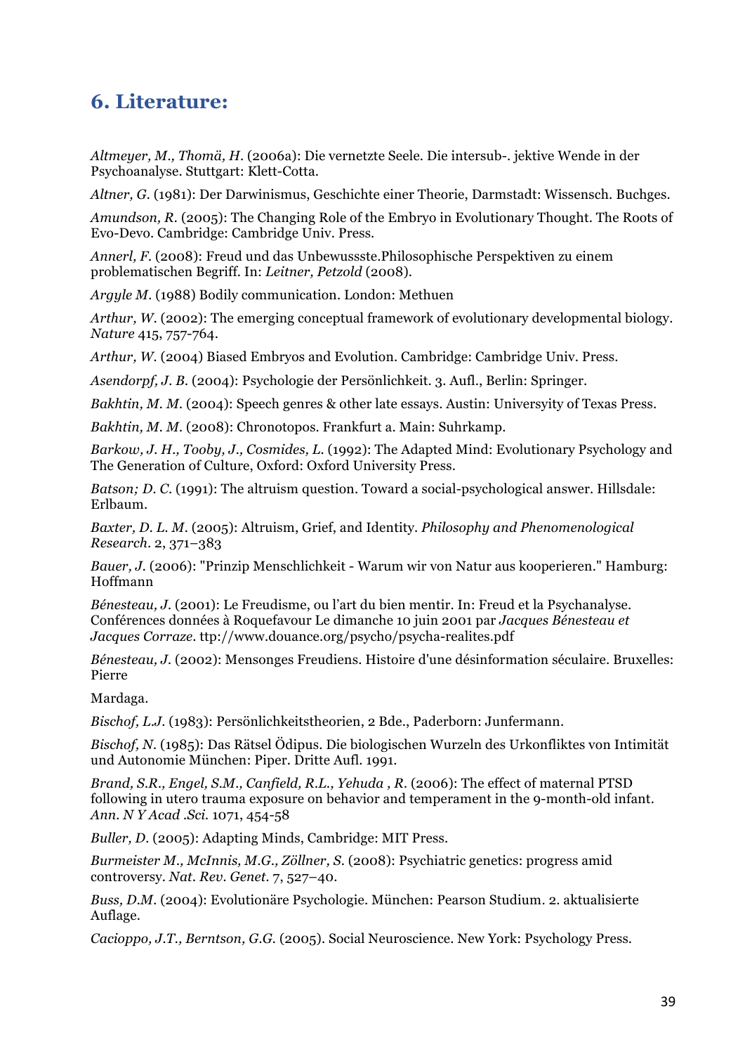## 6. Literature:

*Altmeyer, M., Thomä, H.* (2006a): Die vernetzte Seele. Die intersub-. jektive Wende in der Psychoanalyse. Stuttgart: Klett-Cotta.

*Altner, G.* (1981): Der Darwinismus, Geschichte einer Theorie, Darmstadt: Wissensch. Buchges.

*Amundson, R.* (2005): The Changing Role of the Embryo in Evolutionary Thought. The Roots of Evo-Devo. Cambridge: Cambridge Univ. Press.

*Annerl, F.* (2008): Freud und das Unbewussste.Philosophische Perspektiven zu einem problematischen Begriff. In: *Leitner, Petzold* (2008).

*Argyle M.* (1988) Bodily communication. London: Methuen

*Arthur, W.* (2002): The emerging conceptual framework of evolutionary developmental biology. *Nature* 415, 757-764.

*Arthur, W.* (2004) Biased Embryos and Evolution. Cambridge: Cambridge Univ. Press.

*Asendorpf, J. B.* (2004): Psychologie der Persönlichkeit. 3. Aufl., Berlin: Springer.

*Bakhtin, M. M.* (2004): Speech genres & other late essays. Austin: Universyity of Texas Press.

*Bakhtin, M. M.* (2008): Chronotopos. Frankfurt a. Main: Suhrkamp.

*Barkow, J. H., Tooby, J., Cosmides, L.* (1992): The Adapted Mind: Evolutionary Psychology and The Generation of Culture, Oxford: Oxford University Press.

*Batson; D. C.* (1991): The altruism question. Toward a social-psychological answer. Hillsdale: Erlbaum.

*Baxter, D. L. M.* (2005): Altruism, Grief, and Identity. *Philosophy and Phenomenological Research*. 2, 371–383

*Bauer, J.* (2006): "Prinzip Menschlichkeit - Warum wir von Natur aus kooperieren." Hamburg: Hoffmann

*Bénesteau, J.* (2001): Le Freudisme, ou l'art du bien mentir. In: Freud et la Psychanalyse. Conférences données à Roquefavour Le dimanche 10 juin 2001 par *Jacques Bénesteau et Jacques Corraze*. ttp://www.douance.org/psycho/psycha-realites.pdf

*Bénesteau, J.* (2002): Mensonges Freudiens. Histoire d'une désinformation séculaire. Bruxelles: Pierre

Mardaga.

*Bischof, L.J.* (1983): Persönlichkeitstheorien, 2 Bde., Paderborn: Junfermann.

*Bischof, N.* (1985): Das Rätsel Ödipus. Die biologischen Wurzeln des Urkonfliktes von Intimität und Autonomie München: Piper. Dritte Aufl. 1991.

*Brand, S.R., Engel, S.M., Canfield, R.L., Yehuda , R.* (2006): The effect of maternal PTSD following in utero trauma exposure on behavior and temperament in the 9-month-old infant. *Ann. N Y Acad .Sci.* 1071, 454-58

*Buller, D.* (2005): Adapting Minds, Cambridge: MIT Press.

*Burmeister M., McInnis, M.G., Zöllner, S.* (2008): Psychiatric genetics: progress amid controversy. *Nat. Rev. Genet.* 7, 527–40.

*Buss, D.M.* (2004): Evolutionäre Psychologie. München: Pearson Studium. 2. aktualisierte Auflage.

*Cacioppo, J.T., Berntson, G.G.* (2005). Social Neuroscience. New York: Psychology Press.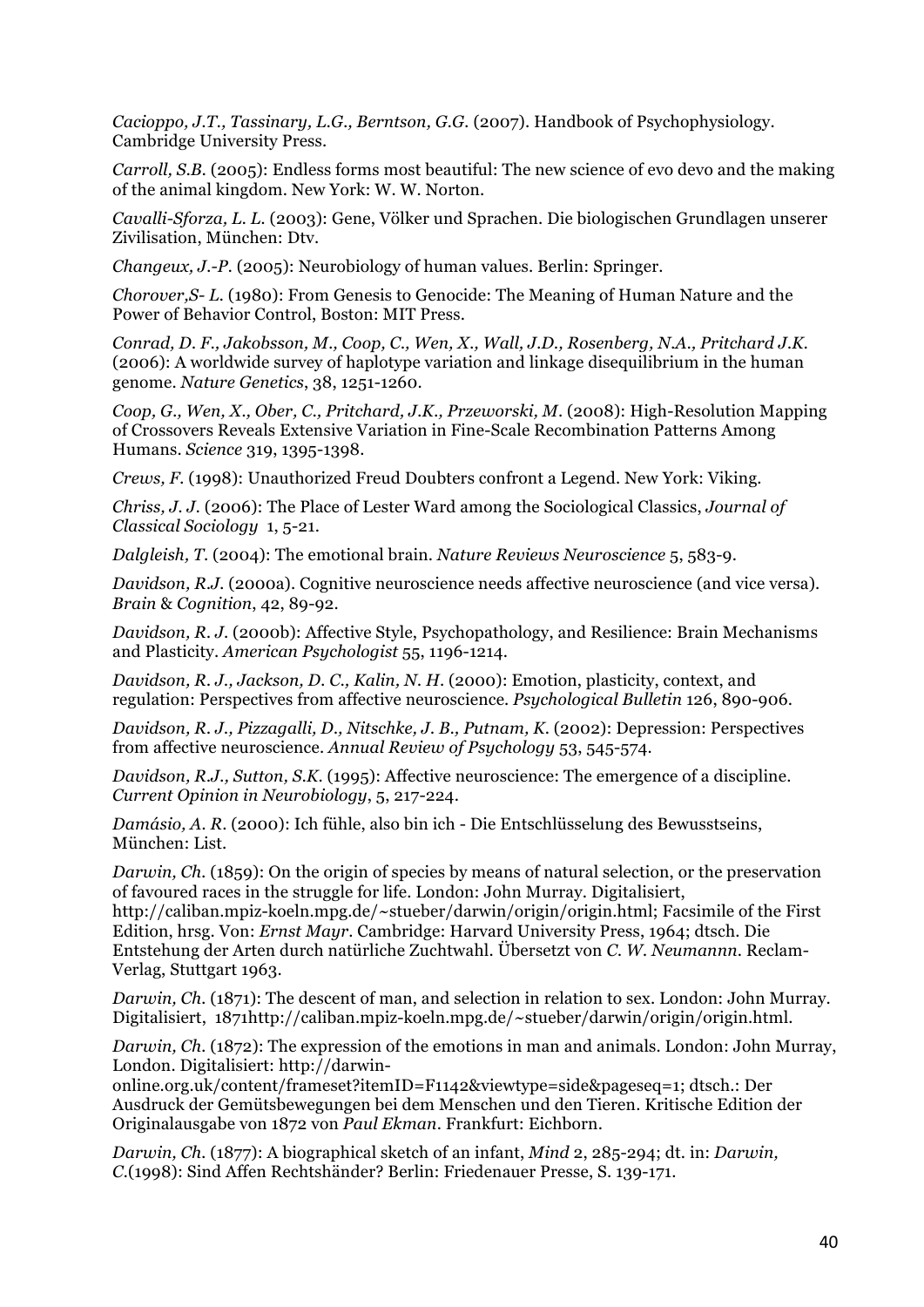*Cacioppo, J.T., Tassinary, L.G., Berntson, G.G.* (2007). Handbook of Psychophysiology. Cambridge University Press.

*Carroll, S.B.* (2005): Endless forms most beautiful: The new science of evo devo and the making of the animal kingdom. New York: W. W. Norton.

*Cavalli-Sforza, L. L.* (2003): Gene, Völker und Sprachen. Die biologischen Grundlagen unserer Zivilisation, München: Dtv.

*Changeux, J.-P.* (2005): Neurobiology of human values. Berlin: Springer.

*Chorover,S- L.* (1980): From Genesis to Genocide: The Meaning of Human Nature and the Power of Behavior Control, Boston: MIT Press.

*Conrad, D. F., Jakobsson, M., Coop, C., Wen, X., Wall, J.D., Rosenberg, N.A., Pritchard J.K.* (2006): A worldwide survey of haplotype variation and linkage disequilibrium in the human genome. *Nature Genetics*, 38, 1251-1260.

*Coop, G., Wen, X., Ober, C., Pritchard, J.K., Przeworski, M.* (2008): High-Resolution Mapping of Crossovers Reveals Extensive Variation in Fine-Scale Recombination Patterns Among Humans. *Science* 319, 1395-1398.

*Crews, F.* (1998): Unauthorized Freud Doubters confront a Legend. New York: Viking.

*Chriss, J. J.* (2006): The Place of Lester Ward among the Sociological Classics, *Journal of Classical Sociology* 1, 5-21.

*Dalgleish, T.* (2004): The emotional brain. *Nature Reviews Neuroscience* 5, 583-9.

*Davidson, R.J.* (2000a). Cognitive neuroscience needs affective neuroscience (and vice versa). *Brain* & *Cognition*, 42, 89-92.

*Davidson, R. J.* (2000b): Affective Style, Psychopathology, and Resilience: Brain Mechanisms and Plasticity. *American Psychologist* 55, 1196-1214.

*Davidson, R. J., Jackson, D. C., Kalin, N. H.* (2000): Emotion, plasticity, context, and regulation: Perspectives from affective neuroscience. *Psychological Bulletin* 126, 890-906.

*Davidson, R. J., Pizzagalli, D., Nitschke, J. B., Putnam, K.* (2002): Depression: Perspectives from affective neuroscience. *Annual Review of Psychology* 53, 545-574.

*Davidson, R.J., Sutton, S.K.* (1995): Affective neuroscience: The emergence of a discipline. *Current Opinion in Neurobiology*, 5, 217-224.

*Damásio, A. R.* (2000): Ich fühle, also bin ich - Die Entschlüsselung des Bewusstseins, München: List.

*Darwin, Ch.* (1859): On the origin of species by means of natural selection, or the preservation of favoured races in the struggle for life. London: John Murray. Digitalisiert, http://caliban.mpiz-koeln.mpg.de/~stueber/darwin/origin/origin.html; Facsimile of the First Edition, hrsg. Von: *Ernst Mayr*. Cambridge: Harvard University Press, 1964; dtsch. Die Entstehung der Arten durch natürliche Zuchtwahl. Übersetzt von *C. W. Neumannn*. Reclam-Verlag, Stuttgart 1963.

*Darwin, Ch.* (1871): The descent of man, and selection in relation to sex. London: John Murray. Digitalisiert, 1871http://caliban.mpiz-koeln.mpg.de/~stueber/darwin/origin/origin.html.

*Darwin, Ch.* (1872): The expression of the emotions in man and animals. London: John Murray, London. Digitalisiert: http://darwin-online.org.uk/content/frameset?itemID=F1142&viewtype=side&pageseq=1; dtsch.: Der Ausdruck der Gemütsbewegungen bei dem Menschen und den Tieren. Kritische Edition der Originalausgabe von 1872 von *Paul Ekman*. Frankfurt: Eichborn.

*Darwin, Ch.* (1877): A biographical sketch of an infant, *Mind* 2, 285-294; dt. in: *Darwin, C.*(1998): Sind Affen Rechtshänder? Berlin: Friedenauer Presse, S. 139-171.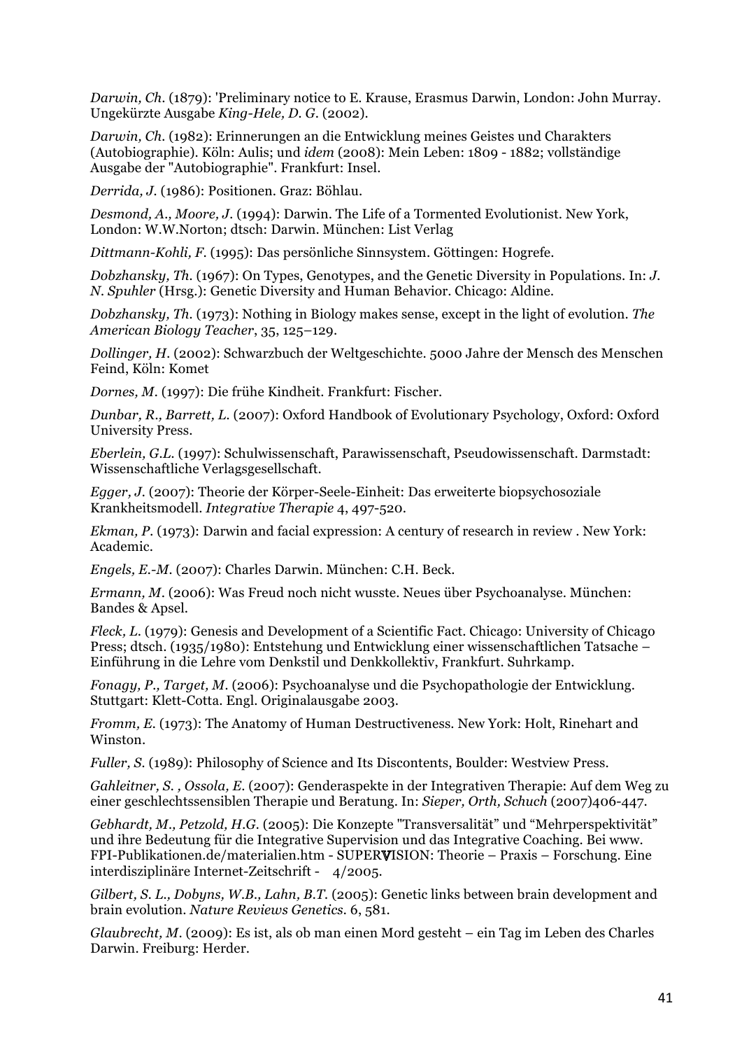*Darwin, Ch.* (1879): 'Preliminary notice to E. Krause, Erasmus Darwin, London: John Murray. Ungekürzte Ausgabe *King-Hele, D. G.* (2002).

*Darwin, Ch.* (1982): Erinnerungen an die Entwicklung meines Geistes und Charakters (Autobiographie). Köln: Aulis; und *idem* (2008): Mein Leben: 1809 - 1882; vollständige Ausgabe der "Autobiographie". Frankfurt: Insel.

*Derrida, J.* (1986): Positionen. Graz: Böhlau.

*Desmond, A., Moore, J.* (1994): Darwin. The Life of a Tormented Evolutionist. New York, London: W.W.Norton; dtsch: Darwin. München: List Verlag

*Dittmann-Kohli, F.* (1995): Das persönliche Sinnsystem. Göttingen: Hogrefe.

*Dobzhansky, Th.* (1967): On Types, Genotypes, and the Genetic Diversity in Populations. In: *J. N. Spuhler* (Hrsg.): Genetic Diversity and Human Behavior. Chicago: Aldine.

*Dobzhansky, Th.* (1973): Nothing in Biology makes sense, except in the light of evolution. *The American Biology Teacher*, 35, 125–129.

*Dollinger, H.* (2002): Schwarzbuch der Weltgeschichte. 5000 Jahre der Mensch des Menschen Feind, Köln: Komet

*Dornes, M.* (1997): Die frühe Kindheit. Frankfurt: Fischer.

*Dunbar, R., Barrett, L.* (2007): Oxford Handbook of Evolutionary Psychology, Oxford: Oxford University Press.

*Eberlein, G.L.* (1997): Schulwissenschaft, Parawissenschaft, Pseudowissenschaft. Darmstadt: Wissenschaftliche Verlagsgesellschaft.

*Egger, J.* (2007): Theorie der Körper-Seele-Einheit: Das erweiterte biopsychosoziale Krankheitsmodell. *Integrative Therapie* 4, 497-520.

*Ekman, P.* (1973): Darwin and facial expression: A century of research in review . New York: Academic.

*Engels, E.-M.* (2007): Charles Darwin. München: C.H. Beck.

*Ermann, M.* (2006): Was Freud noch nicht wusste. Neues über Psychoanalyse. München: Bandes & Apsel.

*Fleck, L.* (1979): Genesis and Development of a Scientific Fact. Chicago: University of Chicago Press; dtsch. (1935/1980): Entstehung und Entwicklung einer wissenschaftlichen Tatsache – Einführung in die Lehre vom Denkstil und Denkkollektiv, Frankfurt. Suhrkamp.

*Fonagy, P., Target, M.* (2006): Psychoanalyse und die Psychopathologie der Entwicklung. Stuttgart: Klett-Cotta. Engl. Originalausgabe 2003.

*Fromm, E.* (1973): The Anatomy of Human Destructiveness. New York: Holt, Rinehart and Winston.

*Fuller, S.* (1989): Philosophy of Science and Its Discontents, Boulder: Westview Press.

*Gahleitner, S. , Ossola, E.* (2007): Genderaspekte in der Integrativen Therapie: Auf dem Weg zu einer geschlechtssensiblen Therapie und Beratung. In: *Sieper, Orth, Schuch* (2007)406-447.

*Gebhardt, M., Petzold, H.G.* (2005): Die Konzepte "Transversalität" und "Mehrperspektivität" und ihre Bedeutung für die Integrative Supervision und das Integrative Coaching. Bei www. FPI-Publikationen.de/materialien.htm - SUPERVISION: Theorie – Praxis – Forschung. Eine interdisziplinäre Internet-Zeitschrift - 4/2005.

*Gilbert, S. L., Dobyns, W.B., Lahn, B.T.* (2005): Genetic links between brain development and brain evolution. *Nature Reviews Genetics*. 6, 581.

*Glaubrecht, M.* (2009): Es ist, als ob man einen Mord gesteht – ein Tag im Leben des Charles Darwin. Freiburg: Herder.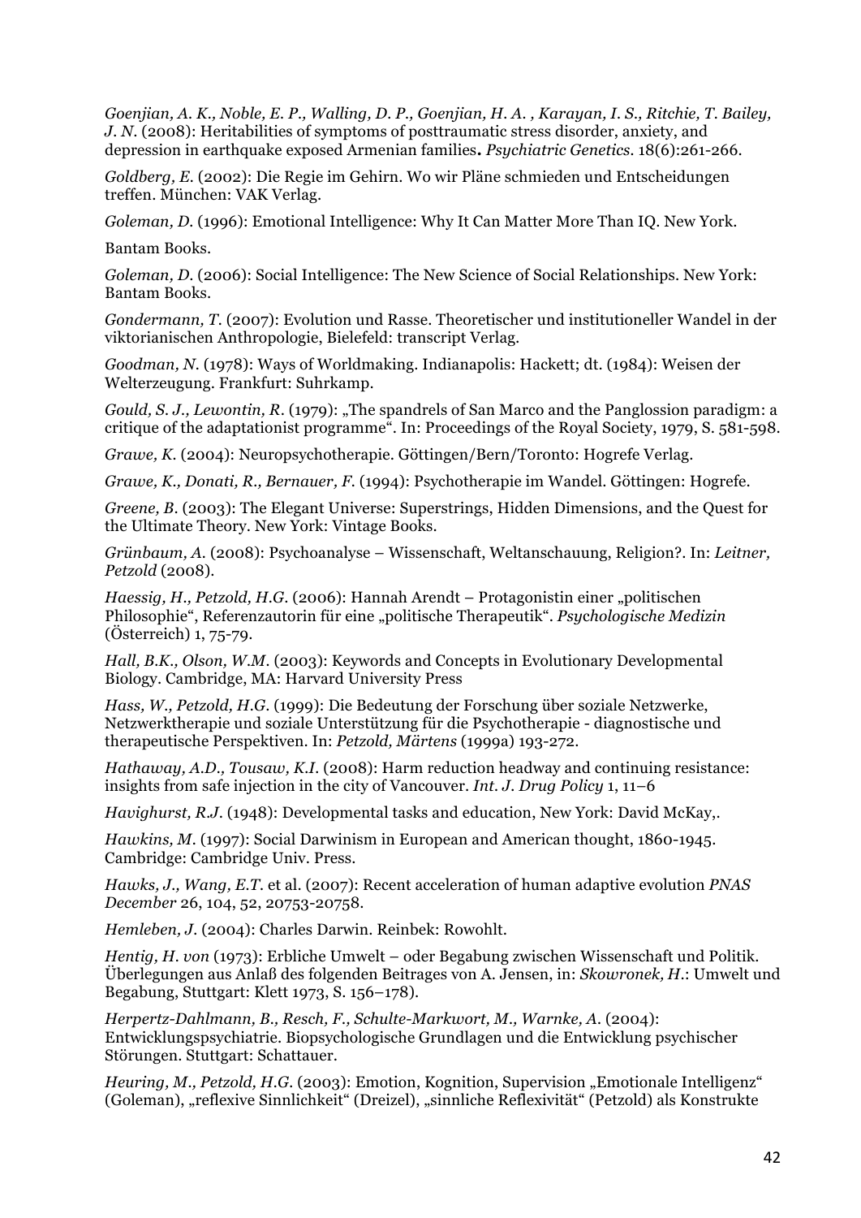*Goenjian, A. K., Noble, E. P., Walling, D. P., Goenjian, H. A. , Karayan, I. S., Ritchie, T. Bailey, J. N.* (2008): Heritabilities of symptoms of posttraumatic stress disorder, anxiety, and depression in earthquake exposed Armenian families**.** *Psychiatric Genetics*. 18(6):261-266.

*Goldberg, E.* (2002): Die Regie im Gehirn. Wo wir Pläne schmieden und Entscheidungen treffen. München: VAK Verlag.

*Goleman, D.* (1996): Emotional Intelligence: Why It Can Matter More Than IQ. New York.

Bantam Books.

*Goleman, D.* (2006): Social Intelligence: The New Science of Social Relationships. New York: Bantam Books.

*Gondermann, T.* (2007): Evolution und Rasse. Theoretischer und institutioneller Wandel in der viktorianischen Anthropologie, Bielefeld: transcript Verlag.

*Goodman, N.* (1978): Ways of Worldmaking. Indianapolis: Hackett; dt. (1984): Weisen der Welterzeugung. Frankfurt: Suhrkamp.

*Gould, S. J., Lewontin, R.* (1979): „The spandrels of San Marco and the Panglossion paradigm: a critique of the adaptationist programme". In: Proceedings of the Royal Society, 1979, S. 581-598.

*Grawe, K.* (2004): Neuropsychotherapie. Göttingen/Bern/Toronto: Hogrefe Verlag.

*Grawe, K., Donati, R., Bernauer, F.* (1994): Psychotherapie im Wandel. Göttingen: Hogrefe.

*Greene, B.* (2003): The Elegant Universe: Superstrings, Hidden Dimensions, and the Quest for the Ultimate Theory. New York: Vintage Books.

*Grünbaum, A.* (2008): Psychoanalyse – Wissenschaft, Weltanschauung, Religion?. In: *Leitner, Petzold* (2008).

*Haessig, H., Petzold, H.G.* (2006): Hannah Arendt – Protagonistin einer „politischen Philosophie", Referenzautorin für eine „politische Therapeutik". *Psychologische Medizin* (Österreich) 1, 75-79.

*Hall, B.K., Olson, W.M.* (2003): Keywords and Concepts in Evolutionary Developmental Biology. Cambridge, MA: Harvard University Press

*Hass, W., Petzold, H.G.* (1999): Die Bedeutung der Forschung über soziale Netzwerke, Netzwerktherapie und soziale Unterstützung für die Psychotherapie - diagnostische und therapeutische Perspektiven. In: *Petzold, Märtens* (1999a) 193-272.

*Hathaway, A.D., Tousaw, K.I.* (2008): Harm reduction headway and continuing resistance: insights from safe injection in the city of Vancouver. *Int. J. Drug Policy* 1, 11–6

*Havighurst, R.J.* (1948): Developmental tasks and education, New York: David McKay,.

*Hawkins, M.* (1997): Social Darwinism in European and American thought, 1860-1945. Cambridge: Cambridge Univ. Press.

*Hawks, J., Wang, E.T.* et al. (2007): Recent acceleration of human adaptive evolution *PNAS December* 26, 104, 52, 20753-20758.

*Hemleben, J.* (2004): Charles Darwin. Reinbek: Rowohlt.

*Hentig, H. von* (1973): Erbliche Umwelt – oder Begabung zwischen Wissenschaft und Politik. Überlegungen aus Anlaß des folgenden Beitrages von A. Jensen, in: *Skowronek, H.*: Umwelt und Begabung, Stuttgart: Klett 1973, S. 156–178).

*Herpertz-Dahlmann, B., Resch, F., Schulte-Markwort, M., Warnke, A.* (2004): Entwicklungspsychiatrie. Biopsychologische Grundlagen und die Entwicklung psychischer Störungen. Stuttgart: Schattauer.

*Heuring, M., Petzold, H.G.* (2003): Emotion, Kognition, Supervision „Emotionale Intelligenz" (Goleman), „reflexive Sinnlichkeit" (Dreizel), „sinnliche Reflexivität" (Petzold) als Konstrukte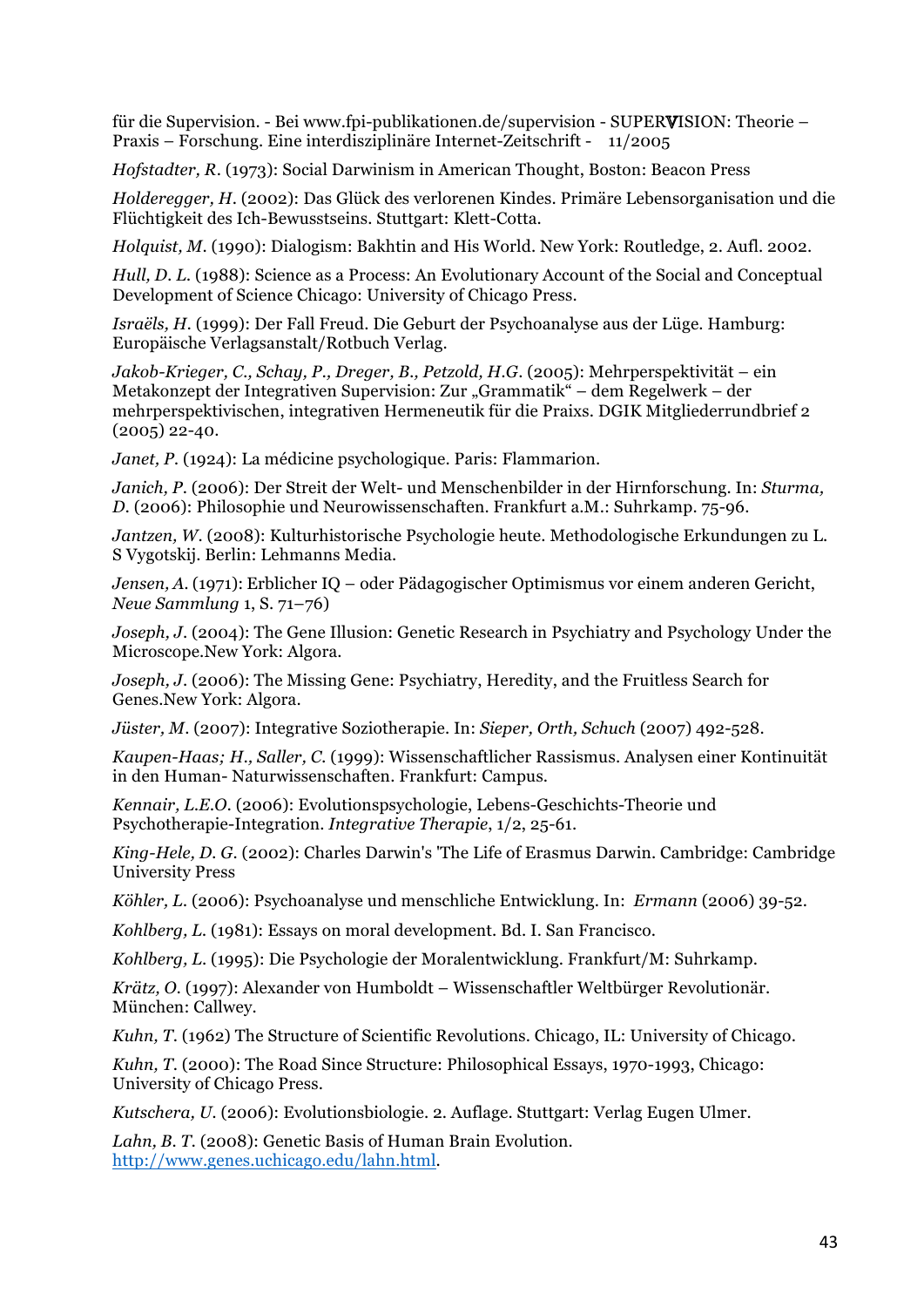für die Supervision. - Bei www.fpi-publikationen.de/supervision - SUPERVISION: Theorie – Praxis – Forschung. Eine interdisziplinäre Internet-Zeitschrift - 11/2005

*Hofstadter, R.* (1973): Social Darwinism in American Thought, Boston: Beacon Press

*Holderegger, H.* (2002): Das Glück des verlorenen Kindes. Primäre Lebensorganisation und die Flüchtigkeit des Ich-Bewusstseins. Stuttgart: Klett-Cotta.

*Holquist, M.* (1990): Dialogism: Bakhtin and His World. New York: Routledge, 2. Aufl. 2002.

*Hull, D. L.* (1988): Science as a Process: An Evolutionary Account of the Social and Conceptual Development of Science Chicago: University of Chicago Press.

*Israëls, H.* (1999): Der Fall Freud. Die Geburt der Psychoanalyse aus der Lüge. Hamburg: Europäische Verlagsanstalt/Rotbuch Verlag.

*Jakob-Krieger, C., Schay, P., Dreger, B., Petzold, H.G.* (2005): Mehrperspektivität – ein Metakonzept der Integrativen Supervision: Zur „Grammatik" – dem Regelwerk – der mehrperspektivischen, integrativen Hermeneutik für die Praixs. DGIK Mitgliederrundbrief 2 (2005) 22-40.

*Janet, P.* (1924): La médicine psychologique. Paris: Flammarion.

*Janich, P.* (2006): Der Streit der Welt- und Menschenbilder in der Hirnforschung. In: *Sturma, D.* (2006): Philosophie und Neurowissenschaften. Frankfurt a.M.: Suhrkamp. 75-96.

*Jantzen, W.* (2008): Kulturhistorische Psychologie heute. Methodologische Erkundungen zu L. S Vygotskij. Berlin: Lehmanns Media.

*Jensen, A.* (1971): Erblicher IQ – oder Pädagogischer Optimismus vor einem anderen Gericht, *Neue Sammlung* 1, S. 71–76)

*Joseph, J.* (2004): The Gene Illusion: Genetic Research in Psychiatry and Psychology Under the Microscope.New York: Algora.

*Joseph, J.* (2006): The Missing Gene: Psychiatry, Heredity, and the Fruitless Search for Genes.New York: Algora.

*Jüster, M.* (2007): Integrative Soziotherapie. In: *Sieper, Orth, Schuch* (2007) 492-528.

*Kaupen-Haas; H., Saller, C.* (1999): Wissenschaftlicher Rassismus. Analysen einer Kontinuität in den Human- Naturwissenschaften. Frankfurt: Campus.

*Kennair, L.E.O.* (2006): Evolutionspsychologie, Lebens-Geschichts-Theorie und Psychotherapie-Integration. *Integrative Therapie*, 1/2, 25-61.

*King-Hele, D. G.* (2002): Charles Darwin's 'The Life of Erasmus Darwin. Cambridge: Cambridge University Press

*Köhler, L.* (2006): Psychoanalyse und menschliche Entwicklung. In: *Ermann* (2006) 39-52.

*Kohlberg, L.* (1981): Essays on moral development. Bd. I. San Francisco.

*Kohlberg, L.* (1995): Die Psychologie der Moralentwicklung. Frankfurt/M: Suhrkamp.

*Krätz, O.* (1997): Alexander von Humboldt – Wissenschaftler Weltbürger Revolutionär. München: Callwey.

*Kuhn, T.* (1962) The Structure of Scientific Revolutions. Chicago, IL: University of Chicago.

*Kuhn, T.* (2000): The Road Since Structure: Philosophical Essays, 1970-1993, Chicago: University of Chicago Press.

*Kutschera, U.* (2006): Evolutionsbiologie. 2. Auflage. Stuttgart: Verlag Eugen Ulmer.

*Lahn, B. T.* (2008): Genetic Basis of Human Brain Evolution. http://www.genes.uchicago.edu/lahn.html.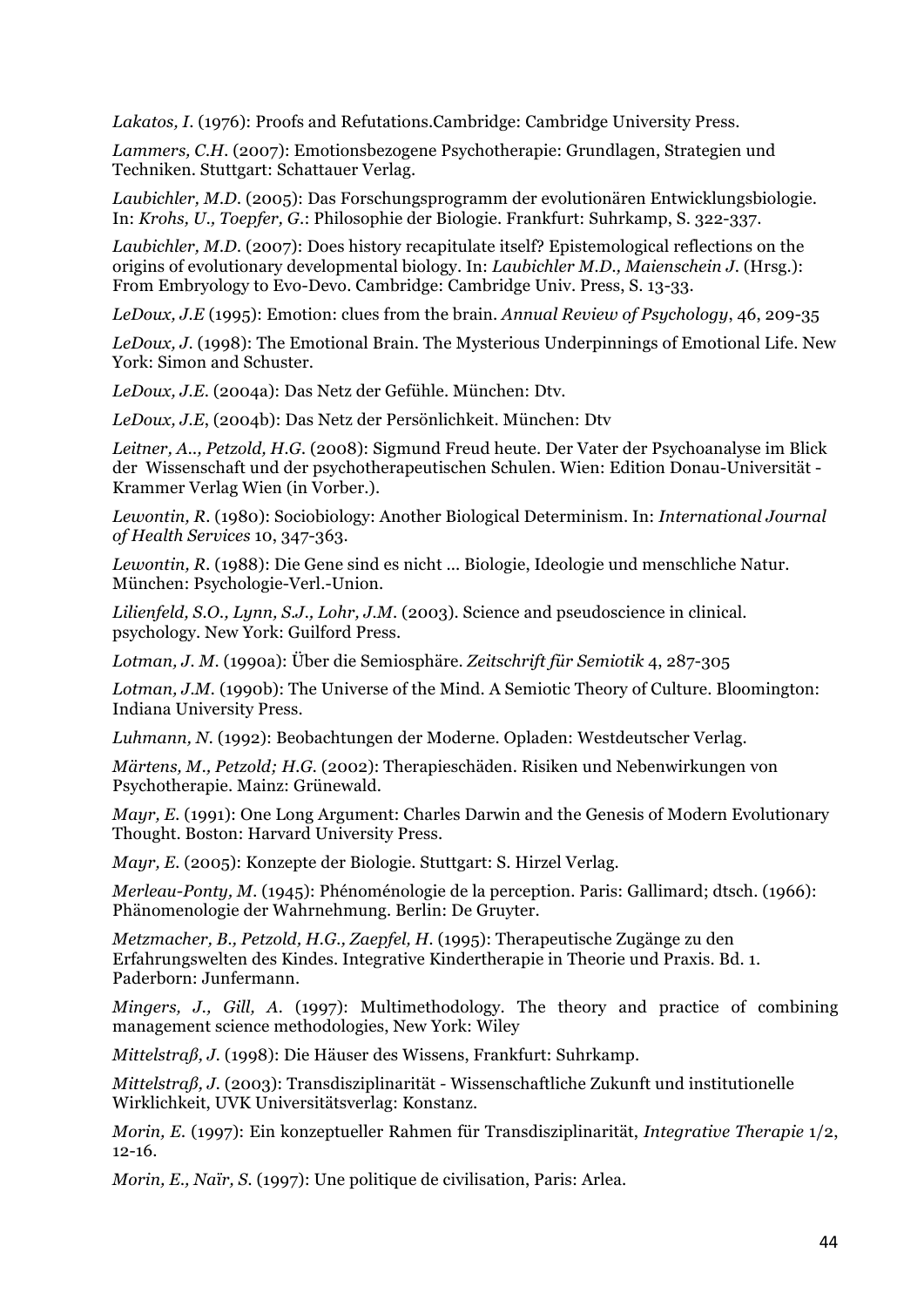*Lakatos, I.* (1976): Proofs and Refutations.Cambridge: Cambridge University Press.

*Lammers, C.H.* (2007): Emotionsbezogene Psychotherapie: Grundlagen, Strategien und Techniken. Stuttgart: Schattauer Verlag.

*Laubichler, M.D.* (2005): Das Forschungsprogramm der evolutionären Entwicklungsbiologie. In: *Krohs, U., Toepfer, G.*: Philosophie der Biologie. Frankfurt: Suhrkamp, S. 322-337.

*Laubichler, M.D.* (2007): Does history recapitulate itself? Epistemological reflections on the origins of evolutionary developmental biology. In: *Laubichler M.D., Maienschein J.* (Hrsg.): From Embryology to Evo-Devo. Cambridge: Cambridge Univ. Press, S. 13-33.

*LeDoux, J.E* (1995): Emotion: clues from the brain. *Annual Review of Psychology*, 46, 209-35

*LeDoux, J.* (1998): The Emotional Brain. The Mysterious Underpinnings of Emotional Life. New York: Simon and Schuster.

*LeDoux, J.E.* (2004a): Das Netz der Gefühle. München: Dtv.

*LeDoux, J.E*, (2004b): Das Netz der Persönlichkeit. München: Dtv

*Leitner, A.., Petzold, H.G.* (2008): Sigmund Freud heute. Der Vater der Psychoanalyse im Blick der Wissenschaft und der psychotherapeutischen Schulen. Wien: Edition Donau-Universität - Krammer Verlag Wien (in Vorber.).

*Lewontin, R.* (1980): Sociobiology: Another Biological Determinism. In: *International Journal of Health Services* 10, 347-363.

*Lewontin, R.* (1988): Die Gene sind es nicht ... Biologie, Ideologie und menschliche Natur. München: Psychologie-Verl.-Union.

*Lilienfeld, S.O., Lynn, S.J., Lohr, J.M.* (2003). Science and pseudoscience in clinical. psychology. New York: Guilford Press.

*Lotman, J. M.* (1990a): Über die Semiosphäre. *Zeitschrift für Semiotik* 4, 287-305

*Lotman, J.M.* (1990b): The Universe of the Mind. A Semiotic Theory of Culture. Bloomington: Indiana University Press.

*Luhmann, N.* (1992): Beobachtungen der Moderne. Opladen: Westdeutscher Verlag.

*Märtens, M., Petzold; H.G.* (2002): Therapieschäden. Risiken und Nebenwirkungen von Psychotherapie. Mainz: Grünewald.

*Mayr, E.* (1991): One Long Argument: Charles Darwin and the Genesis of Modern Evolutionary Thought. Boston: Harvard University Press.

*Mayr, E.* (2005): Konzepte der Biologie. Stuttgart: S. Hirzel Verlag.

*Merleau-Ponty, M.* (1945): Phénoménologie de la perception. Paris: Gallimard; dtsch. (1966): Phänomenologie der Wahrnehmung. Berlin: De Gruyter.

*Metzmacher, B., Petzold, H.G., Zaepfel, H.* (1995): Therapeutische Zugänge zu den Erfahrungswelten des Kindes. Integrative Kindertherapie in Theorie und Praxis. Bd. 1. Paderborn: Junfermann.

*Mingers, J., Gill, A.* (1997): Multimethodology. The theory and practice of combining management science methodologies, New York: Wiley

*Mittelstraß, J.* (1998): Die Häuser des Wissens, Frankfurt: Suhrkamp.

*Mittelstraß, J.* (2003): Transdisziplinarität - Wissenschaftliche Zukunft und institutionelle Wirklichkeit, UVK Universitätsverlag: Konstanz.

*Morin, E.* (1997): Ein konzeptueller Rahmen für Transdisziplinarität, *Integrative Therapie* 1/2, 12-16.

*Morin, E., Naïr, S.* (1997): Une politique de civilisation, Paris: Arlea.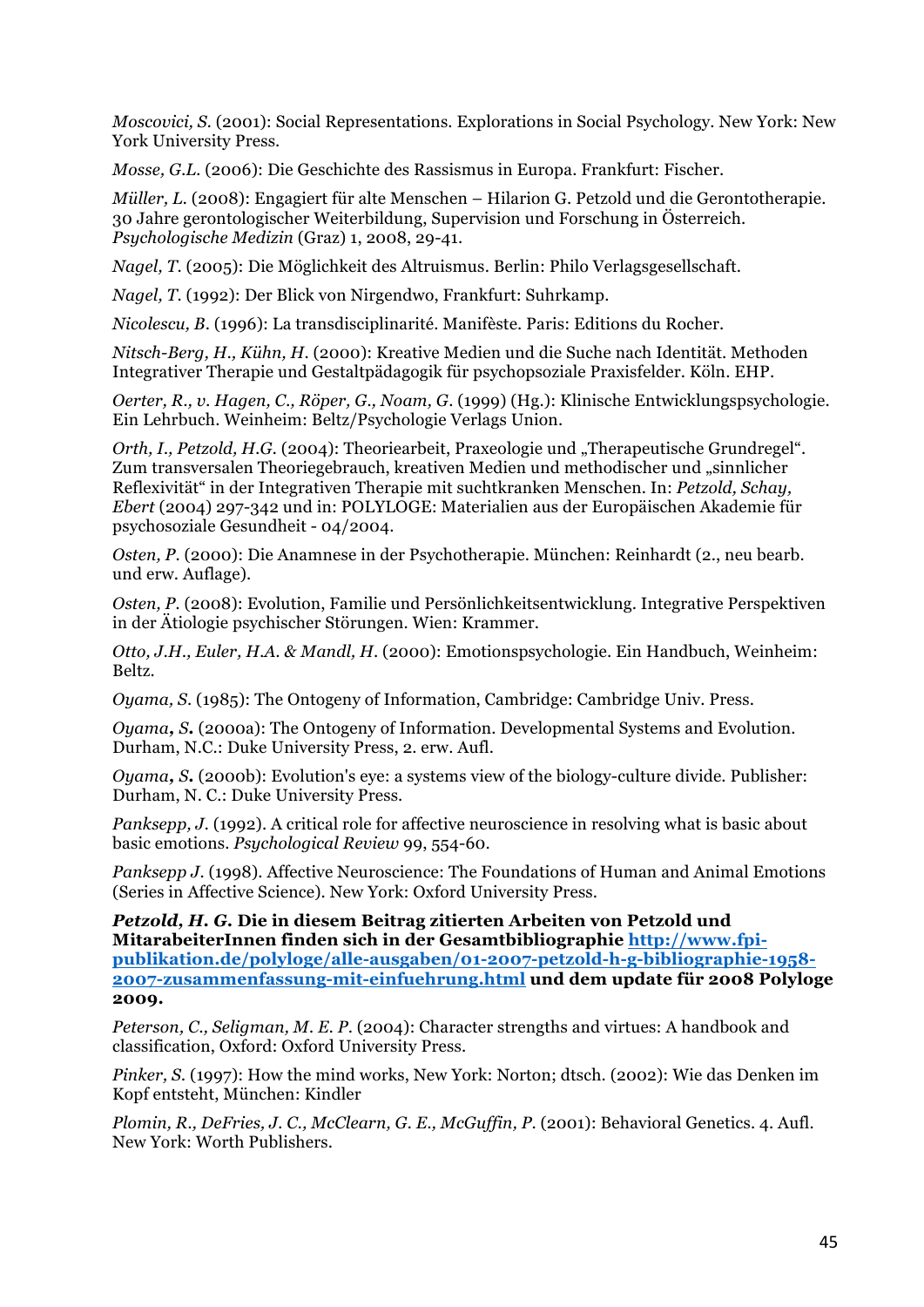*Moscovici, S.* (2001): Social Representations. Explorations in Social Psychology. New York: New York University Press.

*Mosse, G.L.* (2006): Die Geschichte des Rassismus in Europa. Frankfurt: Fischer.

*Müller, L.* (2008): Engagiert für alte Menschen – Hilarion G. Petzold und die Gerontotherapie. 30 Jahre gerontologischer Weiterbildung, Supervision und Forschung in Österreich. *Psychologische Medizin* (Graz) 1, 2008, 29-41.

*Nagel, T.* (2005): Die Möglichkeit des Altruismus. Berlin: Philo Verlagsgesellschaft.

*Nagel, T.* (1992): Der Blick von Nirgendwo, Frankfurt: Suhrkamp.

*Nicolescu, B.* (1996): La transdisciplinarité. Manifèste. Paris: Editions du Rocher.

*Nitsch-Berg, H., Kühn, H.* (2000): Kreative Medien und die Suche nach Identität. Methoden Integrativer Therapie und Gestaltpädagogik für psychopsoziale Praxisfelder. Köln. EHP.

*Oerter, R., v. Hagen, C., Röper, G., Noam, G.* (1999) (Hg.): Klinische Entwicklungspsychologie. Ein Lehrbuch. Weinheim: Beltz/Psychologie Verlags Union.

*Orth, I., Petzold, H.G.* (2004): Theoriearbeit, Praxeologie und „Therapeutische Grundregel". Zum transversalen Theoriegebrauch, kreativen Medien und methodischer und „sinnlicher Reflexivität" in der Integrativen Therapie mit suchtkranken Menschen. In: *Petzold, Schay, Ebert* (2004) 297-342 und in: POLYLOGE: Materialien aus der Europäischen Akademie für psychosoziale Gesundheit - 04/2004.

*Osten, P.* (2000): Die Anamnese in der Psychotherapie. München: Reinhardt (2., neu bearb. und erw. Auflage).

*Osten, P.* (2008): Evolution, Familie und Persönlichkeitsentwicklung. Integrative Perspektiven in der Ätiologie psychischer Störungen. Wien: Krammer.

*Otto, J.H., Euler, H.A. & Mandl, H.* (2000): Emotionspsychologie. Ein Handbuch, Weinheim: Beltz.

*Oyama, S.* (1985): The Ontogeny of Information, Cambridge: Cambridge Univ. Press.

*Oyama*, ***S.*** (2000a): The Ontogeny of Information. Developmental Systems and Evolution. Durham, N.C.: Duke University Press, 2. erw. Aufl.

*Oyama*, ***S.*** (2000b): Evolution's eye: a systems view of the biology-culture divide. Publisher: Durham, N. C.: Duke University Press.

*Panksepp, J.* (1992). A critical role for affective neuroscience in resolving what is basic about basic emotions. *Psychological Review* 99, 554-60.

*Panksepp J.* (1998). Affective Neuroscience: The Foundations of Human and Animal Emotions (Series in Affective Science). New York: Oxford University Press.

***Petzold, H. G.* Die in diesem Beitrag zitierten Arbeiten von Petzold und MitarabeiterInnen finden sich in der Gesamtbibliographie [http://www.fpi-publikation.de/polyloge/alle-ausgaben/01-2007-petzold-h-g-bibliographie-1958-2007-zusammenfassung-mit-einfuehrung.html](http://www.fpi-publikation.de/polyloge/alle-ausgaben/01-2007-petzold-h-g-bibliographie-1958-2007-zusammenfassung-mit-einfuehrung.html) und dem update für 2008 Polyloge 2009.**

*Peterson, C., Seligman, M. E. P.* (2004): Character strengths and virtues: A handbook and classification, Oxford: Oxford University Press.

*Pinker, S.* (1997): How the mind works, New York: Norton; dtsch. (2002): Wie das Denken im Kopf entsteht, München: Kindler

*Plomin, R., DeFries, J. C., McClearn, G. E., McGuffin, P.* (2001): Behavioral Genetics. 4. Aufl. New York: Worth Publishers.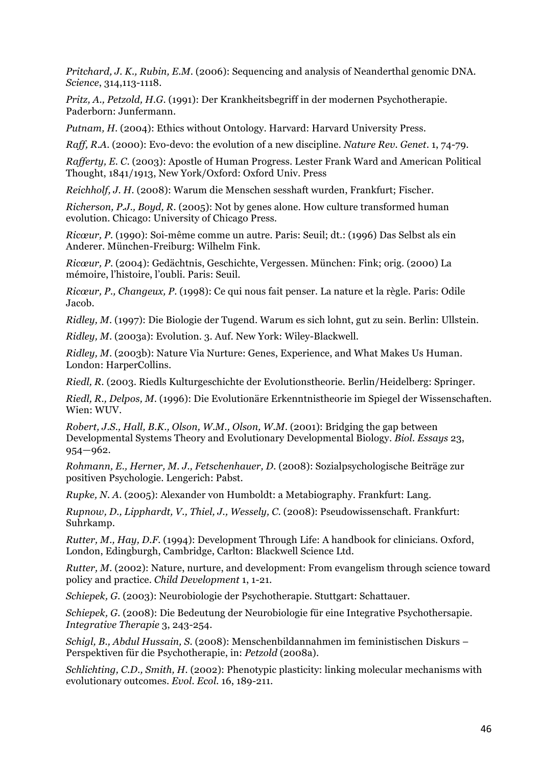*Pritchard, J. K., Rubin, E.M.* (2006): Sequencing and analysis of Neanderthal genomic DNA. *Science*, 314,113-1118.

*Pritz, A., Petzold, H.G.* (1991): Der Krankheitsbegriff in der modernen Psychotherapie. Paderborn: Junfermann.

*Putnam, H.* (2004): Ethics without Ontology. Harvard: Harvard University Press.

*Raff, R.A.* (2000): Evo-devo: the evolution of a new discipline. *Nature Rev. Genet*. 1, 74-79.

*Rafferty, E. C.* (2003): Apostle of Human Progress. Lester Frank Ward and American Political Thought, 1841/1913, New York/Oxford: Oxford Univ. Press

*Reichholf, J. H.* (2008): Warum die Menschen sesshaft wurden, Frankfurt; Fischer.

*Richerson, P.J., Boyd, R.* (2005): Not by genes alone. How culture transformed human evolution. Chicago: University of Chicago Press.

*Ricœur, P.* (1990): Soi-même comme un autre. Paris: Seuil; dt.: (1996) Das Selbst als ein Anderer. München-Freiburg: Wilhelm Fink.

*Ricœur, P.* (2004): Gedächtnis, Geschichte, Vergessen. München: Fink; orig. (2000) La mémoire, l'histoire, l'oubli. Paris: Seuil.

*Ricœur, P., Changeux, P.* (1998): Ce qui nous fait penser. La nature et la règle. Paris: Odile Jacob.

*Ridley, M.* (1997): Die Biologie der Tugend. Warum es sich lohnt, gut zu sein. Berlin: Ullstein.

*Ridley, M.* (2003a): Evolution. 3. Auf. New York: Wiley-Blackwell.

*Ridley, M.* (2003b): Nature Via Nurture: Genes, Experience, and What Makes Us Human. London: HarperCollins.

*Riedl, R.* (2003. Riedls Kulturgeschichte der Evolutionstheorie. Berlin/Heidelberg: Springer.

*Riedl, R., Delpos, M.* (1996): Die Evolutionäre Erkenntnistheorie im Spiegel der Wissenschaften. Wien: WUV.

*Robert, J.S., Hall, B.K., Olson, W.M., Olson, W.M.* (2001): Bridging the gap between Developmental Systems Theory and Evolutionary Developmental Biology. *Biol. Essays* 23, 954—962.

*Rohmann, E., Herner, M. J., Fetschenhauer, D.* (2008): Sozialpsychologische Beiträge zur positiven Psychologie. Lengerich: Pabst.

*Rupke, N. A.* (2005): Alexander von Humboldt: a Metabiography. Frankfurt: Lang.

*Rupnow, D., Lipphardt, V., Thiel, J., Wessely, C.* (2008): Pseudowissenschaft. Frankfurt: Suhrkamp.

*Rutter, M., Hay, D.F.* (1994): Development Through Life: A handbook for clinicians. Oxford, London, Edingburgh, Cambridge, Carlton: Blackwell Science Ltd.

*Rutter, M.* (2002): Nature, nurture, and development: From evangelism through science toward policy and practice. *Child Development* 1, 1-21.

*Schiepek, G.* (2003): Neurobiologie der Psychotherapie. Stuttgart: Schattauer.

*Schiepek, G.* (2008): Die Bedeutung der Neurobiologie für eine Integrative Psychothersapie. *Integrative Therapie* 3, 243-254.

*Schigl, B., Abdul Hussain, S.* (2008): Menschenbildannahmen im feministischen Diskurs – Perspektiven für die Psychotherapie, in: *Petzold* (2008a).

*Schlichting, C.D., Smith, H.* (2002): Phenotypic plasticity: linking molecular mechanisms with evolutionary outcomes. *Evol. Ecol.* 16, 189-211.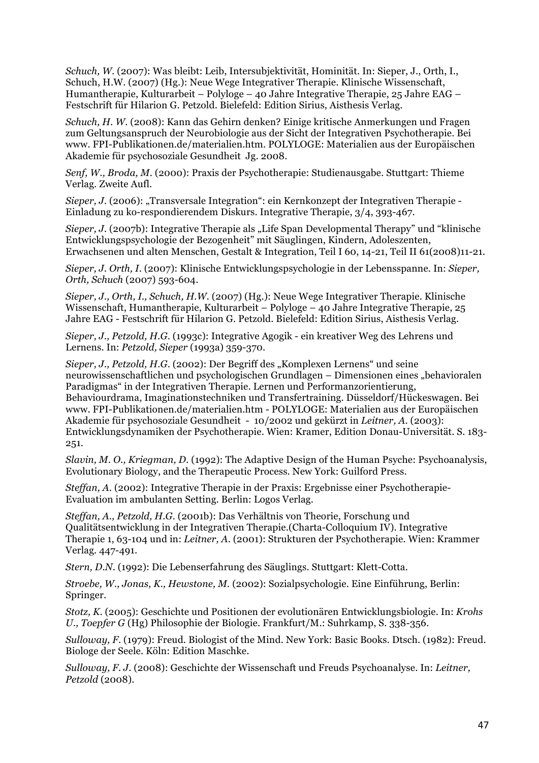*Schuch, W.* (2007): Was bleibt: Leib, Intersubjektivität, Hominität. In: Sieper, J., Orth, I., Schuch, H.W. (2007) (Hg.): Neue Wege Integrativer Therapie. Klinische Wissenschaft, Humantherapie, Kulturarbeit – Polyloge – 40 Jahre Integrative Therapie, 25 Jahre EAG – Festschrift für Hilarion G. Petzold. Bielefeld: Edition Sirius, Aisthesis Verlag.

*Schuch, H. W.* (2008): Kann das Gehirn denken? Einige kritische Anmerkungen und Fragen zum Geltungsanspruch der Neurobiologie aus der Sicht der Integrativen Psychotherapie. Bei www. FPI-Publikationen.de/materialien.htm. POLYLOGE: Materialien aus der Europäischen Akademie für psychosoziale Gesundheit Jg. 2008.

*Senf, W., Broda, M.* (2000): Praxis der Psychotherapie: Studienausgabe. Stuttgart: Thieme Verlag. Zweite Aufl.

*Sieper, J.* (2006): „Transversale Integration": ein Kernkonzept der Integrativen Therapie - Einladung zu ko-respondierendem Diskurs. Integrative Therapie, 3/4, 393-467.

*Sieper, J.* (2007b): Integrative Therapie als „Life Span Developmental Therapy" und "klinische Entwicklungspsychologie der Bezogenheit" mit Säuglingen, Kindern, Adoleszenten, Erwachsenen und alten Menschen, Gestalt & Integration, Teil I 60, 14-21, Teil II 61(2008)11-21.

*Sieper, J. Orth, I.* (2007): Klinische Entwicklungspsychologie in der Lebensspanne. In: *Sieper, Orth, Schuch* (2007) 593-604.

*Sieper, J., Orth, I., Schuch, H.W.* (2007) (Hg.): Neue Wege Integrativer Therapie. Klinische Wissenschaft, Humantherapie, Kulturarbeit – Polyloge – 40 Jahre Integrative Therapie, 25 Jahre EAG - Festschrift für Hilarion G. Petzold. Bielefeld: Edition Sirius, Aisthesis Verlag.

*Sieper, J., Petzold, H.G.* (1993c): Integrative Agogik - ein kreativer Weg des Lehrens und Lernens. In: *Petzold, Sieper* (1993a) 359-370.

*Sieper, J., Petzold, H.G.* (2002): Der Begriff des „Komplexen Lernens" und seine neurowissenschaftlichen und psychologischen Grundlagen – Dimensionen eines „behavioralen Paradigmas" in der Integrativen Therapie. Lernen und Performanzorientierung, Behaviourdrama, Imaginationstechniken und Transfertraining. Düsseldorf/Hückeswagen. Bei www. FPI-Publikationen.de/materialien.htm - POLYLOGE: Materialien aus der Europäischen Akademie für psychosoziale Gesundheit - 10/2002 und gekürzt in *Leitner, A.* (2003): Entwicklungsdynamiken der Psychotherapie. Wien: Kramer, Edition Donau-Universität. S. 183-251.

*Slavin, M. O., Kriegman, D.* (1992): The Adaptive Design of the Human Psyche: Psychoanalysis, Evolutionary Biology, and the Therapeutic Process. New York: Guilford Press.

*Steffan, A.* (2002): Integrative Therapie in der Praxis: Ergebnisse einer Psychotherapie-Evaluation im ambulanten Setting. Berlin: Logos Verlag.

*Steffan, A., Petzold, H.G.* (2001b): Das Verhältnis von Theorie, Forschung und Qualitätsentwicklung in der Integrativen Therapie.(Charta-Colloquium IV). Integrative Therapie 1, 63-104 und in: *Leitner, A.* (2001): Strukturen der Psychotherapie. Wien: Krammer Verlag. 447-491.

*Stern, D.N.* (1992): Die Lebenserfahrung des Säuglings. Stuttgart: Klett-Cotta.

*Stroebe, W., Jonas, K., Hewstone, M.* (2002): Sozialpsychologie. Eine Einführung, Berlin: Springer.

*Stotz, K.* (2005): Geschichte und Positionen der evolutionären Entwicklungsbiologie. In: *Krohs U., Toepfer G* (Hg) Philosophie der Biologie. Frankfurt/M.: Suhrkamp, S. 338-356.

*Sulloway, F.* (1979): Freud. Biologist of the Mind. New York: Basic Books. Dtsch. (1982): Freud. Biologe der Seele. Köln: Edition Maschke.

*Sulloway, F. J.* (2008): Geschichte der Wissenschaft und Freuds Psychoanalyse. In: *Leitner, Petzold* (2008).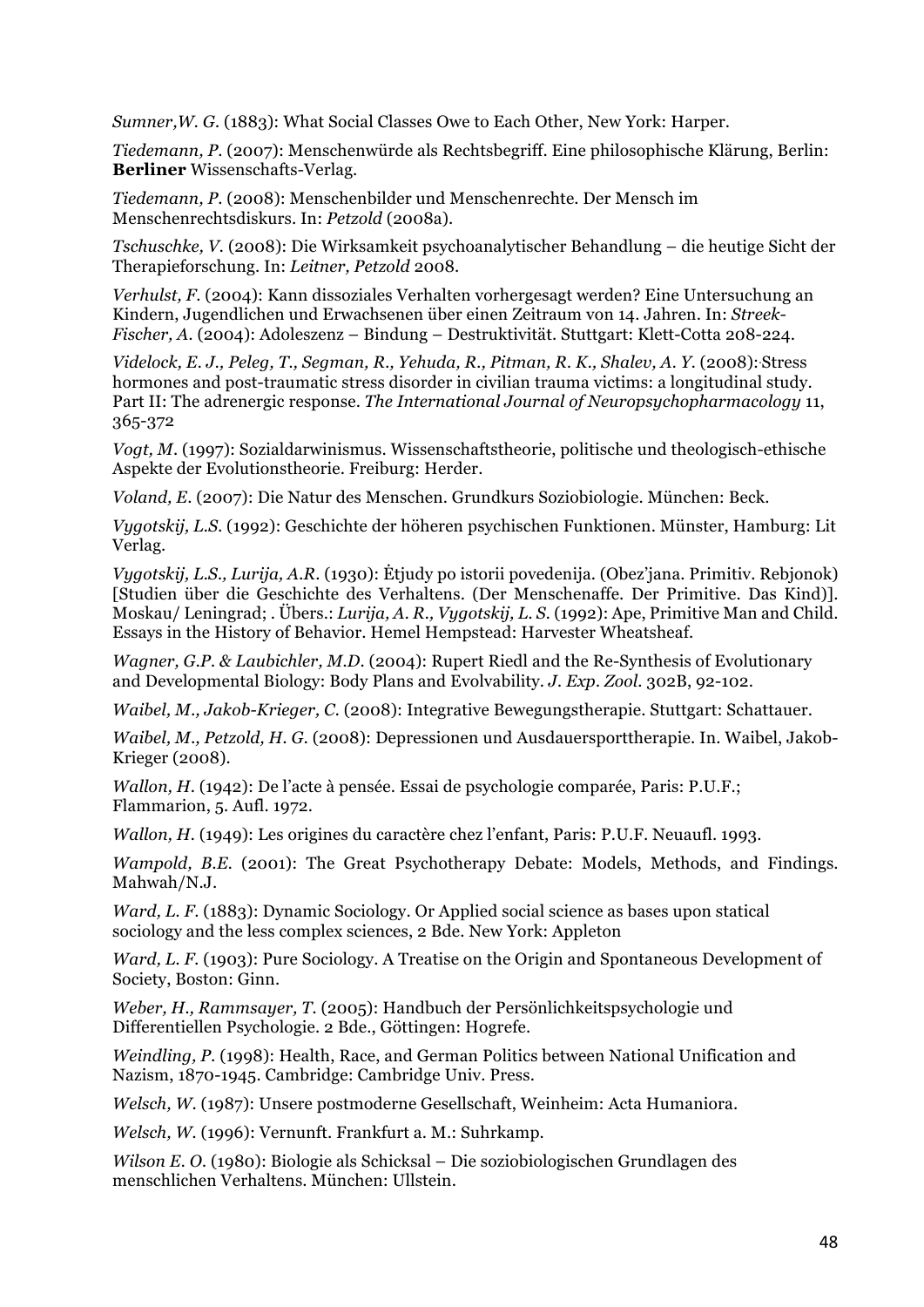*Sumner,W. G.* (1883): What Social Classes Owe to Each Other, New York: Harper.

*Tiedemann, P.* (2007): Menschenwürde als Rechtsbegriff. Eine philosophische Klärung, Berlin: **Berliner** Wissenschafts-Verlag.

*Tiedemann, P.* (2008): Menschenbilder und Menschenrechte. Der Mensch im Menschenrechtsdiskurs. In: *Petzold* (2008a).

*Tschuschke, V.* (2008): Die Wirksamkeit psychoanalytischer Behandlung – die heutige Sicht der Therapieforschung. In: *Leitner, Petzold* 2008.

*Verhulst, F.* (2004): Kann dissoziales Verhalten vorhergesagt werden? Eine Untersuchung an Kindern, Jugendlichen und Erwachsenen über einen Zeitraum von 14. Jahren. In: *Streek-Fischer, A.* (2004): Adoleszenz – Bindung – Destruktivität. Stuttgart: Klett-Cotta 208-224.

*Videlock, E. J., Peleg, T., Segman, R., Yehuda, R., Pitman, R. K., Shalev, A. Y.* (2008): Stress hormones and post-traumatic stress disorder in civilian trauma victims: a longitudinal study. Part II: The adrenergic response. *The International Journal of Neuropsychopharmacology* 11, 365-372

*Vogt, M.* (1997): Sozialdarwinismus. Wissenschaftstheorie, politische und theologisch-ethische Aspekte der Evolutionstheorie. Freiburg: Herder.

*Voland, E.* (2007): Die Natur des Menschen. Grundkurs Soziobiologie. München: Beck.

*Vygotskij, L.S.* (1992): Geschichte der höheren psychischen Funktionen. Münster, Hamburg: Lit Verlag.

*Vygotskij, L.S., Lurija, A.R.* (1930): Ėtjudy po istorii povedenija. (Obez'jana. Primitiv. Rebjonok) [Studien über die Geschichte des Verhaltens. (Der Menschenaffe. Der Primitive. Das Kind)]. Moskau/ Leningrad; . Übers.: *Lurija, A. R., Vygotskij, L. S.* (1992): Ape, Primitive Man and Child. Essays in the History of Behavior. Hemel Hempstead: Harvester Wheatsheaf.

*Wagner, G.P. & Laubichler, M.D.* (2004): Rupert Riedl and the Re-Synthesis of Evolutionary and Developmental Biology: Body Plans and Evolvability. *J. Exp. Zool.* 302B, 92-102.

*Waibel, M., Jakob-Krieger, C.* (2008): Integrative Bewegungstherapie. Stuttgart: Schattauer.

*Waibel, M., Petzold, H. G.* (2008): Depressionen und Ausdauersporttherapie. In. Waibel, Jakob-Krieger (2008).

*Wallon, H.* (1942): De l'acte à pensée. Essai de psychologie comparée, Paris: P.U.F.; Flammarion, 5. Aufl. 1972.

*Wallon, H.* (1949): Les origines du caractère chez l'enfant, Paris: P.U.F. Neuaufl. 1993.

*Wampold, B.E.* (2001): The Great Psychotherapy Debate: Models, Methods, and Findings. Mahwah/N.J.

*Ward, L. F.* (1883): Dynamic Sociology. Or Applied social science as bases upon statical sociology and the less complex sciences, 2 Bde. New York: Appleton

*Ward, L. F.* (1903): Pure Sociology. A Treatise on the Origin and Spontaneous Development of Society, Boston: Ginn.

*Weber, H., Rammsayer, T.* (2005): Handbuch der Persönlichkeitspsychologie und Differentiellen Psychologie. 2 Bde., Göttingen: Hogrefe.

*Weindling, P.* (1998): Health, Race, and German Politics between National Unification and Nazism, 1870-1945. Cambridge: Cambridge Univ. Press.

*Welsch, W.* (1987): Unsere postmoderne Gesellschaft, Weinheim: Acta Humaniora.

*Welsch, W.* (1996): Vernunft. Frankfurt a. M.: Suhrkamp.

*Wilson E. O.* (1980): Biologie als Schicksal – Die soziobiologischen Grundlagen des menschlichen Verhaltens. München: Ullstein.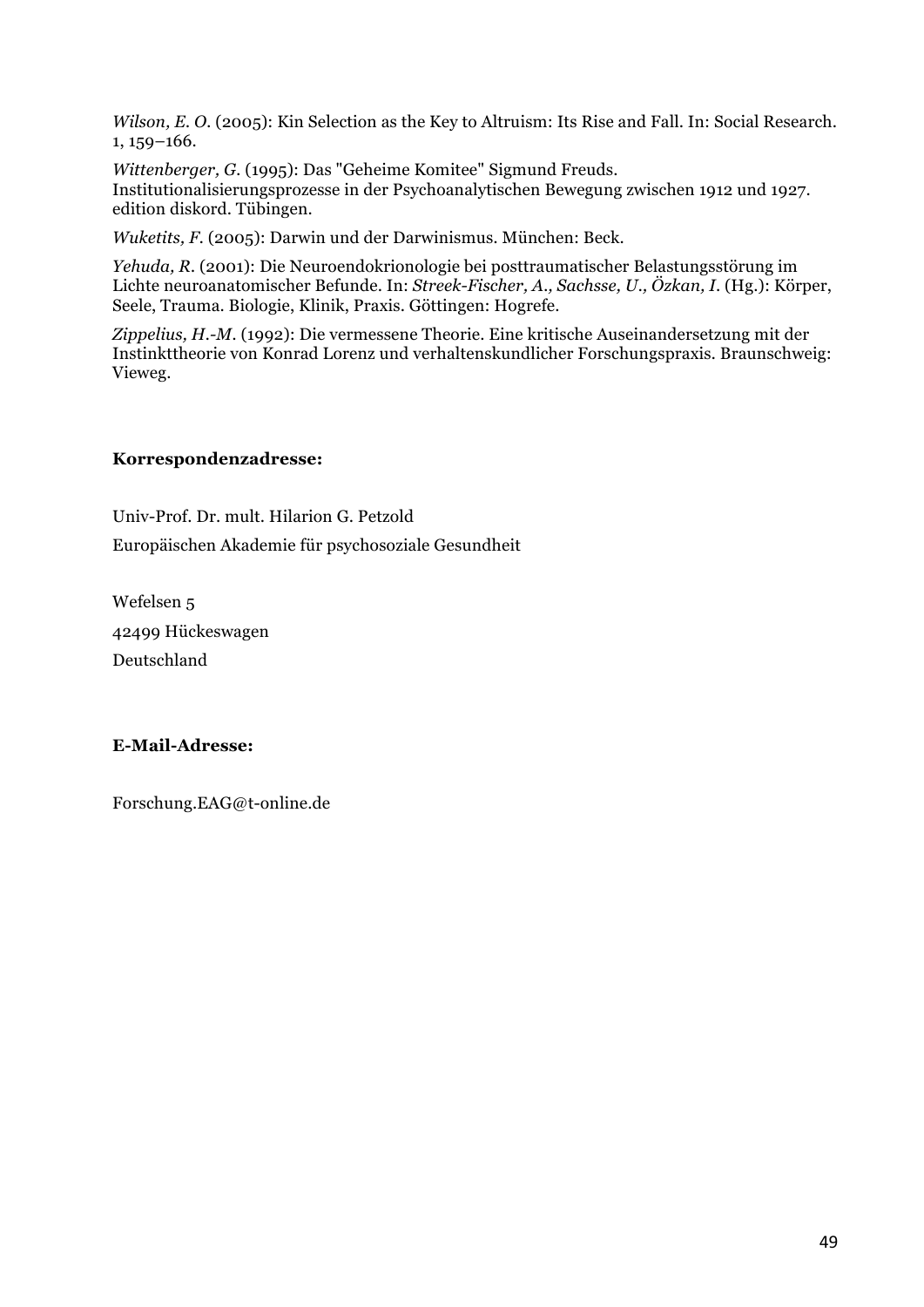*Wilson, E. O.* (2005): Kin Selection as the Key to Altruism: Its Rise and Fall. In: Social Research. 1, 159–166.

*Wittenberger, G.* (1995): Das "Geheime Komitee" Sigmund Freuds. Institutionalisierungsprozesse in der Psychoanalytischen Bewegung zwischen 1912 und 1927. edition diskord. Tübingen.

*Wuketits, F.* (2005): Darwin und der Darwinismus. München: Beck.

*Yehuda, R.* (2001): Die Neuroendokrionologie bei posttraumatischer Belastungsstörung im Lichte neuroanatomischer Befunde. In: *Streek-Fischer, A., Sachsse, U., Özkan, I.* (Hg.): Körper, Seele, Trauma. Biologie, Klinik, Praxis. Göttingen: Hogrefe.

*Zippelius, H.-M.* (1992): Die vermessene Theorie. Eine kritische Auseinandersetzung mit der Instinkttheorie von Konrad Lorenz und verhaltenskundlicher Forschungspraxis. Braunschweig: Vieweg.

**Korrespondenzadresse:**

Univ-Prof. Dr. mult. Hilarion G. Petzold

Europäischen Akademie für psychosoziale Gesundheit

Wefelsen 5

42499 Hückeswagen

Deutschland

**E-Mail-Adresse:**

Forschung.EAG@t-online.de